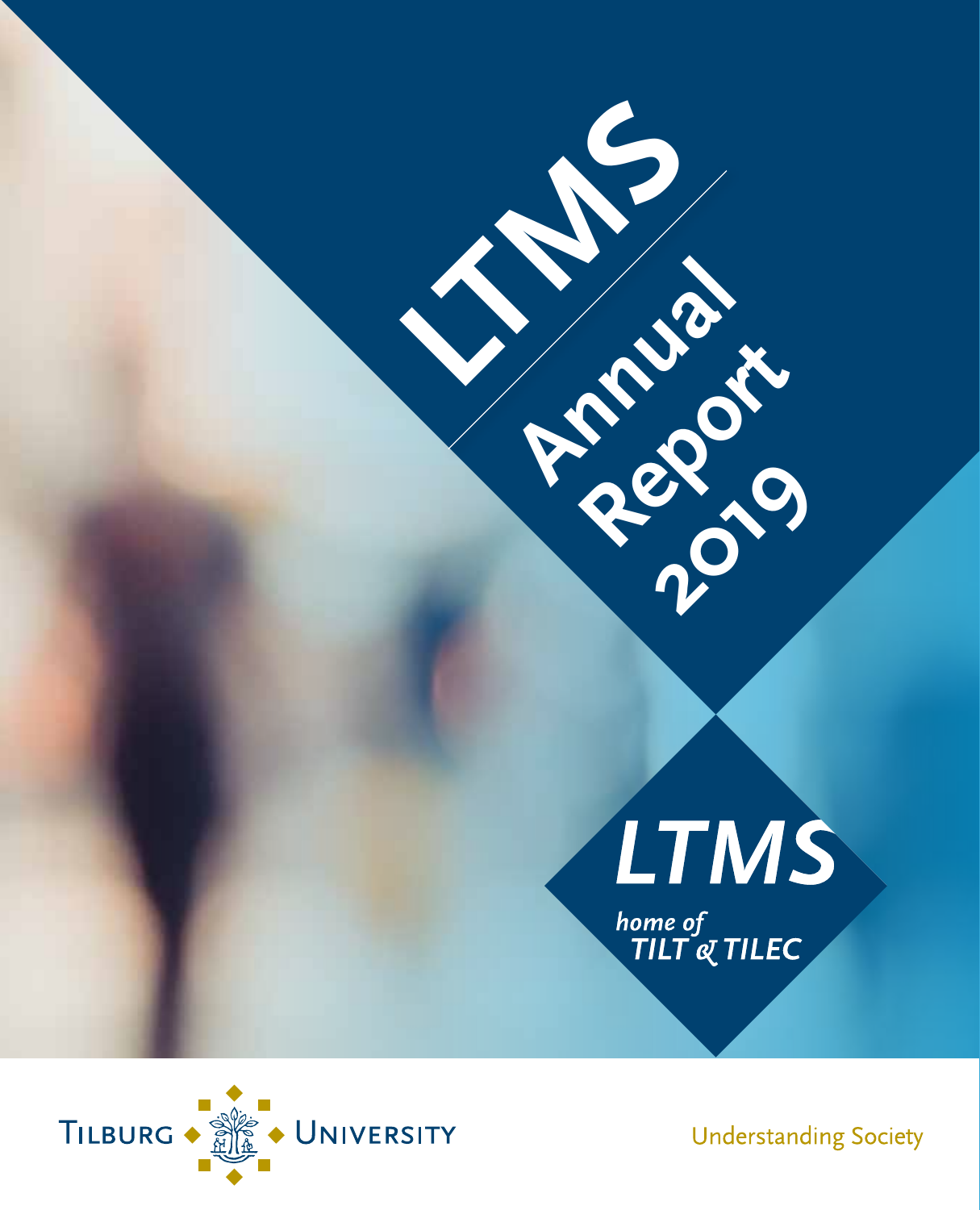# LTMS Annual Report 2019

**LTMS**

*home of TILT & TILEC*

Tilburg University

Understanding Society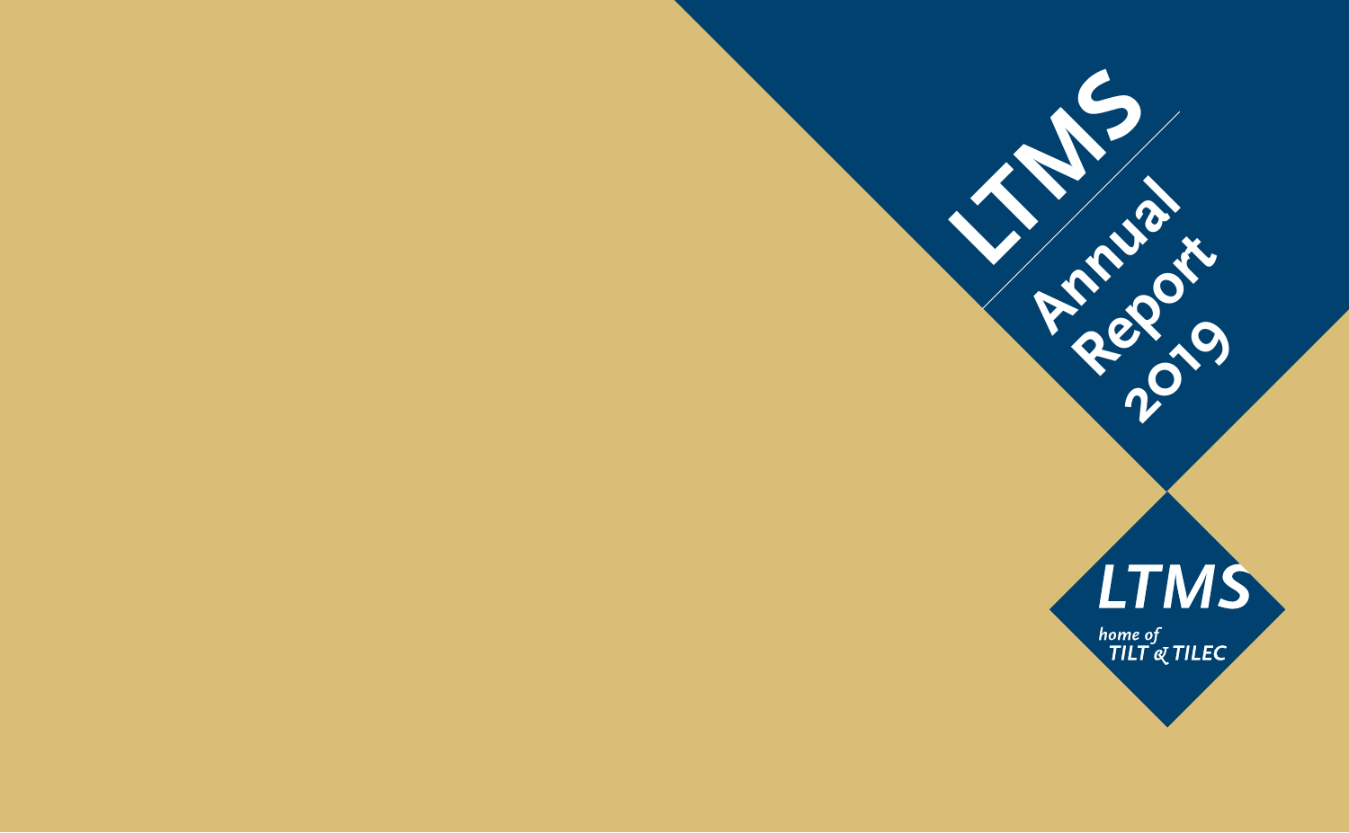# LTMS Annual Report 2019

LTMS

home of TILT & TILEC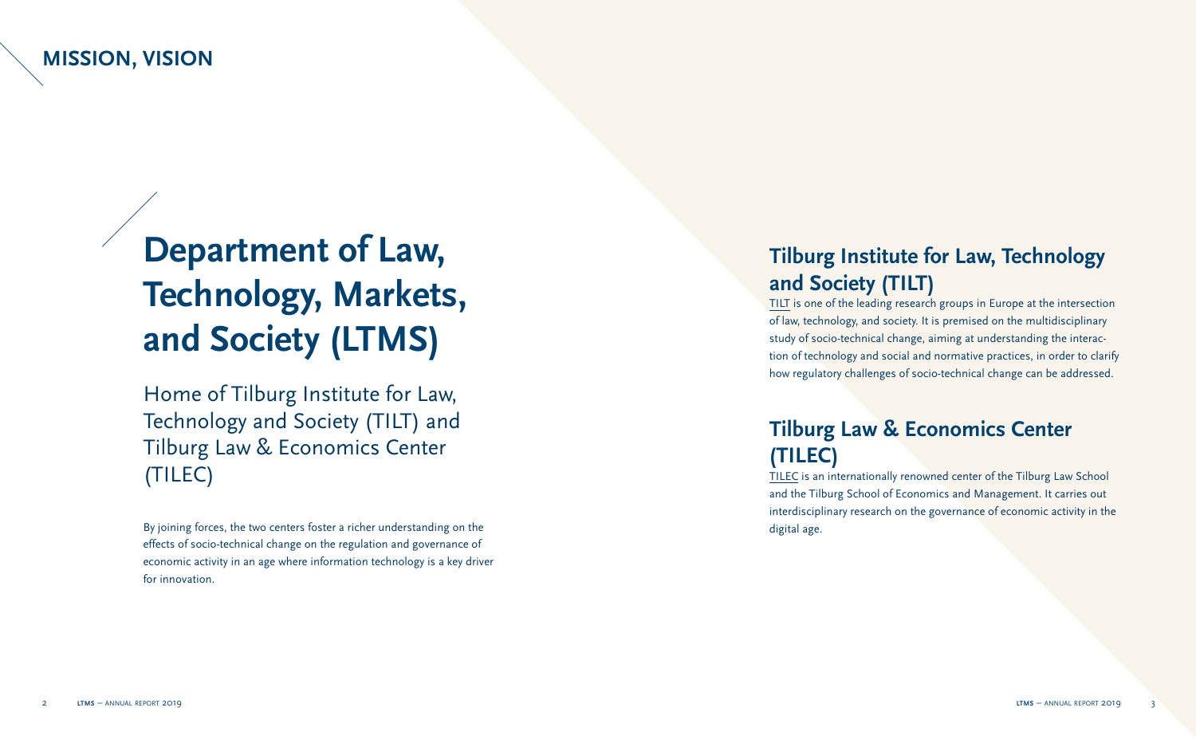## MISSION, VISION

# Department of Law, Technology, Markets, and Society (LTMS)

Home of Tilburg Institute for Law, Technology and Society (TILT) and Tilburg Law & Economics Center (TILEC)

By joining forces, the two centers foster a richer understanding on the effects of socio-technical change on the regulation and governance of economic activity in an age where information technology is a key driver for innovation.

## Tilburg Institute for Law, Technology and Society (TILT)

TILT is one of the leading research groups in Europe at the intersection of law, technology, and society. It is premised on the multidisciplinary study of socio-technical change, aiming at understanding the interaction of technology and social and normative practices, in order to clarify how regulatory challenges of socio-technical change can be addressed.

## Tilburg Law & Economics Center (TILEC)

TILEC is an internationally renowned center of the Tilburg Law School and the Tilburg School of Economics and Management. It carries out interdisciplinary research on the governance of economic activity in the digital age.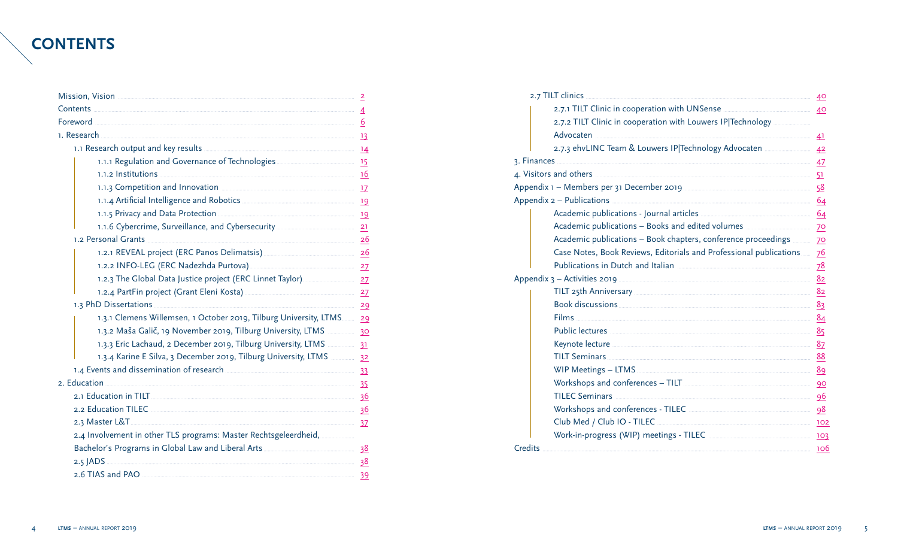# CONTENTS

- Mission, Vision ... 2
- Contents ... 4
- Foreword ... 6
- 1. Research ... 13
  - 1.1 Research output and key results ... 14
    - 1.1.1 Regulation and Governance of Technologies ... 15
    - 1.1.2 Institutions ... 16
    - 1.1.3 Competition and Innovation ... 17
    - 1.1.4 Artificial Intelligence and Robotics ... 19
    - 1.1.5 Privacy and Data Protection ... 19
    - 1.1.6 Cybercrime, Surveillance, and Cybersecurity ... 21
  - 1.2 Personal Grants ... 26
    - 1.2.1 REVEAL project (ERC Panos Delimatsis) ... 26
    - 1.2.2 INFO-LEG (ERC Nadezhda Purtova) ... 27
    - 1.2.3 The Global Data Justice project (ERC Linnet Taylor) ... 27
    - 1.2.4 PartFin project (Grant Eleni Kosta) ... 27
  - 1.3 PhD Dissertations ... 29
    - 1.3.1 Clemens Willemsen, 1 October 2019, Tilburg University, LTMS ... 29
    - 1.3.2 Maša Galič, 19 November 2019, Tilburg University, LTMS ... 30
    - 1.3.3 Eric Lachaud, 2 December 2019, Tilburg University, LTMS ... 31
    - 1.3.4 Karine E Silva, 3 December 2019, Tilburg University, LTMS ... 32
  - 1.4 Events and dissemination of research ... 33
- 2. Education ... 35
  - 2.1 Education in TILT ... 36
  - 2.2 Education TILEC ... 36
  - 2.3 Master L&T ... 37
  - 2.4 Involvement in other TLS programs: Master Rechtsgeleerdheid, Bachelor's Programs in Global Law and Liberal Arts ... 38
  - 2.5 JADS ... 38
  - 2.6 TIAS and PAO ... 39
  - 2.7 TILT clinics ... 40
    - 2.7.1 TILT Clinic in cooperation with UNSense ... 40
    - 2.7.2 TILT Clinic in cooperation with Louwers IP|Technology Advocaten ... 41
    - 2.7.3 ehvLINC Team & Louwers IP|Technology Advocaten ... 42
- 3. Finances ... 47
- 4. Visitors and others ... 51
- Appendix 1 – Members per 31 December 2019 ... 58
- Appendix 2 – Publications ... 64
  - Academic publications - Journal articles ... 64
  - Academic publications – Books and edited volumes ... 70
  - Academic publications – Book chapters, conference proceedings ... 70
  - Case Notes, Book Reviews, Editorials and Professional publications ... 76
  - Publications in Dutch and Italian ... 78
- Appendix 3 – Activities 2019 ... 82
  - TILT 25th Anniversary ... 82
  - Book discussions ... 83
  - Films ... 84
  - Public lectures ... 85
  - Keynote lecture ... 87
  - TILT Seminars ... 88
  - WIP Meetings – LTMS ... 89
  - Workshops and conferences – TILT ... 90
  - TILEC Seminars ... 96
  - Workshops and conferences - TILEC ... 98
  - Club Med / Club IO - TILEC ... 102
  - Work-in-progress (WIP) meetings - TILEC ... 103
- Credits ... 106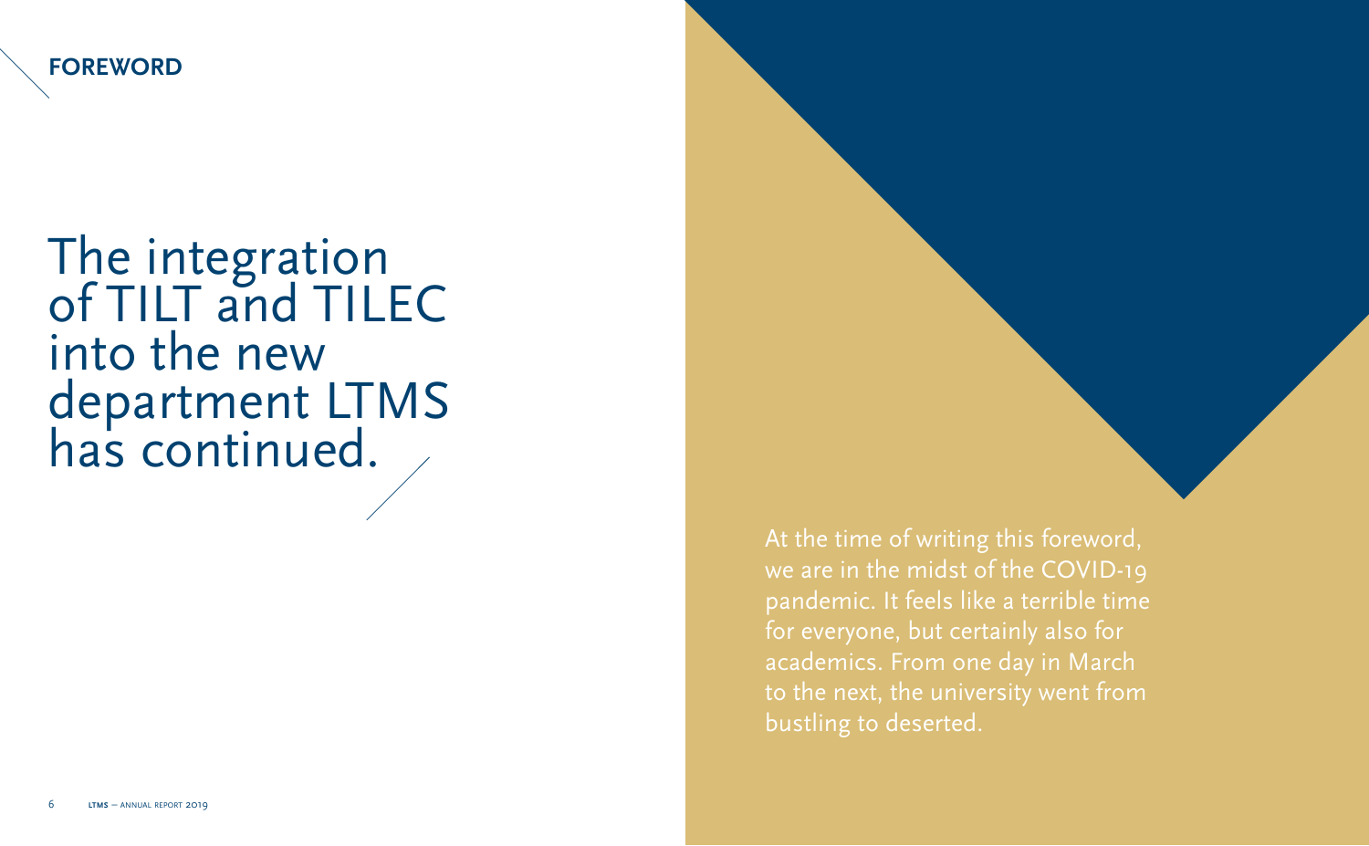## FOREWORD

# The integration of TILT and TILEC into the new department LTMS has continued.

At the time of writing this foreword, we are in the midst of the COVID-19 pandemic. It feels like a terrible time for everyone, but certainly also for academics. From one day in March to the next, the university went from bustling to deserted.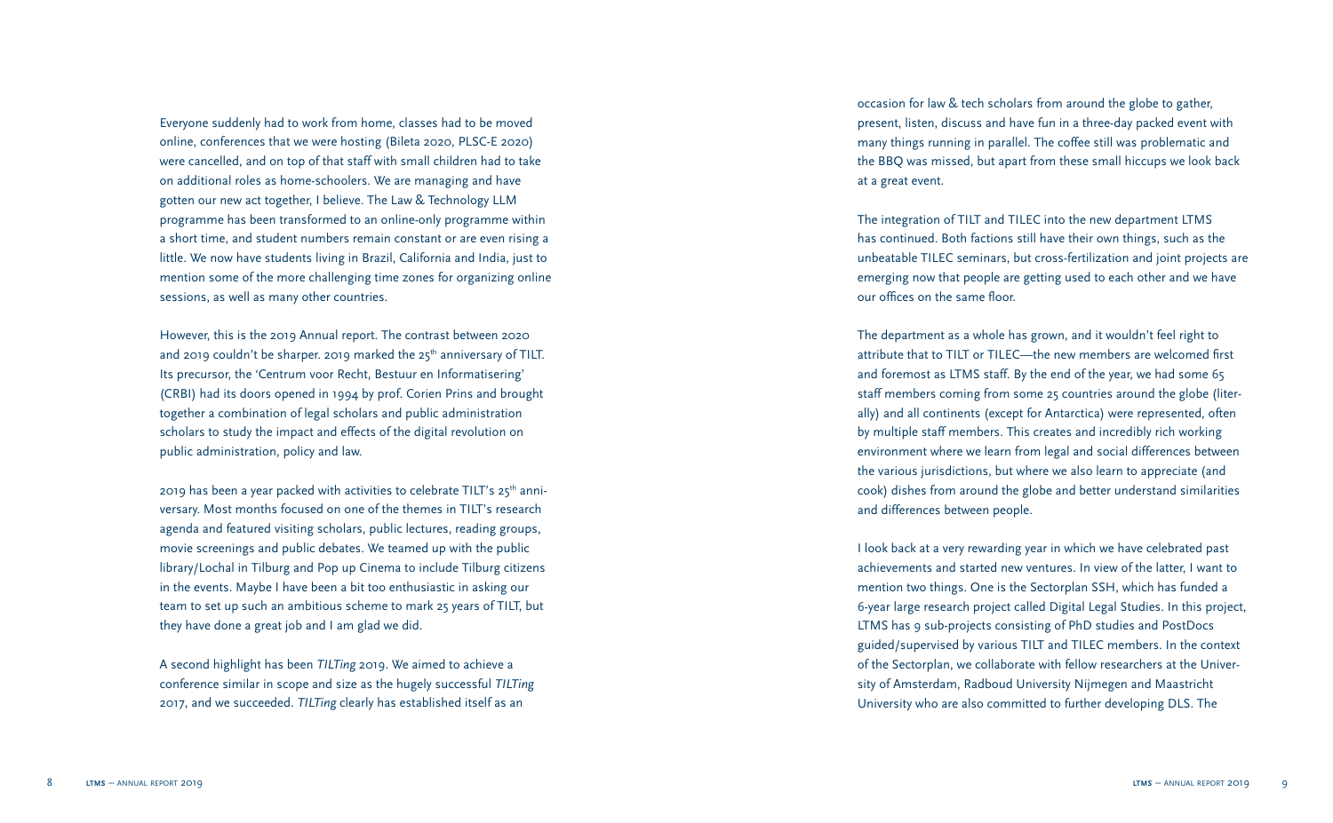Everyone suddenly had to work from home, classes had to be moved online, conferences that we were hosting (Bileta 2020, PLSC-E 2020) were cancelled, and on top of that staff with small children had to take on additional roles as home-schoolers. We are managing and have gotten our new act together, I believe. The Law & Technology LLM programme has been transformed to an online-only programme within a short time, and student numbers remain constant or are even rising a little. We now have students living in Brazil, California and India, just to mention some of the more challenging time zones for organizing online sessions, as well as many other countries.

However, this is the 2019 Annual report. The contrast between 2020 and 2019 couldn't be sharper. 2019 marked the 25th anniversary of TILT. Its precursor, the 'Centrum voor Recht, Bestuur en Informatisering' (CRBI) had its doors opened in 1994 by prof. Corien Prins and brought together a combination of legal scholars and public administration scholars to study the impact and effects of the digital revolution on public administration, policy and law.

2019 has been a year packed with activities to celebrate TILT's 25th anniversary. Most months focused on one of the themes in TILT's research agenda and featured visiting scholars, public lectures, reading groups, movie screenings and public debates. We teamed up with the public library/Lochal in Tilburg and Pop up Cinema to include Tilburg citizens in the events. Maybe I have been a bit too enthusiastic in asking our team to set up such an ambitious scheme to mark 25 years of TILT, but they have done a great job and I am glad we did.

A second highlight has been *TILTing* 2019. We aimed to achieve a conference similar in scope and size as the hugely successful *TILTing* 2017, and we succeeded. *TILTing* clearly has established itself as an occasion for law & tech scholars from around the globe to gather, present, listen, discuss and have fun in a three-day packed event with many things running in parallel. The coffee still was problematic and the BBQ was missed, but apart from these small hiccups we look back at a great event.

The integration of TILT and TILEC into the new department LTMS has continued. Both factions still have their own things, such as the unbeatable TILEC seminars, but cross-fertilization and joint projects are emerging now that people are getting used to each other and we have our offices on the same floor.

The department as a whole has grown, and it wouldn't feel right to attribute that to TILT or TILEC—the new members are welcomed first and foremost as LTMS staff. By the end of the year, we had some 65 staff members coming from some 25 countries around the globe (literally) and all continents (except for Antarctica) were represented, often by multiple staff members. This creates and incredibly rich working environment where we learn from legal and social differences between the various jurisdictions, but where we also learn to appreciate (and cook) dishes from around the globe and better understand similarities and differences between people.

I look back at a very rewarding year in which we have celebrated past achievements and started new ventures. In view of the latter, I want to mention two things. One is the Sectorplan SSH, which has funded a 6-year large research project called Digital Legal Studies. In this project, LTMS has 9 sub-projects consisting of PhD studies and PostDocs guided/supervised by various TILT and TILEC members. In the context of the Sectorplan, we collaborate with fellow researchers at the University of Amsterdam, Radboud University Nijmegen and Maastricht University who are also committed to further developing DLS. The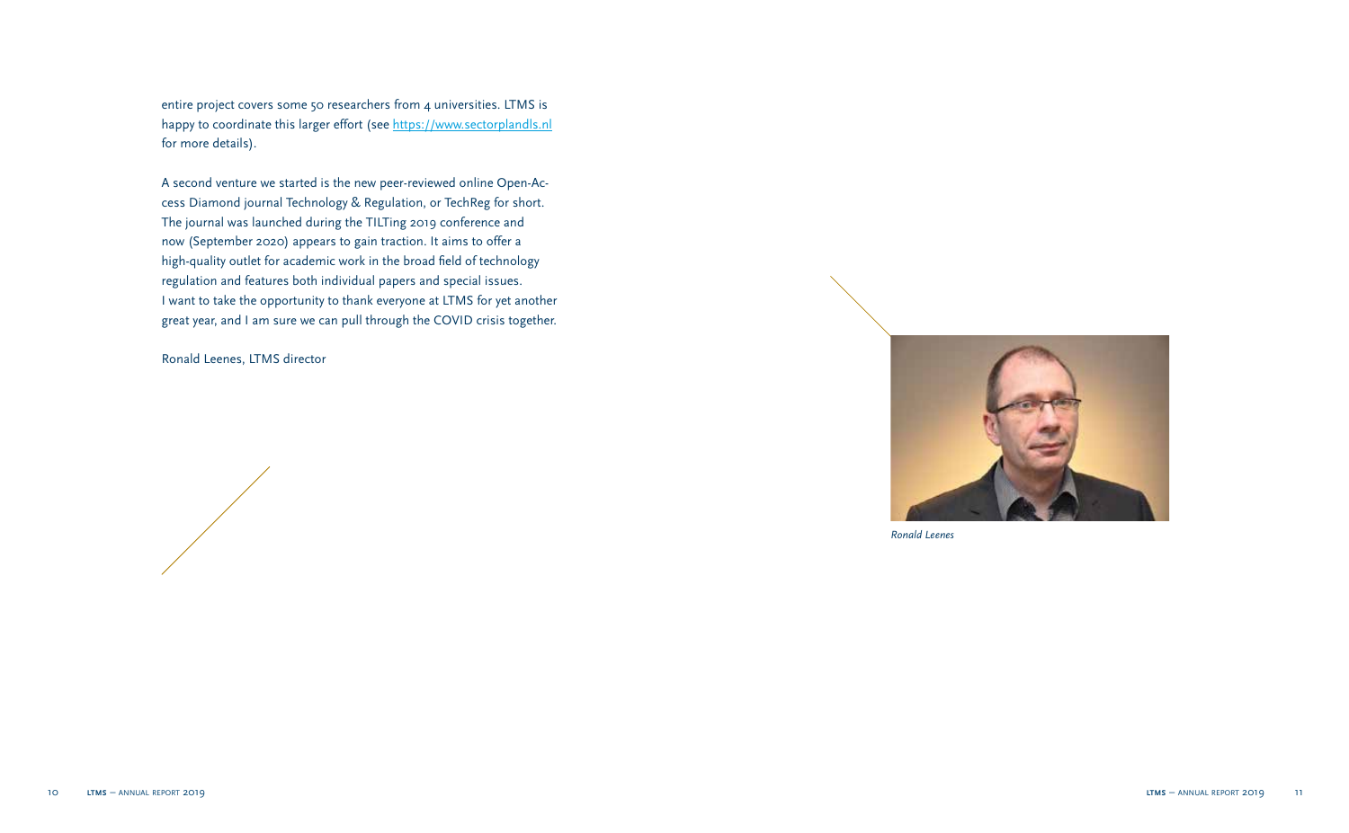entire project covers some 50 researchers from 4 universities. LTMS is happy to coordinate this larger effort (see [https://www.sectorplandls.nl](https://www.sectorplandls.nl) for more details).

A second venture we started is the new peer-reviewed online Open-Access Diamond journal Technology & Regulation, or TechReg for short. The journal was launched during the TILTing 2019 conference and now (September 2020) appears to gain traction. It aims to offer a high-quality outlet for academic work in the broad field of technology regulation and features both individual papers and special issues. I want to take the opportunity to thank everyone at LTMS for yet another great year, and I am sure we can pull through the COVID crisis together.

Ronald Leenes, LTMS director

*Ronald Leenes*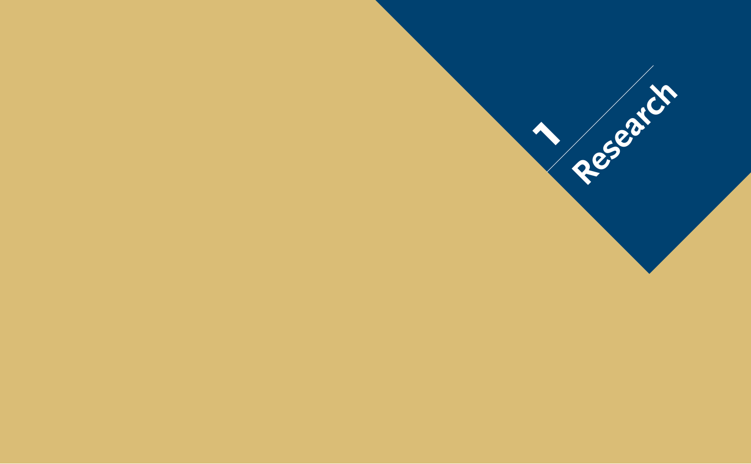# 1 Research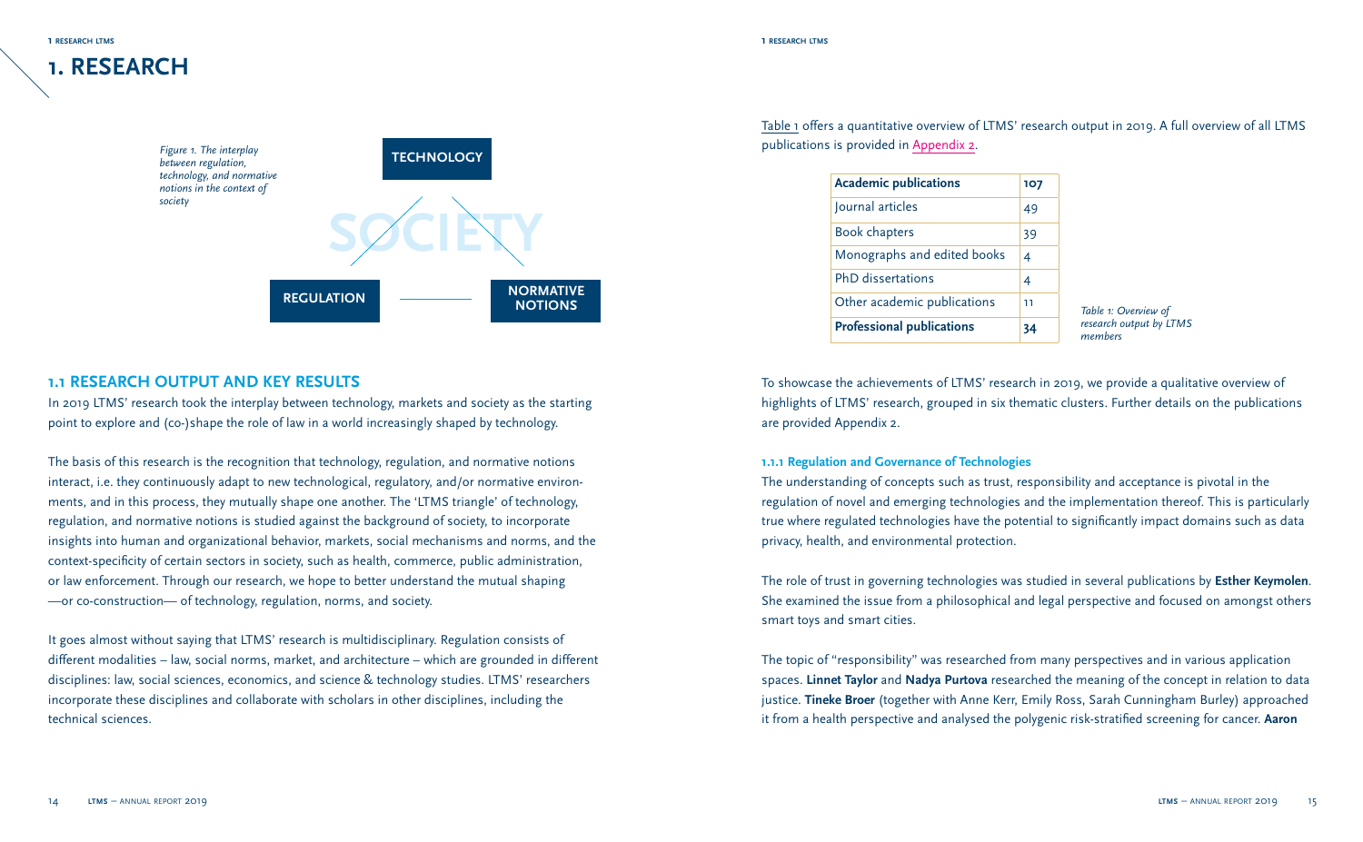# 1. RESEARCH

*Figure 1. The interplay between regulation, technology, and normative notions in the context of society*

TECHNOLOGY

SOCIETY

REGULATION

NORMATIVE NOTIONS

## 1.1 RESEARCH OUTPUT AND KEY RESULTS

In 2019 LTMS' research took the interplay between technology, markets and society as the starting point to explore and (co-)shape the role of law in a world increasingly shaped by technology.

The basis of this research is the recognition that technology, regulation, and normative notions interact, i.e. they continuously adapt to new technological, regulatory, and/or normative environments, and in this process, they mutually shape one another. The 'LTMS triangle' of technology, regulation, and normative notions is studied against the background of society, to incorporate insights into human and organizational behavior, markets, social mechanisms and norms, and the context-specificity of certain sectors in society, such as health, commerce, public administration, or law enforcement. Through our research, we hope to better understand the mutual shaping —or co-construction— of technology, regulation, norms, and society.

It goes almost without saying that LTMS' research is multidisciplinary. Regulation consists of different modalities – law, social norms, market, and architecture – which are grounded in different disciplines: law, social sciences, economics, and science & technology studies. LTMS' researchers incorporate these disciplines and collaborate with scholars in other disciplines, including the technical sciences.

Table 1 offers a quantitative overview of LTMS' research output in 2019. A full overview of all LTMS publications is provided in Appendix 2.

| **Academic publications** | **107** |
|---|---|
| Journal articles | 49 |
| Book chapters | 39 |
| Monographs and edited books | 4 |
| PhD dissertations | 4 |
| Other academic publications | 11 |
| **Professional publications** | **34** |

*Table 1: Overview of research output by LTMS members*

To showcase the achievements of LTMS' research in 2019, we provide a qualitative overview of highlights of LTMS' research, grouped in six thematic clusters. Further details on the publications are provided Appendix 2.

### 1.1.1 Regulation and Governance of Technologies

The understanding of concepts such as trust, responsibility and acceptance is pivotal in the regulation of novel and emerging technologies and the implementation thereof. This is particularly true where regulated technologies have the potential to significantly impact domains such as data privacy, health, and environmental protection.

The role of trust in governing technologies was studied in several publications by **Esther Keymolen**. She examined the issue from a philosophical and legal perspective and focused on amongst others smart toys and smart cities.

The topic of "responsibility" was researched from many perspectives and in various application spaces. **Linnet Taylor** and **Nadya Purtova** researched the meaning of the concept in relation to data justice. **Tineke Broer** (together with Anne Kerr, Emily Ross, Sarah Cunningham Burley) approached it from a health perspective and analysed the polygenic risk-stratified screening for cancer. **Aaron**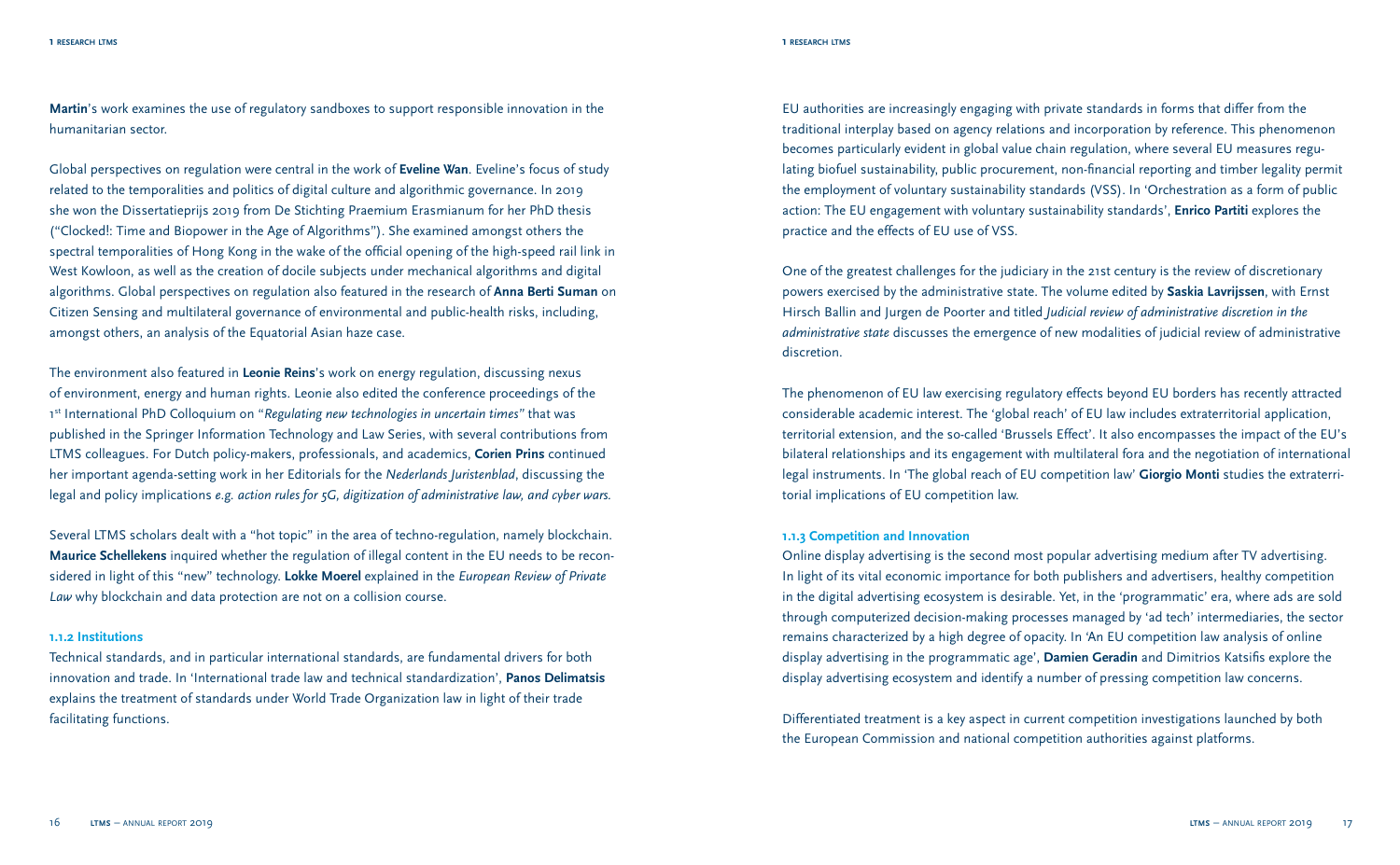**Martin**'s work examines the use of regulatory sandboxes to support responsible innovation in the humanitarian sector.

Global perspectives on regulation were central in the work of **Eveline Wan**. Eveline's focus of study related to the temporalities and politics of digital culture and algorithmic governance. In 2019 she won the Dissertatieprijs 2019 from De Stichting Praemium Erasmianum for her PhD thesis ("Clocked!: Time and Biopower in the Age of Algorithms"). She examined amongst others the spectral temporalities of Hong Kong in the wake of the official opening of the high-speed rail link in West Kowloon, as well as the creation of docile subjects under mechanical algorithms and digital algorithms. Global perspectives on regulation also featured in the research of **Anna Berti Suman** on Citizen Sensing and multilateral governance of environmental and public-health risks, including, amongst others, an analysis of the Equatorial Asian haze case.

The environment also featured in **Leonie Reins**'s work on energy regulation, discussing nexus of environment, energy and human rights. Leonie also edited the conference proceedings of the 1st International PhD Colloquium on "*Regulating new technologies in uncertain times*" that was published in the Springer Information Technology and Law Series, with several contributions from LTMS colleagues. For Dutch policy-makers, professionals, and academics, **Corien Prins** continued her important agenda-setting work in her Editorials for the *Nederlands Juristenblad*, discussing the legal and policy implications *e.g. action rules for 5G, digitization of administrative law, and cyber wars.*

Several LTMS scholars dealt with a "hot topic" in the area of techno-regulation, namely blockchain. **Maurice Schellekens** inquired whether the regulation of illegal content in the EU needs to be reconsidered in light of this "new" technology. **Lokke Moerel** explained in the *European Review of Private Law* why blockchain and data protection are not on a collision course.

### 1.1.2 Institutions

Technical standards, and in particular international standards, are fundamental drivers for both innovation and trade. In 'International trade law and technical standardization', **Panos Delimatsis** explains the treatment of standards under World Trade Organization law in light of their trade facilitating functions.

EU authorities are increasingly engaging with private standards in forms that differ from the traditional interplay based on agency relations and incorporation by reference. This phenomenon becomes particularly evident in global value chain regulation, where several EU measures regulating biofuel sustainability, public procurement, non-financial reporting and timber legality permit the employment of voluntary sustainability standards (VSS). In 'Orchestration as a form of public action: The EU engagement with voluntary sustainability standards', **Enrico Partiti** explores the practice and the effects of EU use of VSS.

One of the greatest challenges for the judiciary in the 21st century is the review of discretionary powers exercised by the administrative state. The volume edited by **Saskia Lavrijssen**, with Ernst Hirsch Ballin and Jurgen de Poorter and titled *Judicial review of administrative discretion in the administrative state* discusses the emergence of new modalities of judicial review of administrative discretion.

The phenomenon of EU law exercising regulatory effects beyond EU borders has recently attracted considerable academic interest. The 'global reach' of EU law includes extraterritorial application, territorial extension, and the so-called 'Brussels Effect'. It also encompasses the impact of the EU's bilateral relationships and its engagement with multilateral fora and the negotiation of international legal instruments. In 'The global reach of EU competition law' **Giorgio Monti** studies the extraterritorial implications of EU competition law.

### 1.1.3 Competition and Innovation

Online display advertising is the second most popular advertising medium after TV advertising. In light of its vital economic importance for both publishers and advertisers, healthy competition in the digital advertising ecosystem is desirable. Yet, in the 'programmatic' era, where ads are sold through computerized decision-making processes managed by 'ad tech' intermediaries, the sector remains characterized by a high degree of opacity. In 'An EU competition law analysis of online display advertising in the programmatic age', **Damien Geradin** and Dimitrios Katsifis explore the display advertising ecosystem and identify a number of pressing competition law concerns.

Differentiated treatment is a key aspect in current competition investigations launched by both the European Commission and national competition authorities against platforms.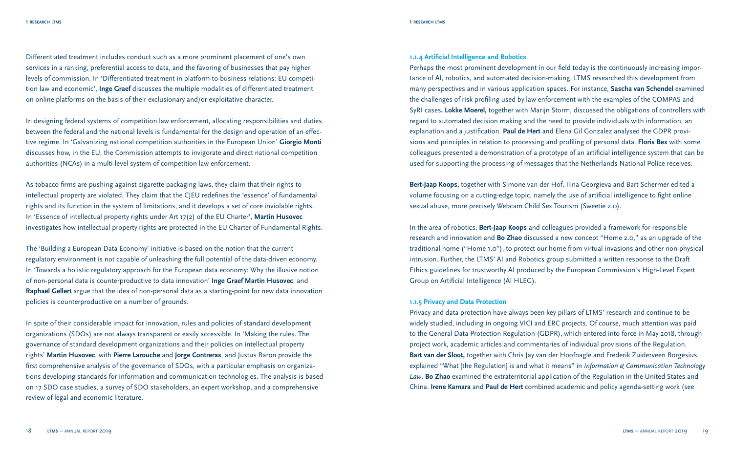Differentiated treatment includes conduct such as a more prominent placement of one's own services in a ranking, preferential access to data, and the favoring of businesses that pay higher levels of commission. In 'Differentiated treatment in platform-to-business relations: EU competition law and economic', **Inge Graef** discusses the multiple modalities of differentiated treatment on online platforms on the basis of their exclusionary and/or exploitative character.

In designing federal systems of competition law enforcement, allocating responsibilities and duties between the federal and the national levels is fundamental for the design and operation of an effective regime. In 'Galvanizing national competition authorities in the European Union' **Giorgio Monti** discusses how, in the EU, the Commission attempts to invigorate and direct national competition authorities (NCAs) in a multi-level system of competition law enforcement.

As tobacco firms are pushing against cigarette packaging laws, they claim that their rights to intellectual property are violated. They claim that the CJEU redefines the 'essence' of fundamental rights and its function in the system of limitations, and it develops a set of core inviolable rights. In 'Essence of intellectual property rights under Art 17(2) of the EU Charter', **Martin Husovec** investigates how intellectual property rights are protected in the EU Charter of Fundamental Rights.

The 'Building a European Data Economy' initiative is based on the notion that the current regulatory environment is not capable of unleashing the full potential of the data-driven economy. In 'Towards a holistic regulatory approach for the European data economy: Why the illusive notion of non-personal data is counterproductive to data innovation' **Inge Graef Martin Husovec**, and **Raphaël Gellert** argue that the idea of non-personal data as a starting-point for new data innovation policies is counterproductive on a number of grounds.

In spite of their considerable impact for innovation, rules and policies of standard development organizations (SDOs) are not always transparent or easily accessible. In 'Making the rules. The governance of standard development organizations and their policies on intellectual property rights' **Martin Husovec**, with **Pierre Larouche** and **Jorge Contreras**, and Justus Baron provide the first comprehensive analysis of the governance of SDOs, with a particular emphasis on organizations developing standards for information and communication technologies. The analysis is based on 17 SDO case studies, a survey of SDO stakeholders, an expert workshop, and a comprehensive review of legal and economic literature.

### 1.1.4 Artificial Intelligence and Robotics

Perhaps the most prominent development in our field today is the continuously increasing importance of AI, robotics, and automated decision-making. LTMS researched this development from many perspectives and in various application spaces. For instance, **Sascha van Schendel** examined the challenges of risk profiling used by law enforcement with the examples of the COMPAS and SyRI cases**. Lokke Moerel,** together with Marijn Storm, discussed the obligations of controllers with regard to automated decision making and the need to provide individuals with information, an explanation and a justification. **Paul de Hert** and Elena Gil Gonzalez analysed the GDPR provisions and principles in relation to processing and profiling of personal data. **Floris Bex** with some colleagues presented a demonstration of a prototype of an artificial intelligence system that can be used for supporting the processing of messages that the Netherlands National Police receives.

**Bert-Jaap Koops,** together with Simone van der Hof, Ilina Georgieva and Bart Schermer edited a volume focusing on a cutting-edge topic, namely the use of artificial intelligence to fight online sexual abuse, more precisely Webcam Child Sex Tourism (Sweetie 2.0).

In the area of robotics, **Bert-Jaap Koops** and colleagues provided a framework for responsible research and innovation and **Bo Zhao** discussed a new concept "Home 2.0," as an upgrade of the traditional home ("Home 1.0"), to protect our home from virtual invasions and other non-physical intrusion. Further, the LTMS' AI and Robotics group submitted a written response to the Draft Ethics guidelines for trustworthy AI produced by the European Commission's High-Level Expert Group on Artificial Intelligence (AI HLEG).

### 1.1.5 Privacy and Data Protection

Privacy and data protection have always been key pillars of LTMS' research and continue to be widely studied, including in ongoing VICI and ERC projects. Of course, much attention was paid to the General Data Protection Regulation (GDPR), which entered into force in May 2018, through project work, academic articles and commentaries of individual provisions of the Regulation. **Bart van der Sloot,** together with Chris Jay van der Hoofnagle and Frederik Zuiderveen Borgesius, explained "What [the Regulation] is and what it means" in *Information & Communication Technology Law*. **Bo Zhao** examined the extraterritorial application of the Regulation in the United States and China. **Irene Kamara** and **Paul de Hert** combined academic and policy agenda-setting work (see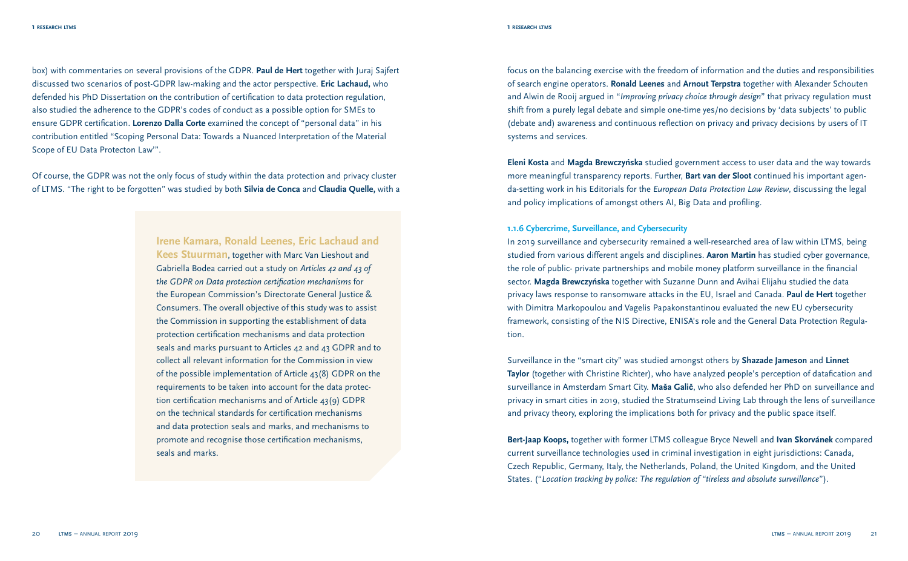box) with commentaries on several provisions of the GDPR. **Paul de Hert** together with Juraj Sajfert discussed two scenarios of post-GDPR law-making and the actor perspective. **Eric Lachaud,** who defended his PhD Dissertation on the contribution of certification to data protection regulation, also studied the adherence to the GDPR's codes of conduct as a possible option for SMEs to ensure GDPR certification. **Lorenzo Dalla Corte** examined the concept of "personal data" in his contribution entitled "Scoping Personal Data: Towards a Nuanced Interpretation of the Material Scope of EU Data Protecton Law'".

Of course, the GDPR was not the only focus of study within the data protection and privacy cluster of LTMS. "The right to be forgotten" was studied by both **Silvia de Conca** and **Claudia Quelle,** with a focus on the balancing exercise with the freedom of information and the duties and responsibilities of search engine operators. **Ronald Leenes** and **Arnout Terpstra** together with Alexander Schouten and Alwin de Rooij argued in "*Improving privacy choice through design*" that privacy regulation must shift from a purely legal debate and simple one-time yes/no decisions by 'data subjects' to public (debate and) awareness and continuous reflection on privacy and privacy decisions by users of IT systems and services.

> **Irene Kamara, Ronald Leenes, Eric Lachaud and Kees Stuurman**, together with Marc Van Lieshout and Gabriella Bodea carried out a study on *Articles 42 and 43 of the GDPR on Data protection certification mechanisms* for the European Commission's Directorate General Justice & Consumers. The overall objective of this study was to assist the Commission in supporting the establishment of data protection certification mechanisms and data protection seals and marks pursuant to Articles 42 and 43 GDPR and to collect all relevant information for the Commission in view of the possible implementation of Article 43(8) GDPR on the requirements to be taken into account for the data protection certification mechanisms and of Article 43(9) GDPR on the technical standards for certification mechanisms and data protection seals and marks, and mechanisms to promote and recognise those certification mechanisms, seals and marks.

**Eleni Kosta** and **Magda Brewczyńska** studied government access to user data and the way towards more meaningful transparency reports. Further, **Bart van der Sloot** continued his important agenda-setting work in his Editorials for the *European Data Protection Law Review*, discussing the legal and policy implications of amongst others AI, Big Data and profiling.

### 1.1.6 Cybercrime, Surveillance, and Cybersecurity

In 2019 surveillance and cybersecurity remained a well-researched area of law within LTMS, being studied from various different angels and disciplines. **Aaron Martin** has studied cyber governance, the role of public- private partnerships and mobile money platform surveillance in the financial sector. **Magda Brewczyńska** together with Suzanne Dunn and Avihai Elijahu studied the data privacy laws response to ransomware attacks in the EU, Israel and Canada. **Paul de Hert** together with Dimitra Markopoulou and Vagelis Papakonstantinou evaluated the new EU cybersecurity framework, consisting of the NIS Directive, ENISA's role and the General Data Protection Regulation.

Surveillance in the "smart city" was studied amongst others by **Shazade Jameson** and **Linnet Taylor** (together with Christine Richter), who have analyzed people's perception of datafication and surveillance in Amsterdam Smart City. **Maša Galič**, who also defended her PhD on surveillance and privacy in smart cities in 2019, studied the Stratumseind Living Lab through the lens of surveillance and privacy theory, exploring the implications both for privacy and the public space itself.

**Bert-Jaap Koops,** together with former LTMS colleague Bryce Newell and **Ivan Skorvánek** compared current surveillance technologies used in criminal investigation in eight jurisdictions: Canada, Czech Republic, Germany, Italy, the Netherlands, Poland, the United Kingdom, and the United States. ("*Location tracking by police: The regulation of "tireless and absolute surveillance*").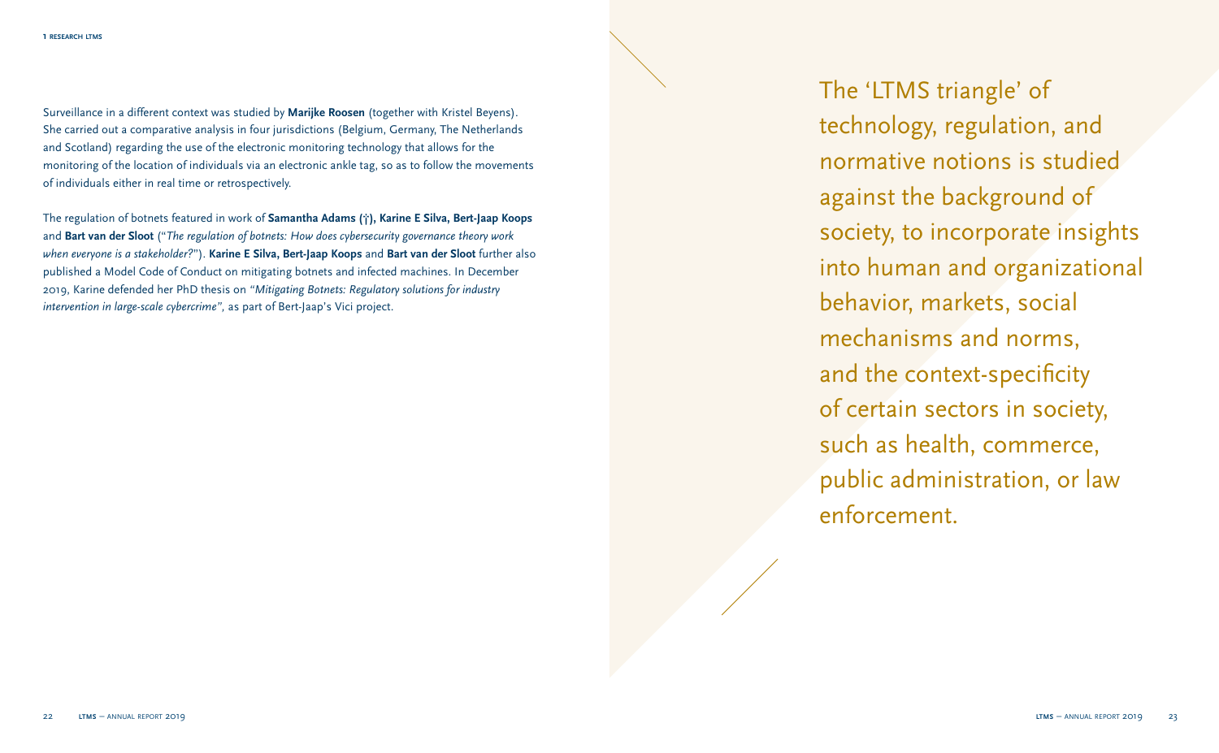Surveillance in a different context was studied by **Marijke Roosen** (together with Kristel Beyens). She carried out a comparative analysis in four jurisdictions (Belgium, Germany, The Netherlands and Scotland) regarding the use of the electronic monitoring technology that allows for the monitoring of the location of individuals via an electronic ankle tag, so as to follow the movements of individuals either in real time or retrospectively.

The regulation of botnets featured in work of **Samantha Adams (†), Karine E Silva, Bert-Jaap Koops** and **Bart van der Sloot** ("*The regulation of botnets: How does cybersecurity governance theory work when everyone is a stakeholder?*"). **Karine E Silva, Bert-Jaap Koops** and **Bart van der Sloot** further also published a Model Code of Conduct on mitigating botnets and infected machines. In December 2019, Karine defended her PhD thesis on *"Mitigating Botnets: Regulatory solutions for industry intervention in large-scale cybercrime"*, as part of Bert-Jaap's Vici project.

The 'LTMS triangle' of technology, regulation, and normative notions is studied against the background of society, to incorporate insights into human and organizational behavior, markets, social mechanisms and norms, and the context-specificity of certain sectors in society, such as health, commerce, public administration, or law enforcement.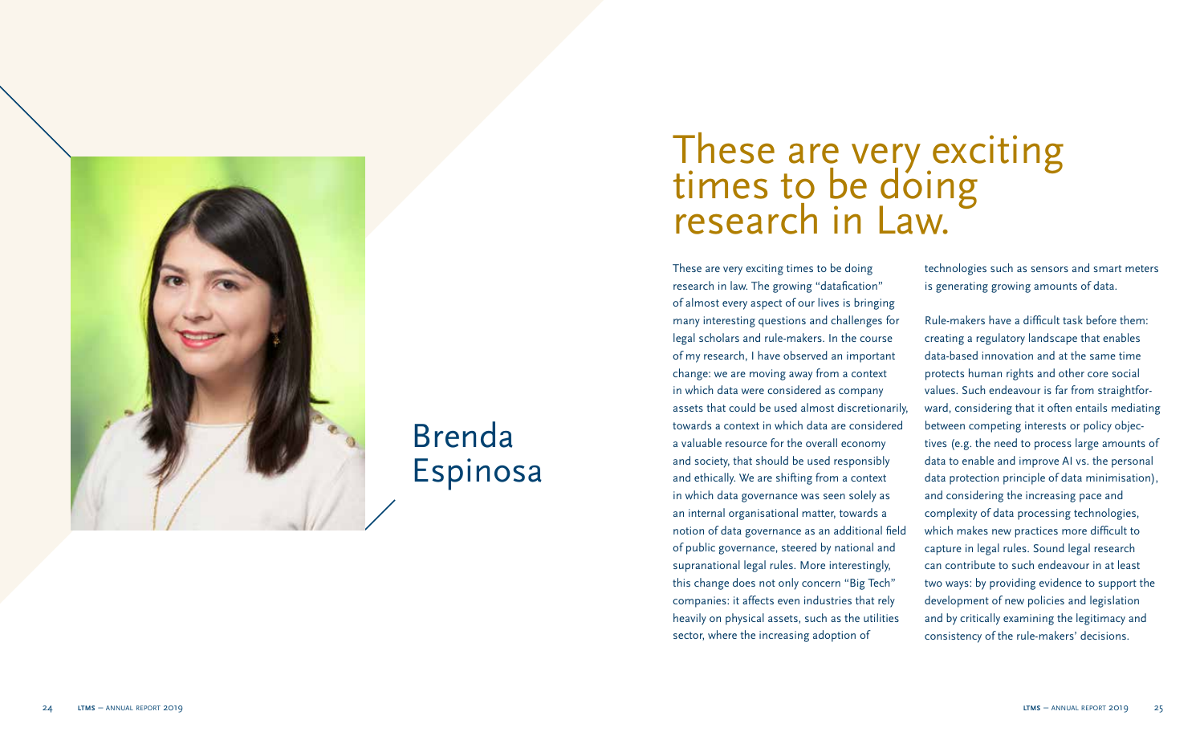## Brenda Espinosa

# These are very exciting times to be doing research in Law.

These are very exciting times to be doing research in law. The growing "datafication" of almost every aspect of our lives is bringing many interesting questions and challenges for legal scholars and rule-makers. In the course of my research, I have observed an important change: we are moving away from a context in which data were considered as company assets that could be used almost discretionarily, towards a context in which data are considered a valuable resource for the overall economy and society, that should be used responsibly and ethically. We are shifting from a context in which data governance was seen solely as an internal organisational matter, towards a notion of data governance as an additional field of public governance, steered by national and supranational legal rules. More interestingly, this change does not only concern "Big Tech" companies: it affects even industries that rely heavily on physical assets, such as the utilities sector, where the increasing adoption of technologies such as sensors and smart meters is generating growing amounts of data.

Rule-makers have a difficult task before them: creating a regulatory landscape that enables data-based innovation and at the same time protects human rights and other core social values. Such endeavour is far from straightforward, considering that it often entails mediating between competing interests or policy objectives (e.g. the need to process large amounts of data to enable and improve AI vs. the personal data protection principle of data minimisation), and considering the increasing pace and complexity of data processing technologies, which makes new practices more difficult to capture in legal rules. Sound legal research can contribute to such endeavour in at least two ways: by providing evidence to support the development of new policies and legislation and by critically examining the legitimacy and consistency of the rule-makers' decisions.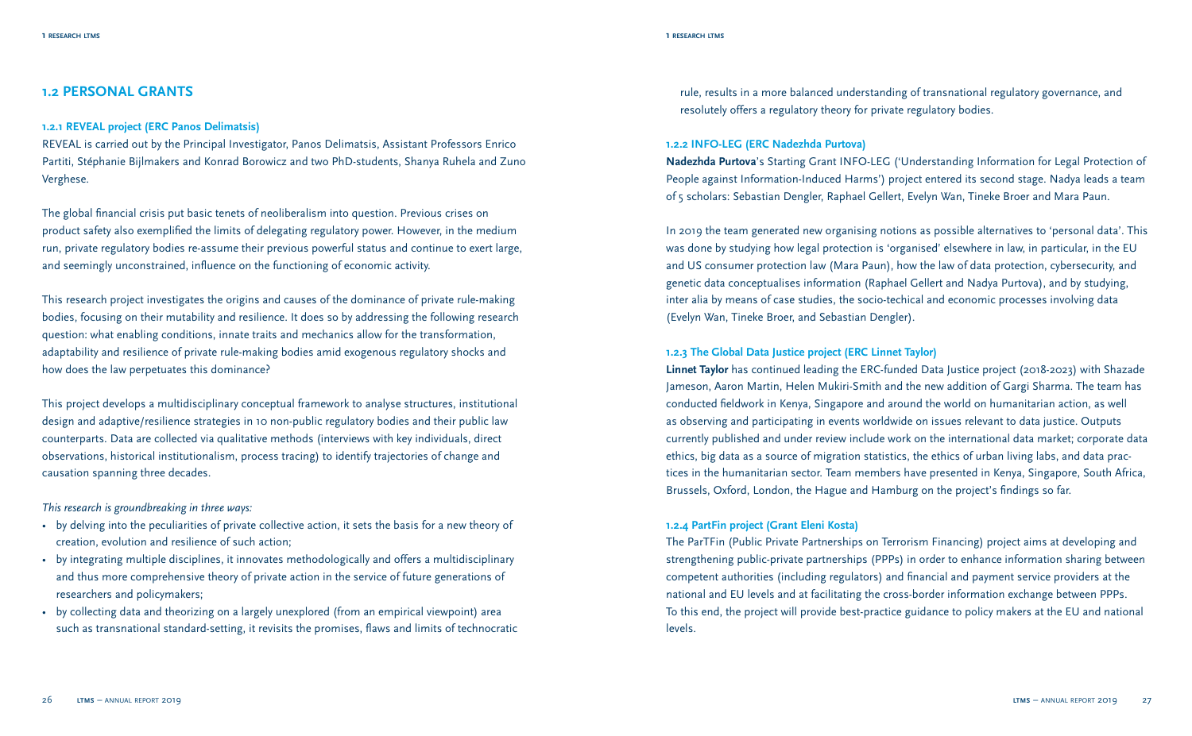## 1.2 PERSONAL GRANTS

### 1.2.1 REVEAL project (ERC Panos Delimatsis)

REVEAL is carried out by the Principal Investigator, Panos Delimatsis, Assistant Professors Enrico Partiti, Stéphanie Bijlmakers and Konrad Borowicz and two PhD-students, Shanya Ruhela and Zuno Verghese.

The global financial crisis put basic tenets of neoliberalism into question. Previous crises on product safety also exemplified the limits of delegating regulatory power. However, in the medium run, private regulatory bodies re-assume their previous powerful status and continue to exert large, and seemingly unconstrained, influence on the functioning of economic activity.

This research project investigates the origins and causes of the dominance of private rule-making bodies, focusing on their mutability and resilience. It does so by addressing the following research question: what enabling conditions, innate traits and mechanics allow for the transformation, adaptability and resilience of private rule-making bodies amid exogenous regulatory shocks and how does the law perpetuates this dominance?

This project develops a multidisciplinary conceptual framework to analyse structures, institutional design and adaptive/resilience strategies in 10 non-public regulatory bodies and their public law counterparts. Data are collected via qualitative methods (interviews with key individuals, direct observations, historical institutionalism, process tracing) to identify trajectories of change and causation spanning three decades.

*This research is groundbreaking in three ways:*

- by delving into the peculiarities of private collective action, it sets the basis for a new theory of creation, evolution and resilience of such action;
- by integrating multiple disciplines, it innovates methodologically and offers a multidisciplinary and thus more comprehensive theory of private action in the service of future generations of researchers and policymakers;
- by collecting data and theorizing on a largely unexplored (from an empirical viewpoint) area such as transnational standard-setting, it revisits the promises, flaws and limits of technocratic rule, results in a more balanced understanding of transnational regulatory governance, and resolutely offers a regulatory theory for private regulatory bodies.

### 1.2.2 INFO-LEG (ERC Nadezhda Purtova)

**Nadezhda Purtova**'s Starting Grant INFO-LEG ('Understanding Information for Legal Protection of People against Information-Induced Harms') project entered its second stage. Nadya leads a team of 5 scholars: Sebastian Dengler, Raphael Gellert, Evelyn Wan, Tineke Broer and Mara Paun.

In 2019 the team generated new organising notions as possible alternatives to 'personal data'. This was done by studying how legal protection is 'organised' elsewhere in law, in particular, in the EU and US consumer protection law (Mara Paun), how the law of data protection, cybersecurity, and genetic data conceptualises information (Raphael Gellert and Nadya Purtova), and by studying, inter alia by means of case studies, the socio-techical and economic processes involving data (Evelyn Wan, Tineke Broer, and Sebastian Dengler).

### 1.2.3 The Global Data Justice project (ERC Linnet Taylor)

**Linnet Taylor** has continued leading the ERC-funded Data Justice project (2018-2023) with Shazade Jameson, Aaron Martin, Helen Mukiri-Smith and the new addition of Gargi Sharma. The team has conducted fieldwork in Kenya, Singapore and around the world on humanitarian action, as well as observing and participating in events worldwide on issues relevant to data justice. Outputs currently published and under review include work on the international data market; corporate data ethics, big data as a source of migration statistics, the ethics of urban living labs, and data practices in the humanitarian sector. Team members have presented in Kenya, Singapore, South Africa, Brussels, Oxford, London, the Hague and Hamburg on the project's findings so far.

### 1.2.4 PartFin project (Grant Eleni Kosta)

The ParTFin (Public Private Partnerships on Terrorism Financing) project aims at developing and strengthening public-private partnerships (PPPs) in order to enhance information sharing between competent authorities (including regulators) and financial and payment service providers at the national and EU levels and at facilitating the cross-border information exchange between PPPs. To this end, the project will provide best-practice guidance to policy makers at the EU and national levels.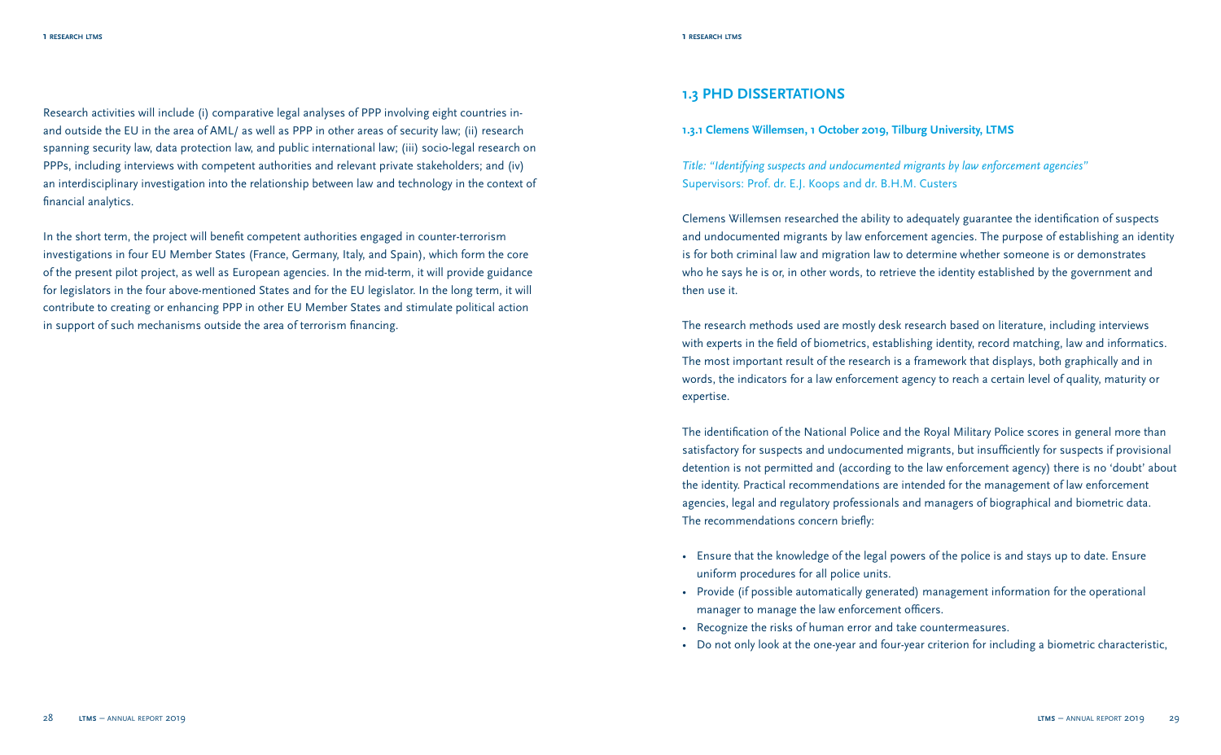Research activities will include (i) comparative legal analyses of PPP involving eight countries in- and outside the EU in the area of AML/ as well as PPP in other areas of security law; (ii) research spanning security law, data protection law, and public international law; (iii) socio-legal research on PPPs, including interviews with competent authorities and relevant private stakeholders; and (iv) an interdisciplinary investigation into the relationship between law and technology in the context of financial analytics.

In the short term, the project will benefit competent authorities engaged in counter-terrorism investigations in four EU Member States (France, Germany, Italy, and Spain), which form the core of the present pilot project, as well as European agencies. In the mid-term, it will provide guidance for legislators in the four above-mentioned States and for the EU legislator. In the long term, it will contribute to creating or enhancing PPP in other EU Member States and stimulate political action in support of such mechanisms outside the area of terrorism financing.

## 1.3 PHD DISSERTATIONS

### 1.3.1 Clemens Willemsen, 1 October 2019, Tilburg University, LTMS

*Title: "Identifying suspects and undocumented migrants by law enforcement agencies"*
Supervisors: Prof. dr. E.J. Koops and dr. B.H.M. Custers

Clemens Willemsen researched the ability to adequately guarantee the identification of suspects and undocumented migrants by law enforcement agencies. The purpose of establishing an identity is for both criminal law and migration law to determine whether someone is or demonstrates who he says he is or, in other words, to retrieve the identity established by the government and then use it.

The research methods used are mostly desk research based on literature, including interviews with experts in the field of biometrics, establishing identity, record matching, law and informatics. The most important result of the research is a framework that displays, both graphically and in words, the indicators for a law enforcement agency to reach a certain level of quality, maturity or expertise.

The identification of the National Police and the Royal Military Police scores in general more than satisfactory for suspects and undocumented migrants, but insufficiently for suspects if provisional detention is not permitted and (according to the law enforcement agency) there is no 'doubt' about the identity. Practical recommendations are intended for the management of law enforcement agencies, legal and regulatory professionals and managers of biographical and biometric data. The recommendations concern briefly:

- Ensure that the knowledge of the legal powers of the police is and stays up to date. Ensure uniform procedures for all police units.
- Provide (if possible automatically generated) management information for the operational manager to manage the law enforcement officers.
- Recognize the risks of human error and take countermeasures.
- Do not only look at the one-year and four-year criterion for including a biometric characteristic,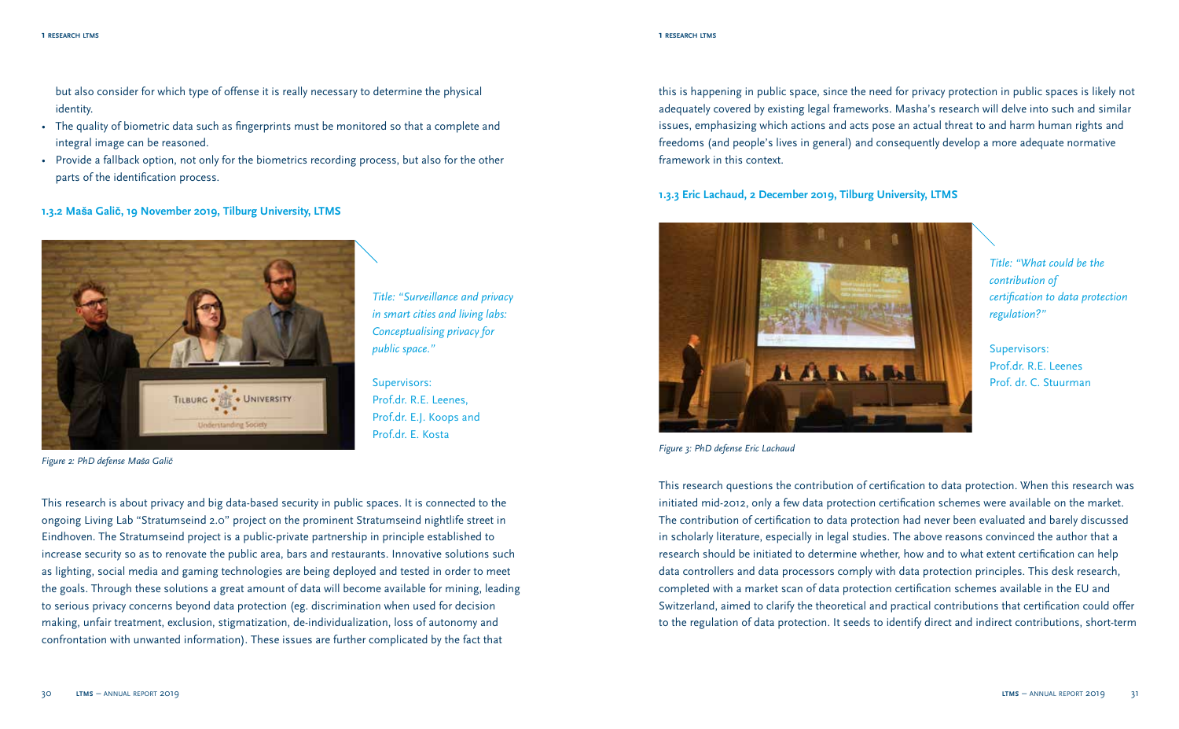but also consider for which type of offense it is really necessary to determine the physical identity.

- The quality of biometric data such as fingerprints must be monitored so that a complete and integral image can be reasoned.
- Provide a fallback option, not only for the biometrics recording process, but also for the other parts of the identification process.

### 1.3.2 Maša Galič, 19 November 2019, Tilburg University, LTMS

*Title: "Surveillance and privacy in smart cities and living labs: Conceptualising privacy for public space."*

Supervisors:
Prof.dr. R.E. Leenes,
Prof.dr. E.J. Koops and
Prof.dr. E. Kosta

*Figure 2: PhD defense Maša Galič*

This research is about privacy and big data-based security in public spaces. It is connected to the ongoing Living Lab "Stratumseind 2.0" project on the prominent Stratumseind nightlife street in Eindhoven. The Stratumseind project is a public-private partnership in principle established to increase security so as to renovate the public area, bars and restaurants. Innovative solutions such as lighting, social media and gaming technologies are being deployed and tested in order to meet the goals. Through these solutions a great amount of data will become available for mining, leading to serious privacy concerns beyond data protection (eg. discrimination when used for decision making, unfair treatment, exclusion, stigmatization, de-individualization, loss of autonomy and confrontation with unwanted information). These issues are further complicated by the fact that this is happening in public space, since the need for privacy protection in public spaces is likely not adequately covered by existing legal frameworks. Masha's research will delve into such and similar issues, emphasizing which actions and acts pose an actual threat to and harm human rights and freedoms (and people's lives in general) and consequently develop a more adequate normative framework in this context.

### 1.3.3 Eric Lachaud, 2 December 2019, Tilburg University, LTMS

*Title: "What could be the contribution of certification to data protection regulation?"*

Supervisors:
Prof.dr. R.E. Leenes
Prof. dr. C. Stuurman

*Figure 3: PhD defense Eric Lachaud*

This research questions the contribution of certification to data protection. When this research was initiated mid-2012, only a few data protection certification schemes were available on the market. The contribution of certification to data protection had never been evaluated and barely discussed in scholarly literature, especially in legal studies. The above reasons convinced the author that a research should be initiated to determine whether, how and to what extent certification can help data controllers and data processors comply with data protection principles. This desk research, completed with a market scan of data protection certification schemes available in the EU and Switzerland, aimed to clarify the theoretical and practical contributions that certification could offer to the regulation of data protection. It seeds to identify direct and indirect contributions, short-term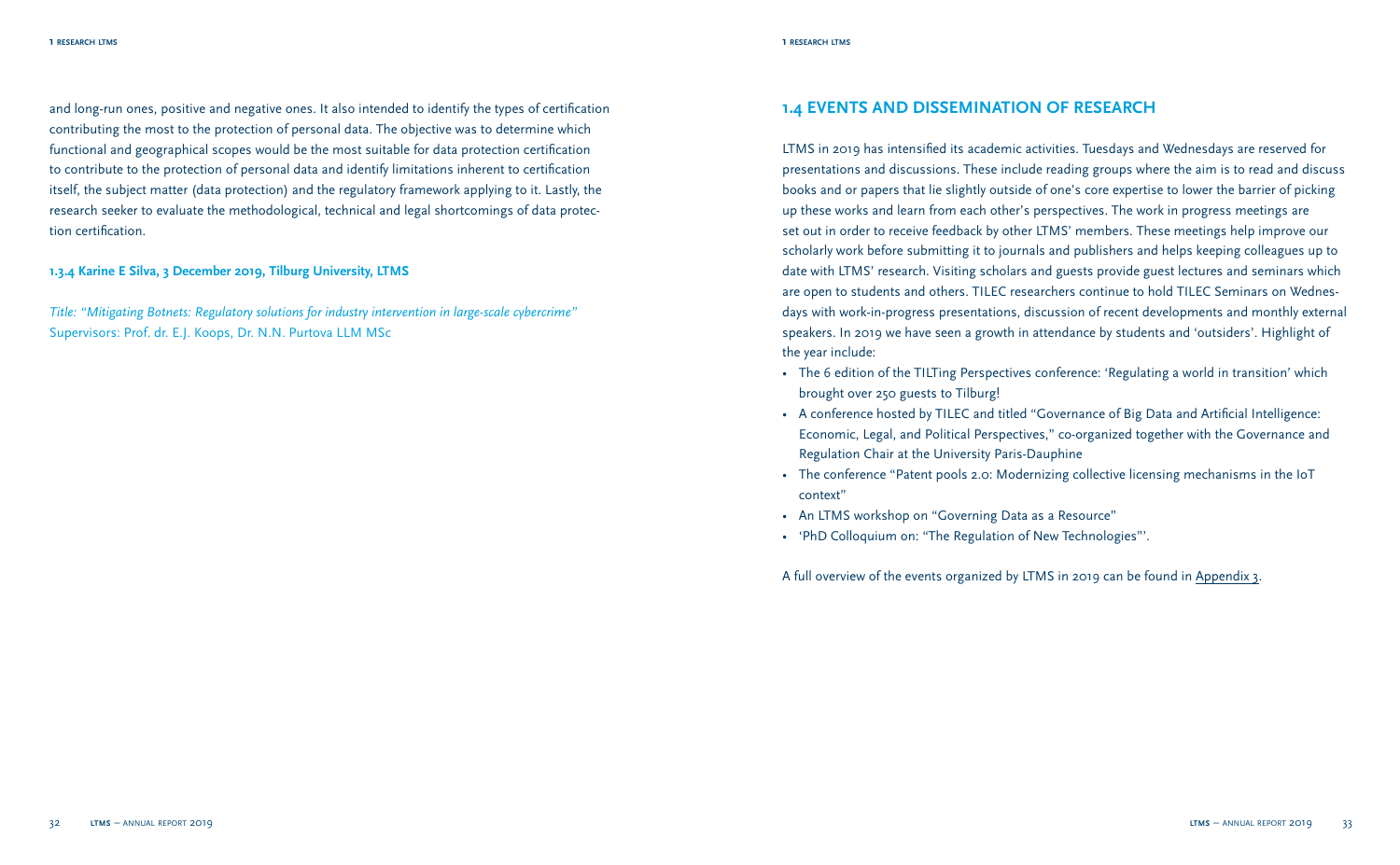and long-run ones, positive and negative ones. It also intended to identify the types of certification contributing the most to the protection of personal data. The objective was to determine which functional and geographical scopes would be the most suitable for data protection certification to contribute to the protection of personal data and identify limitations inherent to certification itself, the subject matter (data protection) and the regulatory framework applying to it. Lastly, the research seeker to evaluate the methodological, technical and legal shortcomings of data protection certification.

#### 1.3.4 Karine E Silva, 3 December 2019, Tilburg University, LTMS

*Title: "Mitigating Botnets: Regulatory solutions for industry intervention in large-scale cybercrime"*
Supervisors: Prof. dr. E.J. Koops, Dr. N.N. Purtova LLM MSc

## 1.4 EVENTS AND DISSEMINATION OF RESEARCH

LTMS in 2019 has intensified its academic activities. Tuesdays and Wednesdays are reserved for presentations and discussions. These include reading groups where the aim is to read and discuss books and or papers that lie slightly outside of one's core expertise to lower the barrier of picking up these works and learn from each other's perspectives. The work in progress meetings are set out in order to receive feedback by other LTMS' members. These meetings help improve our scholarly work before submitting it to journals and publishers and helps keeping colleagues up to date with LTMS' research. Visiting scholars and guests provide guest lectures and seminars which are open to students and others. TILEC researchers continue to hold TILEC Seminars on Wednesdays with work-in-progress presentations, discussion of recent developments and monthly external speakers. In 2019 we have seen a growth in attendance by students and 'outsiders'. Highlight of the year include:

- The 6 edition of the TILTing Perspectives conference: 'Regulating a world in transition' which brought over 250 guests to Tilburg!
- A conference hosted by TILEC and titled "Governance of Big Data and Artificial Intelligence: Economic, Legal, and Political Perspectives," co-organized together with the Governance and Regulation Chair at the University Paris-Dauphine
- The conference "Patent pools 2.0: Modernizing collective licensing mechanisms in the IoT context"
- An LTMS workshop on "Governing Data as a Resource"
- 'PhD Colloquium on: "The Regulation of New Technologies"'.

A full overview of the events organized by LTMS in 2019 can be found in Appendix 3.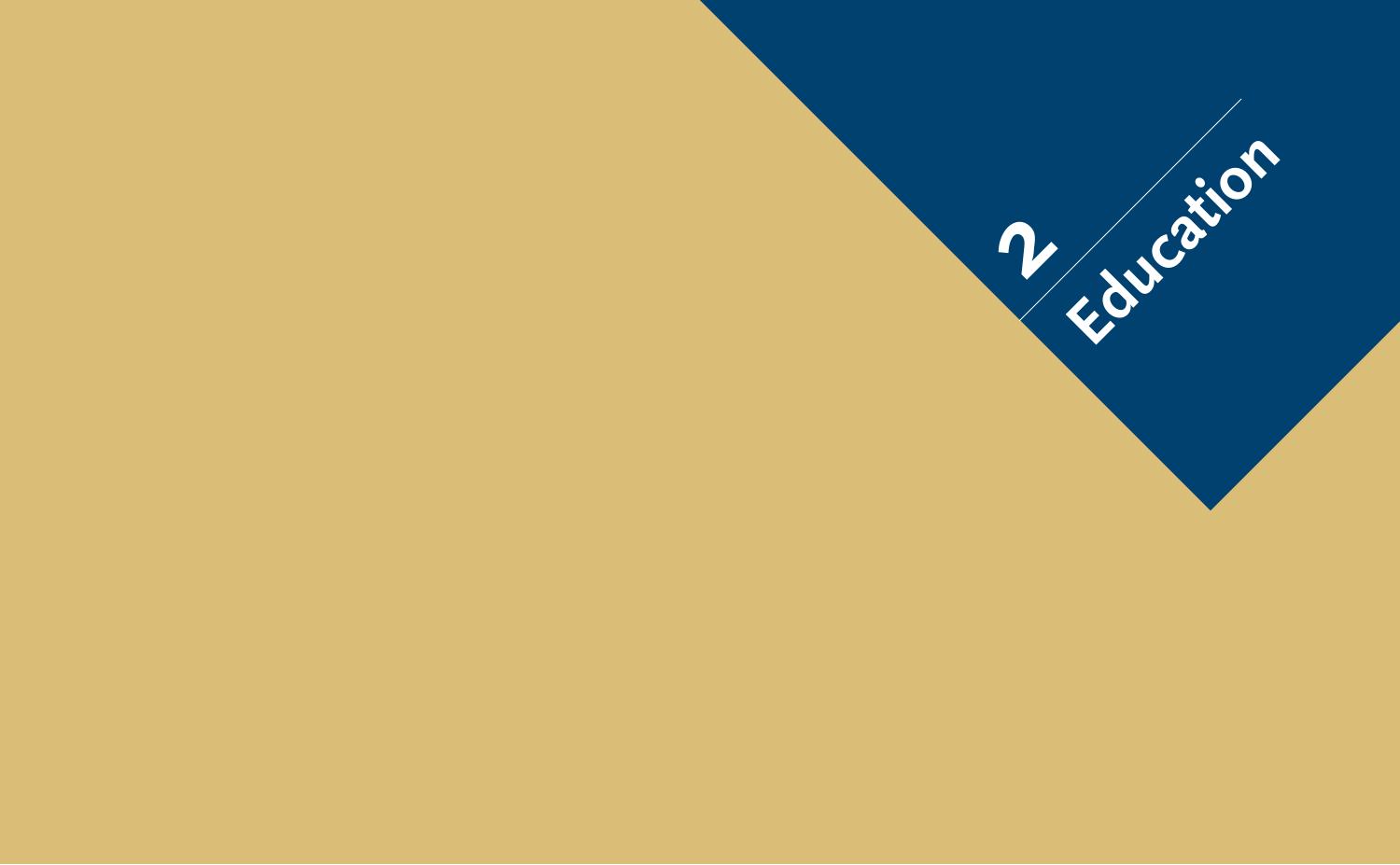# 2 Education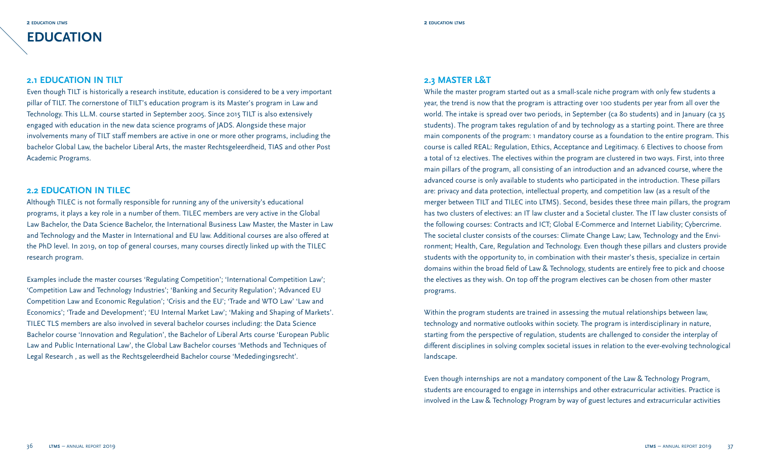# EDUCATION

## 2.1 EDUCATION IN TILT

Even though TILT is historically a research institute, education is considered to be a very important pillar of TILT. The cornerstone of TILT's education program is its Master's program in Law and Technology. This LL.M. course started in September 2005. Since 2015 TILT is also extensively engaged with education in the new data science programs of JADS. Alongside these major involvements many of TILT staff members are active in one or more other programs, including the bachelor Global Law, the bachelor Liberal Arts, the master Rechtsgeleerdheid, TIAS and other Post Academic Programs.

## 2.2 EDUCATION IN TILEC

Although TILEC is not formally responsible for running any of the university's educational programs, it plays a key role in a number of them. TILEC members are very active in the Global Law Bachelor, the Data Science Bachelor, the International Business Law Master, the Master in Law and Technology and the Master in International and EU law. Additional courses are also offered at the PhD level. In 2019, on top of general courses, many courses directly linked up with the TILEC research program.

Examples include the master courses 'Regulating Competition'; 'International Competition Law'; 'Competition Law and Technology Industries'; 'Banking and Security Regulation'; 'Advanced EU Competition Law and Economic Regulation'; 'Crisis and the EU'; 'Trade and WTO Law' 'Law and Economics'; 'Trade and Development'; 'EU Internal Market Law'; 'Making and Shaping of Markets'. TILEC TLS members are also involved in several bachelor courses including: the Data Science Bachelor course 'Innovation and Regulation', the Bachelor of Liberal Arts course 'European Public Law and Public International Law', the Global Law Bachelor courses 'Methods and Techniques of Legal Research , as well as the Rechtsgeleerdheid Bachelor course 'Mededingingsrecht'.

## 2.3 MASTER L&T

While the master program started out as a small-scale niche program with only few students a year, the trend is now that the program is attracting over 100 students per year from all over the world. The intake is spread over two periods, in September (ca 80 students) and in January (ca 35 students). The program takes regulation of and by technology as a starting point. There are three main components of the program: 1 mandatory course as a foundation to the entire program. This course is called REAL: Regulation, Ethics, Acceptance and Legitimacy. 6 Electives to choose from a total of 12 electives. The electives within the program are clustered in two ways. First, into three main pillars of the program, all consisting of an introduction and an advanced course, where the advanced course is only available to students who participated in the introduction. These pillars are: privacy and data protection, intellectual property, and competition law (as a result of the merger between TILT and TILEC into LTMS). Second, besides these three main pillars, the program has two clusters of electives: an IT law cluster and a Societal cluster. The IT law cluster consists of the following courses: Contracts and ICT; Global E-Commerce and Internet Liability; Cybercrime. The societal cluster consists of the courses: Climate Change Law; Law, Technology and the Environment; Health, Care, Regulation and Technology. Even though these pillars and clusters provide students with the opportunity to, in combination with their master's thesis, specialize in certain domains within the broad field of Law & Technology, students are entirely free to pick and choose the electives as they wish. On top off the program electives can be chosen from other master programs.

Within the program students are trained in assessing the mutual relationships between law, technology and normative outlooks within society. The program is interdisciplinary in nature, starting from the perspective of regulation, students are challenged to consider the interplay of different disciplines in solving complex societal issues in relation to the ever-evolving technological landscape.

Even though internships are not a mandatory component of the Law & Technology Program, students are encouraged to engage in internships and other extracurricular activities. Practice is involved in the Law & Technology Program by way of guest lectures and extracurricular activities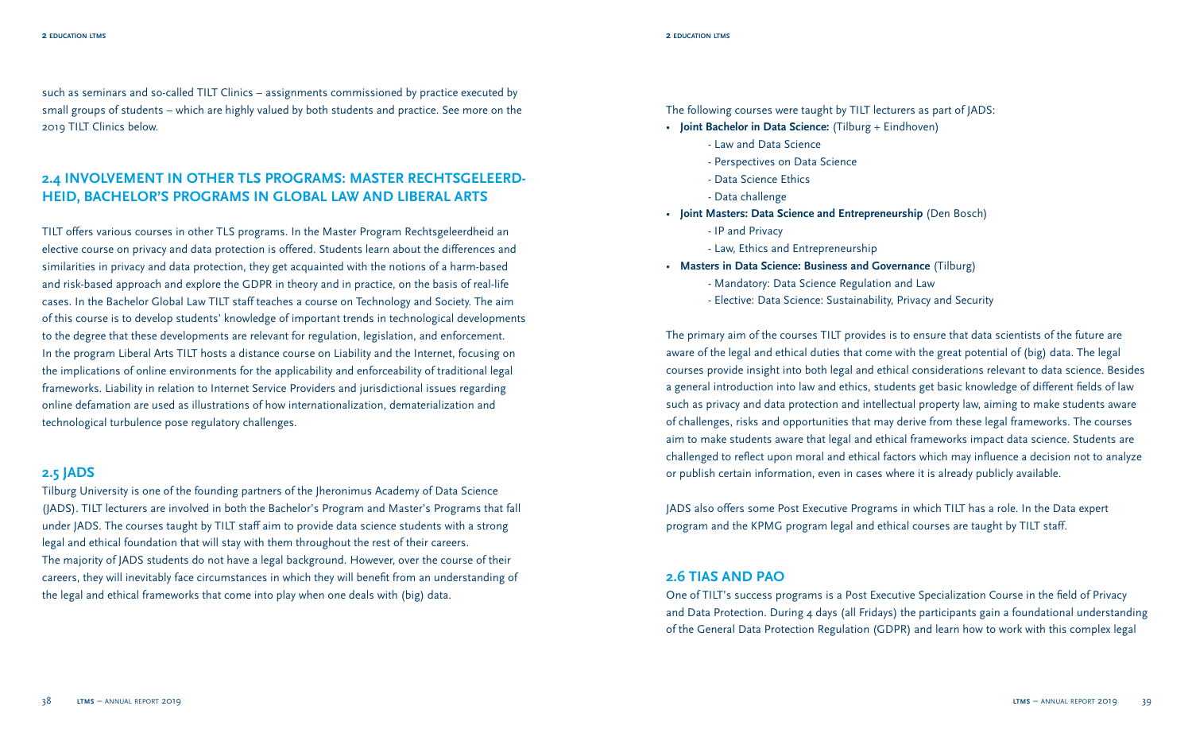such as seminars and so-called TILT Clinics – assignments commissioned by practice executed by small groups of students – which are highly valued by both students and practice. See more on the 2019 TILT Clinics below.

## 2.4 INVOLVEMENT IN OTHER TLS PROGRAMS: MASTER RECHTSGELEERDHEID, BACHELOR'S PROGRAMS IN GLOBAL LAW AND LIBERAL ARTS

TILT offers various courses in other TLS programs. In the Master Program Rechtsgeleerdheid an elective course on privacy and data protection is offered. Students learn about the differences and similarities in privacy and data protection, they get acquainted with the notions of a harm-based and risk-based approach and explore the GDPR in theory and in practice, on the basis of real-life cases. In the Bachelor Global Law TILT staff teaches a course on Technology and Society. The aim of this course is to develop students' knowledge of important trends in technological developments to the degree that these developments are relevant for regulation, legislation, and enforcement. In the program Liberal Arts TILT hosts a distance course on Liability and the Internet, focusing on the implications of online environments for the applicability and enforceability of traditional legal frameworks. Liability in relation to Internet Service Providers and jurisdictional issues regarding online defamation are used as illustrations of how internationalization, dematerialization and technological turbulence pose regulatory challenges.

## 2.5 JADS

Tilburg University is one of the founding partners of the Jheronimus Academy of Data Science (JADS). TILT lecturers are involved in both the Bachelor's Program and Master's Programs that fall under JADS. The courses taught by TILT staff aim to provide data science students with a strong legal and ethical foundation that will stay with them throughout the rest of their careers. The majority of JADS students do not have a legal background. However, over the course of their careers, they will inevitably face circumstances in which they will benefit from an understanding of the legal and ethical frameworks that come into play when one deals with (big) data.

The following courses were taught by TILT lecturers as part of JADS:

- **Joint Bachelor in Data Science:** (Tilburg + Eindhoven)
  - Law and Data Science
  - Perspectives on Data Science
  - Data Science Ethics
  - Data challenge
- **Joint Masters: Data Science and Entrepreneurship** (Den Bosch)
  - IP and Privacy
  - Law, Ethics and Entrepreneurship
- **Masters in Data Science: Business and Governance** (Tilburg)
  - Mandatory: Data Science Regulation and Law
  - Elective: Data Science: Sustainability, Privacy and Security

The primary aim of the courses TILT provides is to ensure that data scientists of the future are aware of the legal and ethical duties that come with the great potential of (big) data. The legal courses provide insight into both legal and ethical considerations relevant to data science. Besides a general introduction into law and ethics, students get basic knowledge of different fields of law such as privacy and data protection and intellectual property law, aiming to make students aware of challenges, risks and opportunities that may derive from these legal frameworks. The courses aim to make students aware that legal and ethical frameworks impact data science. Students are challenged to reflect upon moral and ethical factors which may influence a decision not to analyze or publish certain information, even in cases where it is already publicly available.

JADS also offers some Post Executive Programs in which TILT has a role. In the Data expert program and the KPMG program legal and ethical courses are taught by TILT staff.

## 2.6 TIAS AND PAO

One of TILT's success programs is a Post Executive Specialization Course in the field of Privacy and Data Protection. During 4 days (all Fridays) the participants gain a foundational understanding of the General Data Protection Regulation (GDPR) and learn how to work with this complex legal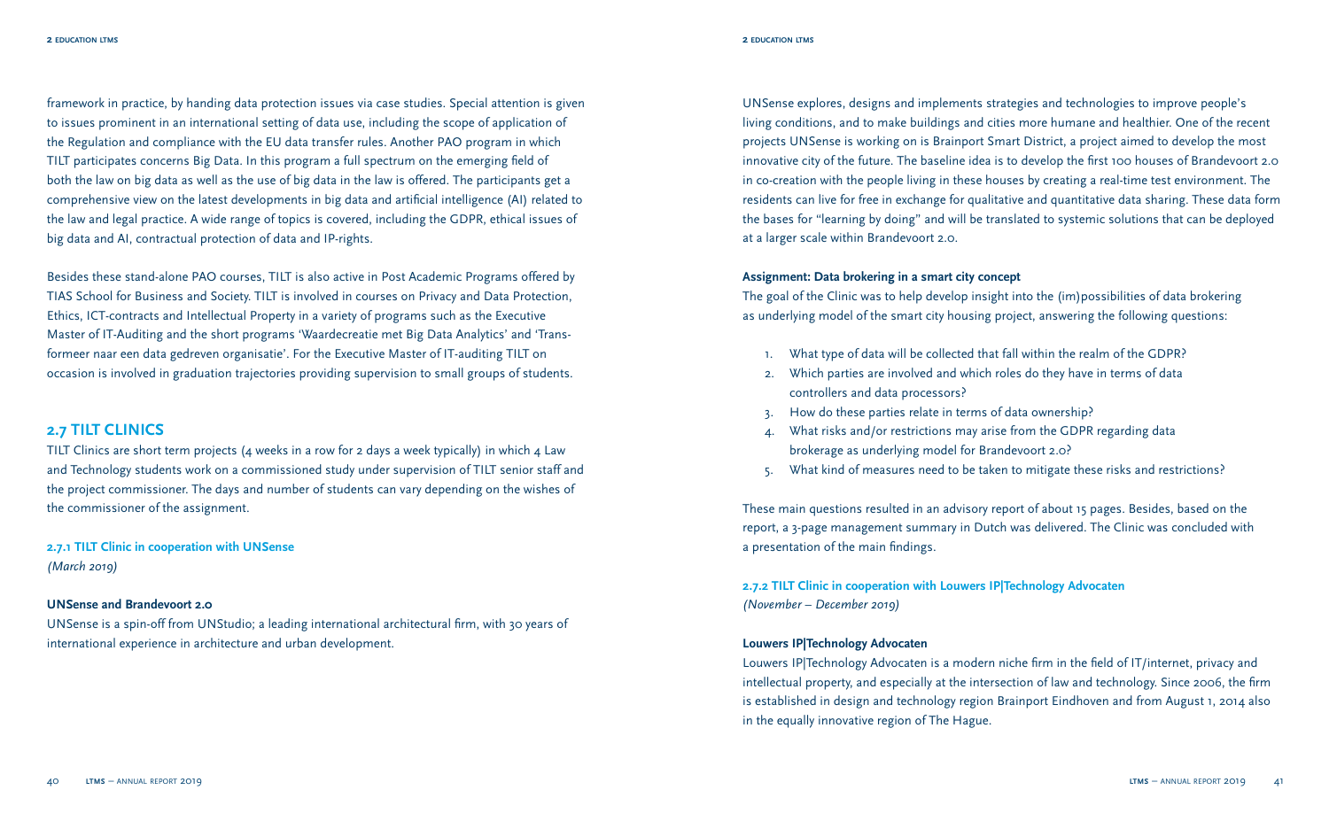framework in practice, by handing data protection issues via case studies. Special attention is given to issues prominent in an international setting of data use, including the scope of application of the Regulation and compliance with the EU data transfer rules. Another PAO program in which TILT participates concerns Big Data. In this program a full spectrum on the emerging field of both the law on big data as well as the use of big data in the law is offered. The participants get a comprehensive view on the latest developments in big data and artificial intelligence (AI) related to the law and legal practice. A wide range of topics is covered, including the GDPR, ethical issues of big data and AI, contractual protection of data and IP-rights.

Besides these stand-alone PAO courses, TILT is also active in Post Academic Programs offered by TIAS School for Business and Society. TILT is involved in courses on Privacy and Data Protection, Ethics, ICT-contracts and Intellectual Property in a variety of programs such as the Executive Master of IT-Auditing and the short programs 'Waardecreatie met Big Data Analytics' and 'Transformeer naar een data gedreven organisatie'. For the Executive Master of IT-auditing TILT on occasion is involved in graduation trajectories providing supervision to small groups of students.

## 2.7 TILT CLINICS

TILT Clinics are short term projects (4 weeks in a row for 2 days a week typically) in which 4 Law and Technology students work on a commissioned study under supervision of TILT senior staff and the project commissioner. The days and number of students can vary depending on the wishes of the commissioner of the assignment.

### 2.7.1 TILT Clinic in cooperation with UNSense

*(March 2019)*

**UNSense and Brandevoort 2.0**

UNSense is a spin-off from UNStudio; a leading international architectural firm, with 30 years of international experience in architecture and urban development.

UNSense explores, designs and implements strategies and technologies to improve people's living conditions, and to make buildings and cities more humane and healthier. One of the recent projects UNSense is working on is Brainport Smart District, a project aimed to develop the most innovative city of the future. The baseline idea is to develop the first 100 houses of Brandevoort 2.0 in co-creation with the people living in these houses by creating a real-time test environment. The residents can live for free in exchange for qualitative and quantitative data sharing. These data form the bases for "learning by doing" and will be translated to systemic solutions that can be deployed at a larger scale within Brandevoort 2.0.

**Assignment: Data brokering in a smart city concept**

The goal of the Clinic was to help develop insight into the (im)possibilities of data brokering as underlying model of the smart city housing project, answering the following questions:

1. What type of data will be collected that fall within the realm of the GDPR?
2. Which parties are involved and which roles do they have in terms of data controllers and data processors?
3. How do these parties relate in terms of data ownership?
4. What risks and/or restrictions may arise from the GDPR regarding data brokerage as underlying model for Brandevoort 2.0?
5. What kind of measures need to be taken to mitigate these risks and restrictions?

These main questions resulted in an advisory report of about 15 pages. Besides, based on the report, a 3-page management summary in Dutch was delivered. The Clinic was concluded with a presentation of the main findings.

### 2.7.2 TILT Clinic in cooperation with Louwers IP|Technology Advocaten

*(November – December 2019)*

**Louwers IP|Technology Advocaten**

Louwers IP|Technology Advocaten is a modern niche firm in the field of IT/internet, privacy and intellectual property, and especially at the intersection of law and technology. Since 2006, the firm is established in design and technology region Brainport Eindhoven and from August 1, 2014 also in the equally innovative region of The Hague.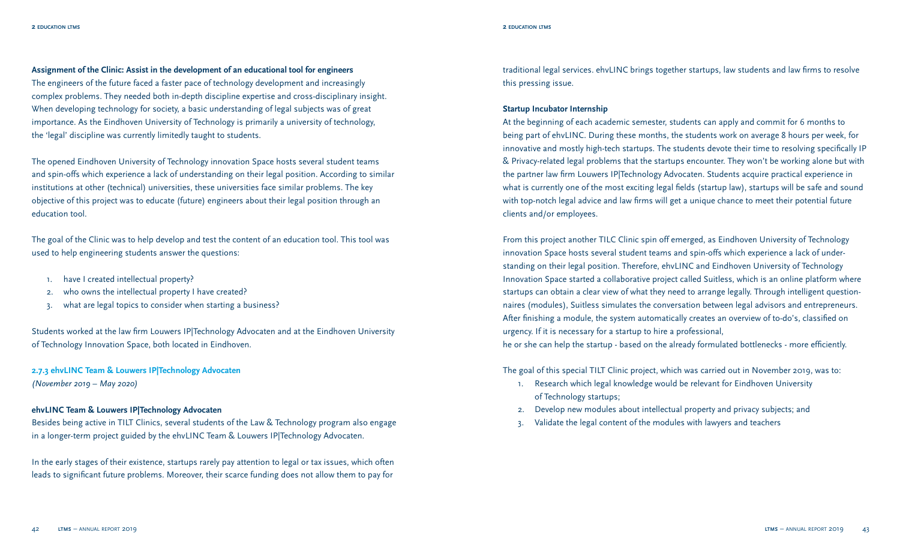**Assignment of the Clinic: Assist in the development of an educational tool for engineers**

The engineers of the future faced a faster pace of technology development and increasingly complex problems. They needed both in-depth discipline expertise and cross-disciplinary insight. When developing technology for society, a basic understanding of legal subjects was of great importance. As the Eindhoven University of Technology is primarily a university of technology, the 'legal' discipline was currently limitedly taught to students.

The opened Eindhoven University of Technology innovation Space hosts several student teams and spin-offs which experience a lack of understanding on their legal position. According to similar institutions at other (technical) universities, these universities face similar problems. The key objective of this project was to educate (future) engineers about their legal position through an education tool.

The goal of the Clinic was to help develop and test the content of an education tool. This tool was used to help engineering students answer the questions:

1. have I created intellectual property?
2. who owns the intellectual property I have created?
3. what are legal topics to consider when starting a business?

Students worked at the law firm Louwers IP|Technology Advocaten and at the Eindhoven University of Technology Innovation Space, both located in Eindhoven.

### 2.7.3 ehvLINC Team & Louwers IP|Technology Advocaten

*(November 2019 – May 2020)*

**ehvLINC Team & Louwers IP|Technology Advocaten**

Besides being active in TILT Clinics, several students of the Law & Technology program also engage in a longer-term project guided by the ehvLINC Team & Louwers IP|Technology Advocaten.

In the early stages of their existence, startups rarely pay attention to legal or tax issues, which often leads to significant future problems. Moreover, their scarce funding does not allow them to pay for traditional legal services. ehvLINC brings together startups, law students and law firms to resolve this pressing issue.

**Startup Incubator Internship**

At the beginning of each academic semester, students can apply and commit for 6 months to being part of ehvLINC. During these months, the students work on average 8 hours per week, for innovative and mostly high-tech startups. The students devote their time to resolving specifically IP & Privacy-related legal problems that the startups encounter. They won't be working alone but with the partner law firm Louwers IP|Technology Advocaten. Students acquire practical experience in what is currently one of the most exciting legal fields (startup law), startups will be safe and sound with top-notch legal advice and law firms will get a unique chance to meet their potential future clients and/or employees.

From this project another TILC Clinic spin off emerged, as Eindhoven University of Technology innovation Space hosts several student teams and spin-offs which experience a lack of understanding on their legal position. Therefore, ehvLINC and Eindhoven University of Technology Innovation Space started a collaborative project called Suitless, which is an online platform where startups can obtain a clear view of what they need to arrange legally. Through intelligent questionnaires (modules), Suitless simulates the conversation between legal advisors and entrepreneurs. After finishing a module, the system automatically creates an overview of to-do's, classified on urgency. If it is necessary for a startup to hire a professional,
he or she can help the startup - based on the already formulated bottlenecks - more efficiently.

The goal of this special TILT Clinic project, which was carried out in November 2019, was to:

1. Research which legal knowledge would be relevant for Eindhoven University of Technology startups;
2. Develop new modules about intellectual property and privacy subjects; and
3. Validate the legal content of the modules with lawyers and teachers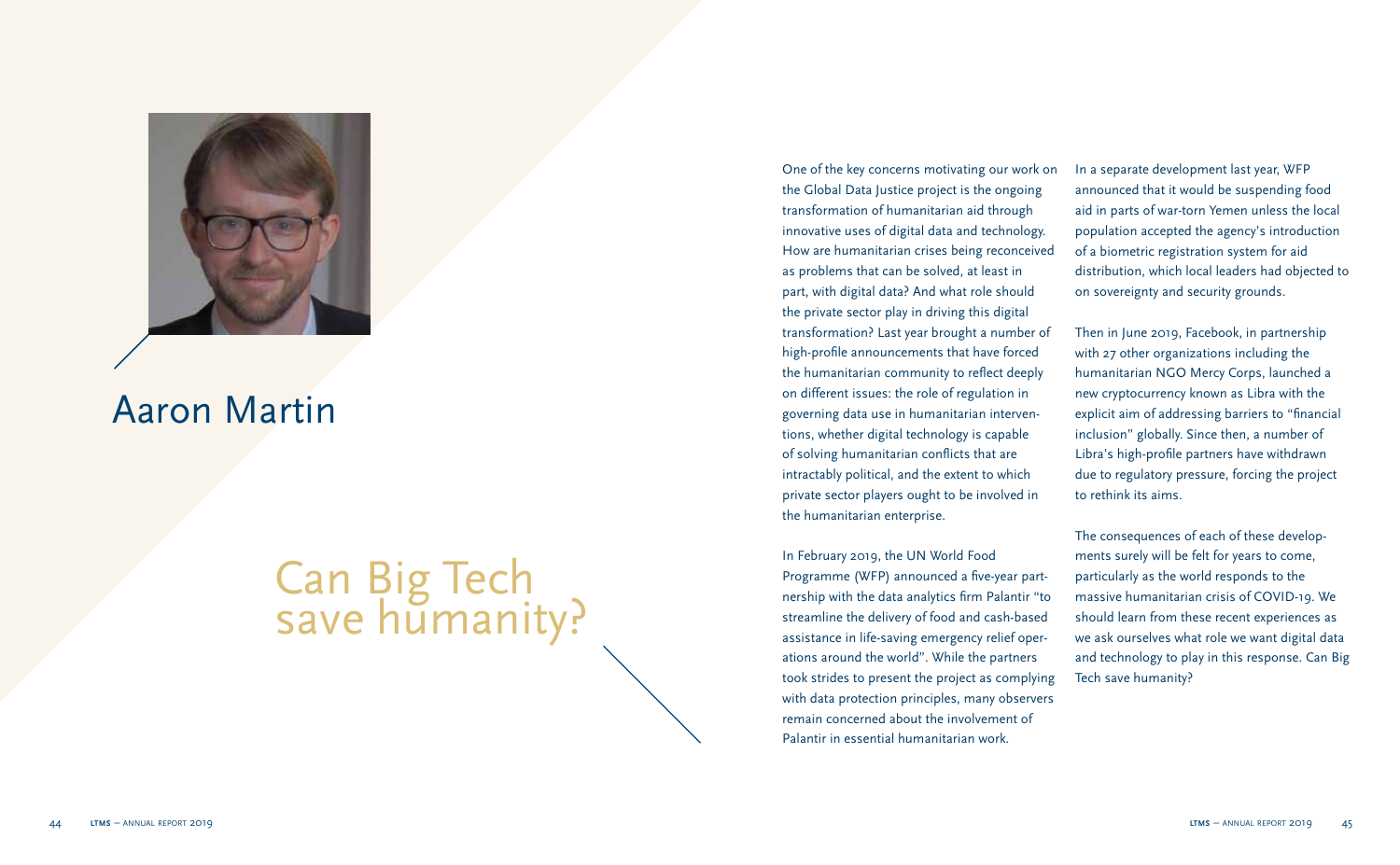Aaron Martin

# Can Big Tech save humanity?

One of the key concerns motivating our work on the Global Data Justice project is the ongoing transformation of humanitarian aid through innovative uses of digital data and technology. How are humanitarian crises being reconceived as problems that can be solved, at least in part, with digital data? And what role should the private sector play in driving this digital transformation? Last year brought a number of high-profile announcements that have forced the humanitarian community to reflect deeply on different issues: the role of regulation in governing data use in humanitarian interventions, whether digital technology is capable of solving humanitarian conflicts that are intractably political, and the extent to which private sector players ought to be involved in the humanitarian enterprise.

In February 2019, the UN World Food Programme (WFP) announced a five-year partnership with the data analytics firm Palantir "to streamline the delivery of food and cash-based assistance in life-saving emergency relief operations around the world". While the partners took strides to present the project as complying with data protection principles, many observers remain concerned about the involvement of Palantir in essential humanitarian work.

In a separate development last year, WFP announced that it would be suspending food aid in parts of war-torn Yemen unless the local population accepted the agency's introduction of a biometric registration system for aid distribution, which local leaders had objected to on sovereignty and security grounds.

Then in June 2019, Facebook, in partnership with 27 other organizations including the humanitarian NGO Mercy Corps, launched a new cryptocurrency known as Libra with the explicit aim of addressing barriers to "financial inclusion" globally. Since then, a number of Libra's high-profile partners have withdrawn due to regulatory pressure, forcing the project to rethink its aims.

The consequences of each of these developments surely will be felt for years to come, particularly as the world responds to the massive humanitarian crisis of COVID-19. We should learn from these recent experiences as we ask ourselves what role we want digital data and technology to play in this response. Can Big Tech save humanity?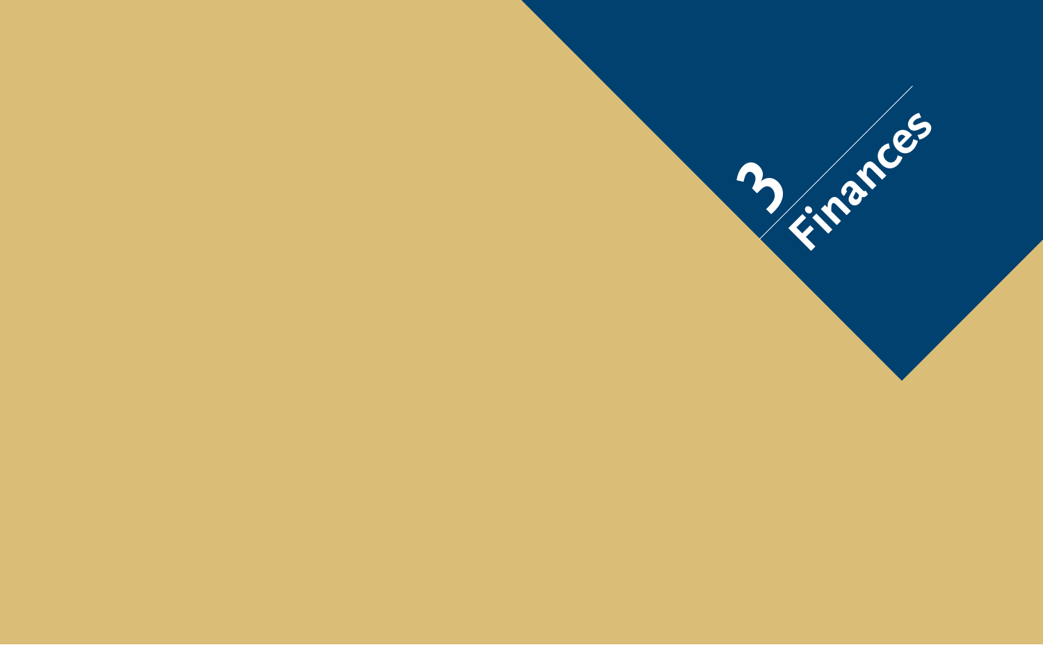# 3 Finances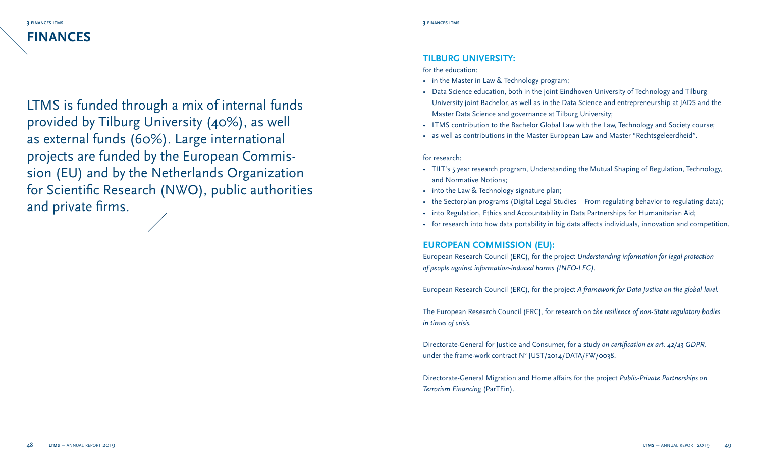# FINANCES

LTMS is funded through a mix of internal funds provided by Tilburg University (40%), as well as external funds (60%). Large international projects are funded by the European Commission (EU) and by the Netherlands Organization for Scientific Research (NWO), public authorities and private firms.

## TILBURG UNIVERSITY:

for the education:

- in the Master in Law & Technology program;
- Data Science education, both in the joint Eindhoven University of Technology and Tilburg University joint Bachelor, as well as in the Data Science and entrepreneurship at JADS and the Master Data Science and governance at Tilburg University;
- LTMS contribution to the Bachelor Global Law with the Law, Technology and Society course;
- as well as contributions in the Master European Law and Master "Rechtsgeleerdheid".

for research:

- TILT's 5 year research program, Understanding the Mutual Shaping of Regulation, Technology, and Normative Notions;
- into the Law & Technology signature plan;
- the Sectorplan programs (Digital Legal Studies – From regulating behavior to regulating data);
- into Regulation, Ethics and Accountability in Data Partnerships for Humanitarian Aid;
- for research into how data portability in big data affects individuals, innovation and competition.

## EUROPEAN COMMISSION (EU):

European Research Council (ERC), for the project *Understanding information for legal protection of people against information-induced harms (INFO-LEG).*

European Research Council (ERC), for the project *A framework for Data Justice on the global level.*

The European Research Council (ERC), for research on *the resilience of non-State regulatory bodies in times of crisis.*

Directorate-General for Justice and Consumer, for a study *on certification ex art. 42/43 GDPR,* under the frame-work contract N° JUST/2014/DATA/FW/0038.

Directorate-General Migration and Home affairs for the project *Public-Private Partnerships on Terrorism Financing* (ParTFin).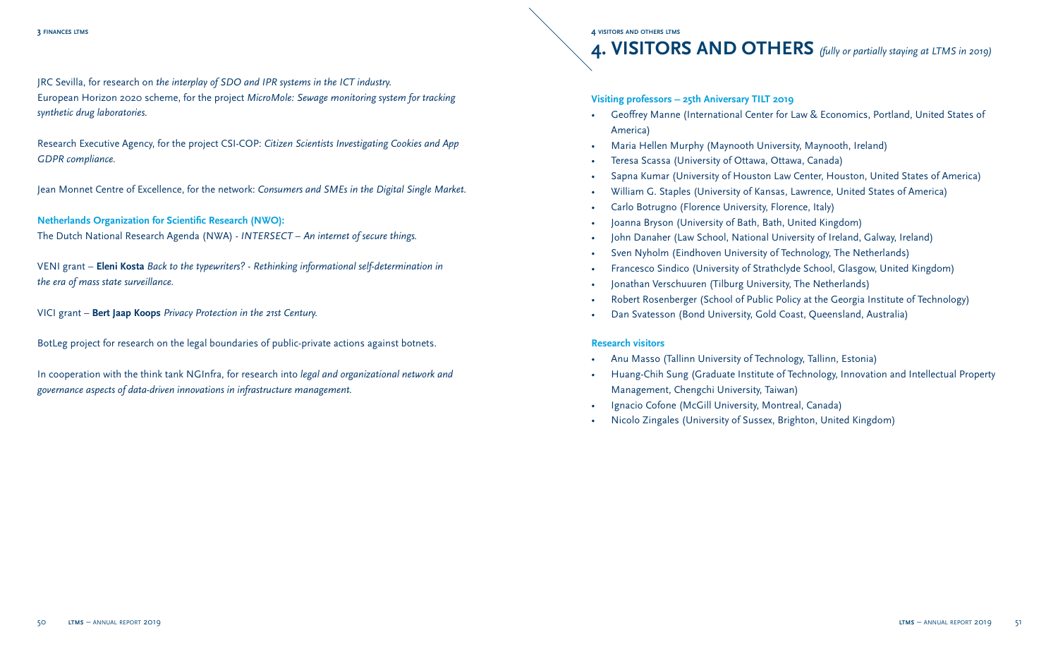JRC Sevilla, for research on *the interplay of SDO and IPR systems in the ICT industry.*
European Horizon 2020 scheme, for the project *MicroMole: Sewage monitoring system for tracking synthetic drug laboratories.*

Research Executive Agency, for the project CSI-COP: *Citizen Scientists Investigating Cookies and App GDPR compliance.*

Jean Monnet Centre of Excellence, for the network: *Consumers and SMEs in the Digital Single Market.*

**Netherlands Organization for Scientific Research (NWO):**
The Dutch National Research Agenda (NWA) - *INTERSECT – An internet of secure things.*

VENI grant – **Eleni Kosta** *Back to the typewriters? - Rethinking informational self-determination in the era of mass state surveillance.*

VICI grant – **Bert Jaap Koops** *Privacy Protection in the 21st Century.*

BotLeg project for research on the legal boundaries of public-private actions against botnets.

In cooperation with the think tank NGInfra, for research into *legal and organizational network and governance aspects of data-driven innovations in infrastructure management.*

# 4. VISITORS AND OTHERS *(fully or partially staying at LTMS in 2019)*

**Visiting professors – 25th Aniversary TILT 2019**

- Geoffrey Manne (International Center for Law & Economics, Portland, United States of America)
- Maria Hellen Murphy (Maynooth University, Maynooth, Ireland)
- Teresa Scassa (University of Ottawa, Ottawa, Canada)
- Sapna Kumar (University of Houston Law Center, Houston, United States of America)
- William G. Staples (University of Kansas, Lawrence, United States of America)
- Carlo Botrugno (Florence University, Florence, Italy)
- Joanna Bryson (University of Bath, Bath, United Kingdom)
- John Danaher (Law School, National University of Ireland, Galway, Ireland)
- Sven Nyholm (Eindhoven University of Technology, The Netherlands)
- Francesco Sindico (University of Strathclyde School, Glasgow, United Kingdom)
- Jonathan Verschuuren (Tilburg University, The Netherlands)
- Robert Rosenberger (School of Public Policy at the Georgia Institute of Technology)
- Dan Svatesson (Bond University, Gold Coast, Queensland, Australia)

**Research visitors**

- Anu Masso (Tallinn University of Technology, Tallinn, Estonia)
- Huang-Chih Sung (Graduate Institute of Technology, Innovation and Intellectual Property Management, Chengchi University, Taiwan)
- Ignacio Cofone (McGill University, Montreal, Canada)
- Nicolo Zingales (University of Sussex, Brighton, United Kingdom)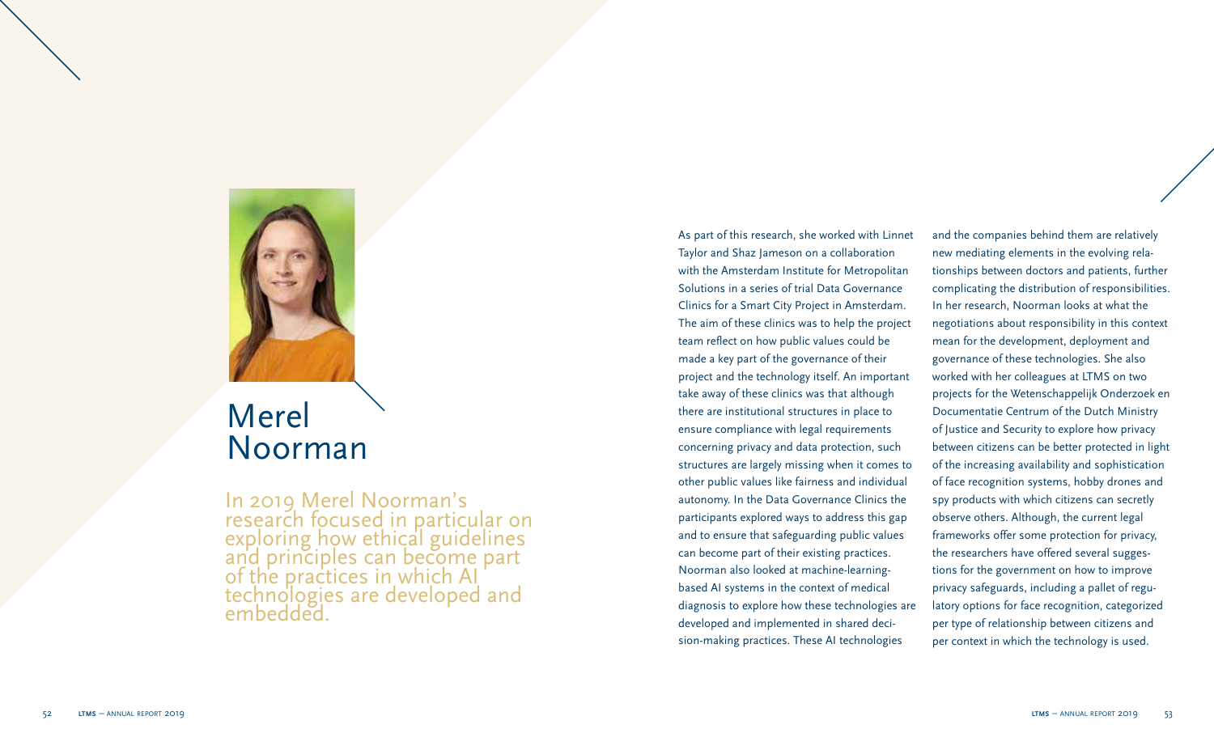# Merel Noorman

In 2019 Merel Noorman's research focused in particular on exploring how ethical guidelines and principles can become part of the practices in which AI technologies are developed and embedded.

As part of this research, she worked with Linnet Taylor and Shaz Jameson on a collaboration with the Amsterdam Institute for Metropolitan Solutions in a series of trial Data Governance Clinics for a Smart City Project in Amsterdam. The aim of these clinics was to help the project team reflect on how public values could be made a key part of the governance of their project and the technology itself. An important take away of these clinics was that although there are institutional structures in place to ensure compliance with legal requirements concerning privacy and data protection, such structures are largely missing when it comes to other public values like fairness and individual autonomy. In the Data Governance Clinics the participants explored ways to address this gap and to ensure that safeguarding public values can become part of their existing practices. Noorman also looked at machine-learning-based AI systems in the context of medical diagnosis to explore how these technologies are developed and implemented in shared decision-making practices. These AI technologies and the companies behind them are relatively new mediating elements in the evolving relationships between doctors and patients, further complicating the distribution of responsibilities. In her research, Noorman looks at what the negotiations about responsibility in this context mean for the development, deployment and governance of these technologies. She also worked with her colleagues at LTMS on two projects for the Wetenschappelijk Onderzoek en Documentatie Centrum of the Dutch Ministry of Justice and Security to explore how privacy between citizens can be better protected in light of the increasing availability and sophistication of face recognition systems, hobby drones and spy products with which citizens can secretly observe others. Although, the current legal frameworks offer some protection for privacy, the researchers have offered several suggestions for the government on how to improve privacy safeguards, including a pallet of regulatory options for face recognition, categorized per type of relationship between citizens and per context in which the technology is used.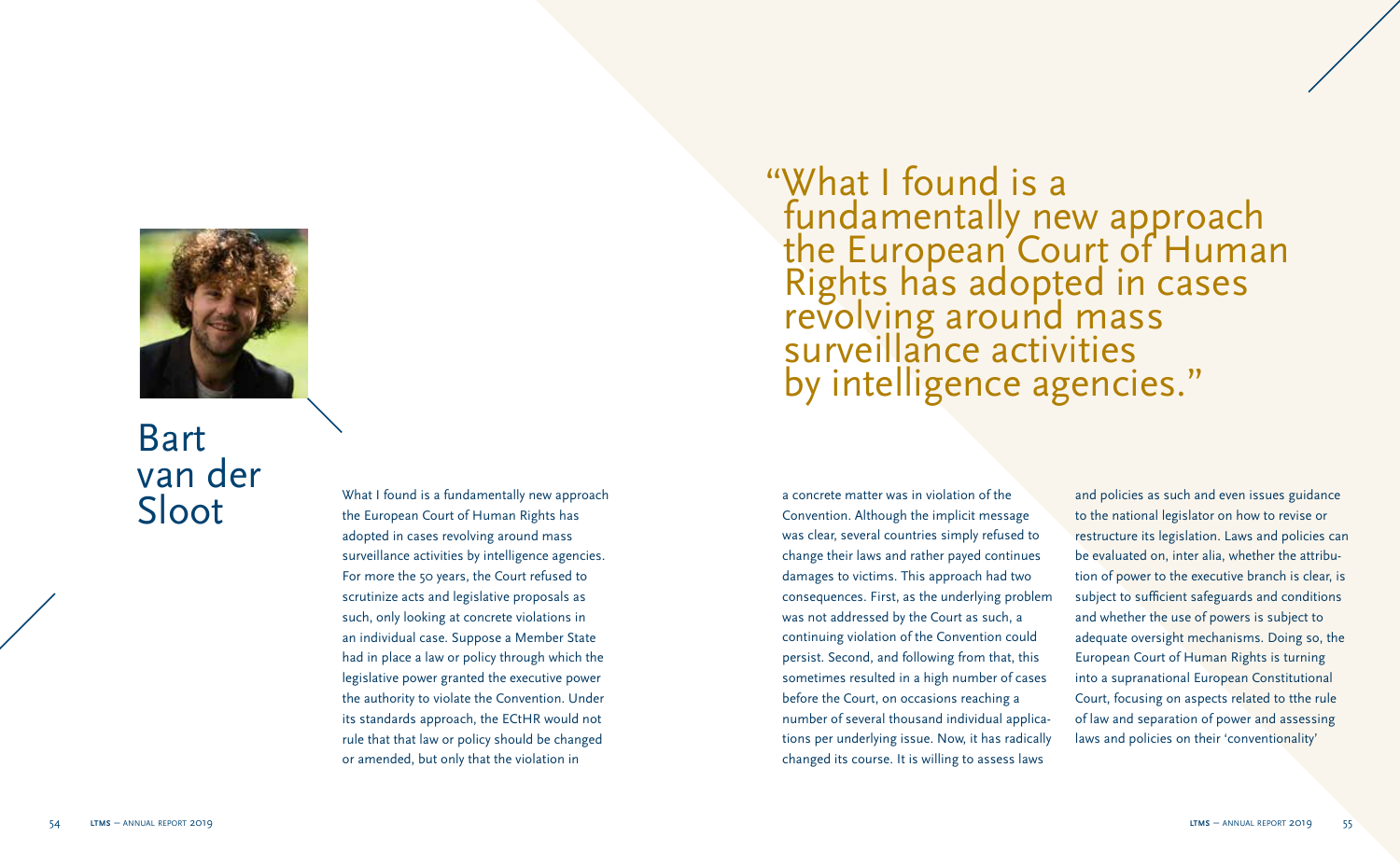# Bart van der Sloot

> "What I found is a fundamentally new approach the European Court of Human Rights has adopted in cases revolving around mass surveillance activities by intelligence agencies."

What I found is a fundamentally new approach the European Court of Human Rights has adopted in cases revolving around mass surveillance activities by intelligence agencies. For more the 50 years, the Court refused to scrutinize acts and legislative proposals as such, only looking at concrete violations in an individual case. Suppose a Member State had in place a law or policy through which the legislative power granted the executive power the authority to violate the Convention. Under its standards approach, the ECtHR would not rule that that law or policy should be changed or amended, but only that the violation in a concrete matter was in violation of the Convention. Although the implicit message was clear, several countries simply refused to change their laws and rather payed continues damages to victims. This approach had two consequences. First, as the underlying problem was not addressed by the Court as such, a continuing violation of the Convention could persist. Second, and following from that, this sometimes resulted in a high number of cases before the Court, on occasions reaching a number of several thousand individual applications per underlying issue. Now, it has radically changed its course. It is willing to assess laws and policies as such and even issues guidance to the national legislator on how to revise or restructure its legislation. Laws and policies can be evaluated on, inter alia, whether the attribution of power to the executive branch is clear, is subject to sufficient safeguards and conditions and whether the use of powers is subject to adequate oversight mechanisms. Doing so, the European Court of Human Rights is turning into a supranational European Constitutional Court, focusing on aspects related to tthe rule of law and separation of power and assessing laws and policies on their 'conventionality'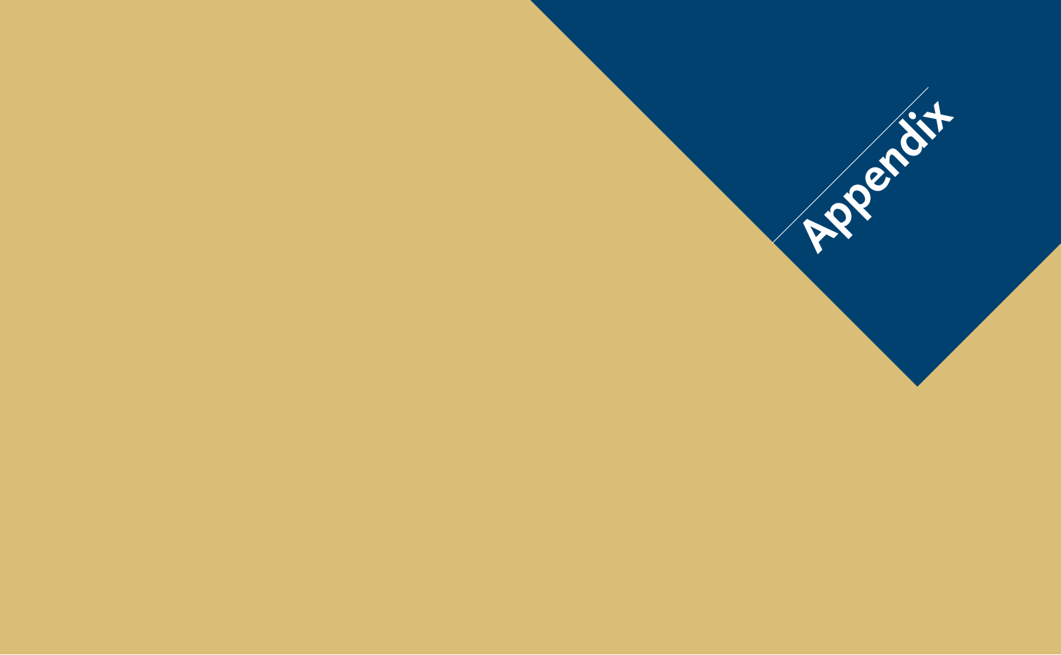# Appendix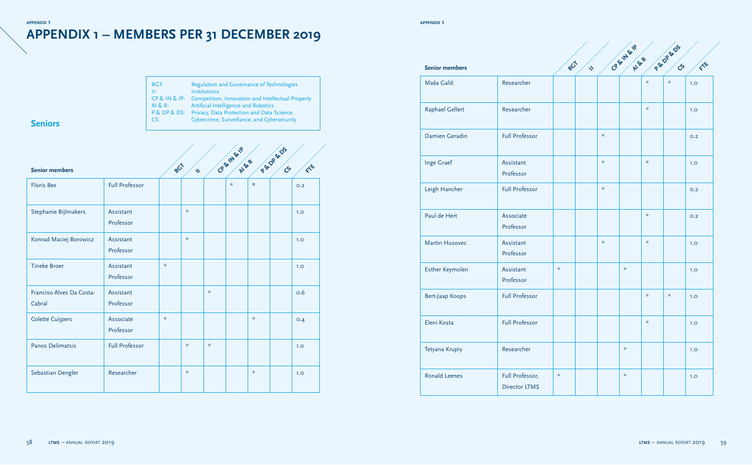# APPENDIX 1 – MEMBERS PER 31 DECEMBER 2019

## Seniors

RGT: Regulation and Governance of Technologies
II: Institutions
CP & IN & IP: Competition, Innovation and Intellectual Property
AI & R: Artificial Intelligence and Robotics
P & DP & DS: Privacy, Data Protection and Data Science
CS: Cybercrime, Surveillance, and Cybersecurity

| Senior members | | RGT | II | CP & IN & IP | AI & R | P & DP & DS | CS | FTE |
|---|---|---|---|---|---|---|---|---|
| Floris Bex | Full Professor | | | | * | * | | 0.2 |
| Stephanie Bijlmakers | Assistant Professor | | * | | | | | 1.0 |
| Konrad Maciej Borowicz | Assistant Professor | | * | | | | | 1.0 |
| Tineke Broer | Assistant Professor | * | | | | | | 1.0 |
| Francisco Alves Da Costa-Cabral | Assistant Professor | | | * | | | | 0.6 |
| Colette Cuijpers | Associate Professor | * | | | | * | | 0.4 |
| Panos Delimatsis | Full Professor | | * | * | | | | 1.0 |
| Sebastian Dengler | Researcher | | * | | | * | | 1.0 |
| Maša Galič | Researcher | | | | | * | * | 1.0 |
| Raphael Gellert | Researcher | | | | | * | | 1.0 |
| Damien Geradin | Full Professor | | | * | | | | 0.2 |
| Inge Graef | Assistant Professor | | | * | | * | | 1.0 |
| Leigh Hancher | Full Professor | | | * | | | | 0.2 |
| Paul de Hert | Associate Professor | | | | | * | | 0.2 |
| Martin Husovec | Assistant Professor | | | * | | * | | 1.0 |
| Esther Keymolen | Assistant Professor | * | | | * | | | 1.0 |
| Bert-Jaap Koops | Full Professor | | | | | * | * | 1.0 |
| Eleni Kosta | Full Professor | | | | | * | | 1.0 |
| Tetyana Krupiy | Researcher | | | | * | | | 1.0 |
| Ronald Leenes | Full Professor, Director LTMS | * | | | * | | | 1.0 |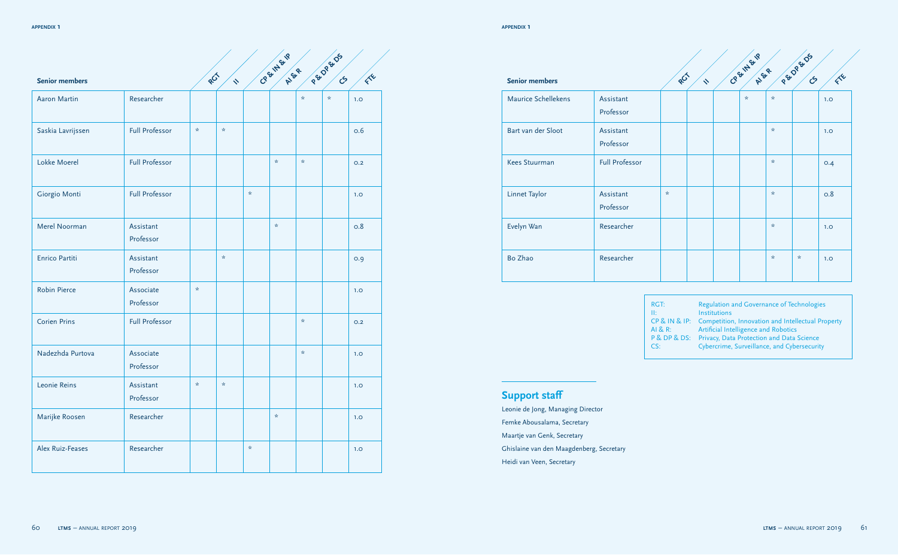## Senior members

| Senior members | | RGT | II | CP & IN & IP | AI & R | P & DP & DS | CS | FTE |
|---|---|---|---|---|---|---|---|---|
| Aaron Martin | Researcher | | | | | * | * | 1.0 |
| Saskia Lavrijssen | Full Professor | * | * | | | | | 0.6 |
| Lokke Moerel | Full Professor | | | | * | * | | 0.2 |
| Giorgio Monti | Full Professor | | | * | | | | 1.0 |
| Merel Noorman | Assistant Professor | | | | * | | | 0.8 |
| Enrico Partiti | Assistant Professor | | * | | | | | 0.9 |
| Robin Pierce | Associate Professor | * | | | | | | 1.0 |
| Corien Prins | Full Professor | | | | | * | | 0.2 |
| Nadezhda Purtova | Associate Professor | | | | | * | | 1.0 |
| Leonie Reins | Assistant Professor | * | * | | | | | 1.0 |
| Marijke Roosen | Researcher | | | | * | | | 1.0 |
| Alex Ruiz-Feases | Researcher | | | * | | | | 1.0 |
| Maurice Schellekens | Assistant Professor | | | | * | * | | 1.0 |
| Bart van der Sloot | Assistant Professor | | | | | * | | 1.0 |
| Kees Stuurman | Full Professor | | | | | * | | 0.4 |
| Linnet Taylor | Assistant Professor | * | | | | * | | 0.8 |
| Evelyn Wan | Researcher | | | | | * | | 1.0 |
| Bo Zhao | Researcher | | | | | * | * | 1.0 |

RGT: Regulation and Governance of Technologies
II: Institutions
CP & IN & IP: Competition, Innovation and Intellectual Property
AI & R: Artificial Intelligence and Robotics
P & DP & DS: Privacy, Data Protection and Data Science
CS: Cybercrime, Surveillance, and Cybersecurity

## Support staff

Leonie de Jong, Managing Director
Femke Abousalama, Secretary
Maartje van Genk, Secretary
Ghislaine van den Maagdenberg, Secretary
Heidi van Veen, Secretary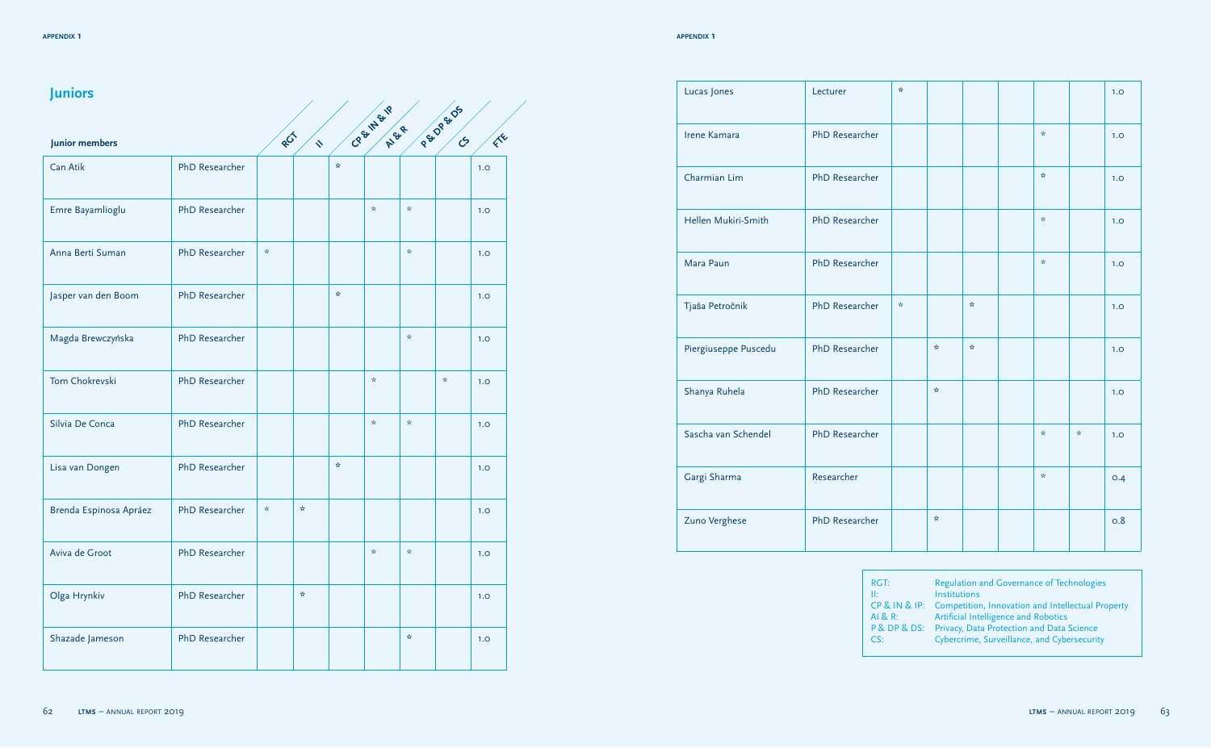## Juniors

| Junior members | | RGT | II | CP & IN & IP | AI & R | P & DP & DS | CS | FTE |
|---|---|---|---|---|---|---|---|---|
| Can Atik | PhD Researcher | | | * | | | | 1.0 |
| Emre Bayamlioglu | PhD Researcher | | | | * | * | | 1.0 |
| Anna Berti Suman | PhD Researcher | * | | | | * | | 1.0 |
| Jasper van den Boom | PhD Researcher | | | * | | | | 1.0 |
| Magda Brewczyńska | PhD Researcher | | | | | * | | 1.0 |
| Tom Chokrevski | PhD Researcher | | | | * | | * | 1.0 |
| Silvia De Conca | PhD Researcher | | | | * | * | | 1.0 |
| Lisa van Dongen | PhD Researcher | | | * | | | | 1.0 |
| Brenda Espinosa Apráez | PhD Researcher | * | * | | | | | 1.0 |
| Aviva de Groot | PhD Researcher | | | | * | * | | 1.0 |
| Olga Hrynkiv | PhD Researcher | | * | | | | | 1.0 |
| Shazade Jameson | PhD Researcher | | | | | * | | 1.0 |
| Lucas Jones | Lecturer | * | | | | | | 1.0 |
| Irene Kamara | PhD Researcher | | | | | * | | 1.0 |
| Charmian Lim | PhD Researcher | | | | | * | | 1.0 |
| Hellen Mukiri-Smith | PhD Researcher | | | | | * | | 1.0 |
| Mara Paun | PhD Researcher | | | | | * | | 1.0 |
| Tjaša Petročnik | PhD Researcher | * | | * | | | | 1.0 |
| Piergiuseppe Puscedu | PhD Researcher | | * | * | | | | 1.0 |
| Shanya Ruhela | PhD Researcher | | * | | | | | 1.0 |
| Sascha van Schendel | PhD Researcher | | | | | * | * | 1.0 |
| Gargi Sharma | Researcher | | | | | * | | 0.4 |
| Zuno Verghese | PhD Researcher | | * | | | | | 0.8 |

RGT: Regulation and Governance of Technologies
II: Institutions
CP & IN & IP: Competition, Innovation and Intellectual Property
AI & R: Artificial Intelligence and Robotics
P & DP & DS: Privacy, Data Protection and Data Science
CS: Cybercrime, Surveillance, and Cybersecurity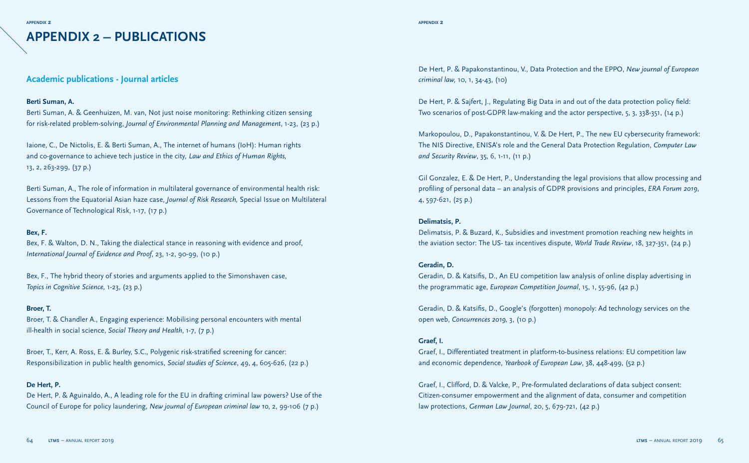# APPENDIX 2 – PUBLICATIONS

## Academic publications - Journal articles

**Berti Suman, A.**

Berti Suman, A. & Geenhuizen, M. van, Not just noise monitoring: Rethinking citizen sensing for risk-related problem-solving, *Journal of Environmental Planning and Management*, 1-23, (23 p.)

Iaione, C., De Nictolis, E. & Berti Suman, A., The internet of humans (IoH): Human rights and co-governance to achieve tech justice in the city, *Law and Ethics of Human Rights*, 13, 2, 263-299, (37 p.)

Berti Suman, A., The role of information in multilateral governance of environmental health risk: Lessons from the Equatorial Asian haze case, *Journal of Risk Research*, Special Issue on Multilateral Governance of Technological Risk, 1-17, (17 p.)

**Bex, F.**

Bex, F. & Walton, D. N., Taking the dialectical stance in reasoning with evidence and proof, *International Journal of Evidence and Proof*, 23, 1-2, 90-99, (10 p.)

Bex, F., The hybrid theory of stories and arguments applied to the Simonshaven case, *Topics in Cognitive Science*, 1-23, (23 p.)

**Broer, T.**

Broer, T. & Chandler A., Engaging experience: Mobilising personal encounters with mental ill-health in social science, *Social Theory and Health*, 1-7, (7 p.)

Broer, T., Kerr, A. Ross, E. & Burley, S.C., Polygenic risk-stratified screening for cancer: Responsibilization in public health genomics, *Social studies of Science*, 49, 4, 605-626, (22 p.)

**De Hert, P.**

De Hert, P. & Aguinaldo, A., A leading role for the EU in drafting criminal law powers? Use of the Council of Europe for policy laundering, *New journal of European criminal law 10*, 2, 99-106 (7 p.)

De Hert, P. & Papakonstantinou, V., Data Protection and the EPPO, *New journal of European criminal law*, 10, 1, 34-43, (10)

De Hert, P. & Sajfert, J., Regulating Big Data in and out of the data protection policy field: Two scenarios of post-GDPR law-making and the actor perspective, 5, 3, 338-351, (14 p.)

Markopoulou, D., Papakonstantinou, V. & De Hert, P., The new EU cybersecurity framework: The NIS Directive, ENISA's role and the General Data Protection Regulation, *Computer Law and Security Review*, 35, 6, 1-11, (11 p.)

Gil Gonzalez, E. & De Hert, P., Understanding the legal provisions that allow processing and profiling of personal data – an analysis of GDPR provisions and principles, *ERA Forum 2019*, 4, 597-621, (25 p.)

**Delimatsis, P.**

Delimatsis, P. & Buzard, K., Subsidies and investment promotion reaching new heights in the aviation sector: The US- tax incentives dispute, *World Trade Review*, 18, 327-351, (24 p.)

**Geradin, D.**

Geradin, D. & Katsifis, D., An EU competition law analysis of online display advertising in the programmatic age, *European Competition Journal*, 15, 1, 55-96, (42 p.)

Geradin, D. & Katsifis, D., Google's (forgotten) monopoly: Ad technology services on the open web, *Concurrences 2019*, 3, (10 p.)

**Graef, I.**

Graef, I., Differentiated treatment in platform-to-business relations: EU competition law and economic dependence, *Yearbook of European Law*, 38, 448-499, (52 p.)

Graef, I., Clifford, D. & Valcke, P., Pre-formulated declarations of data subject consent: Citizen-consumer empowerment and the alignment of data, consumer and competition law protections, *German Law Journal*, 20, 5, 679-721, (42 p.)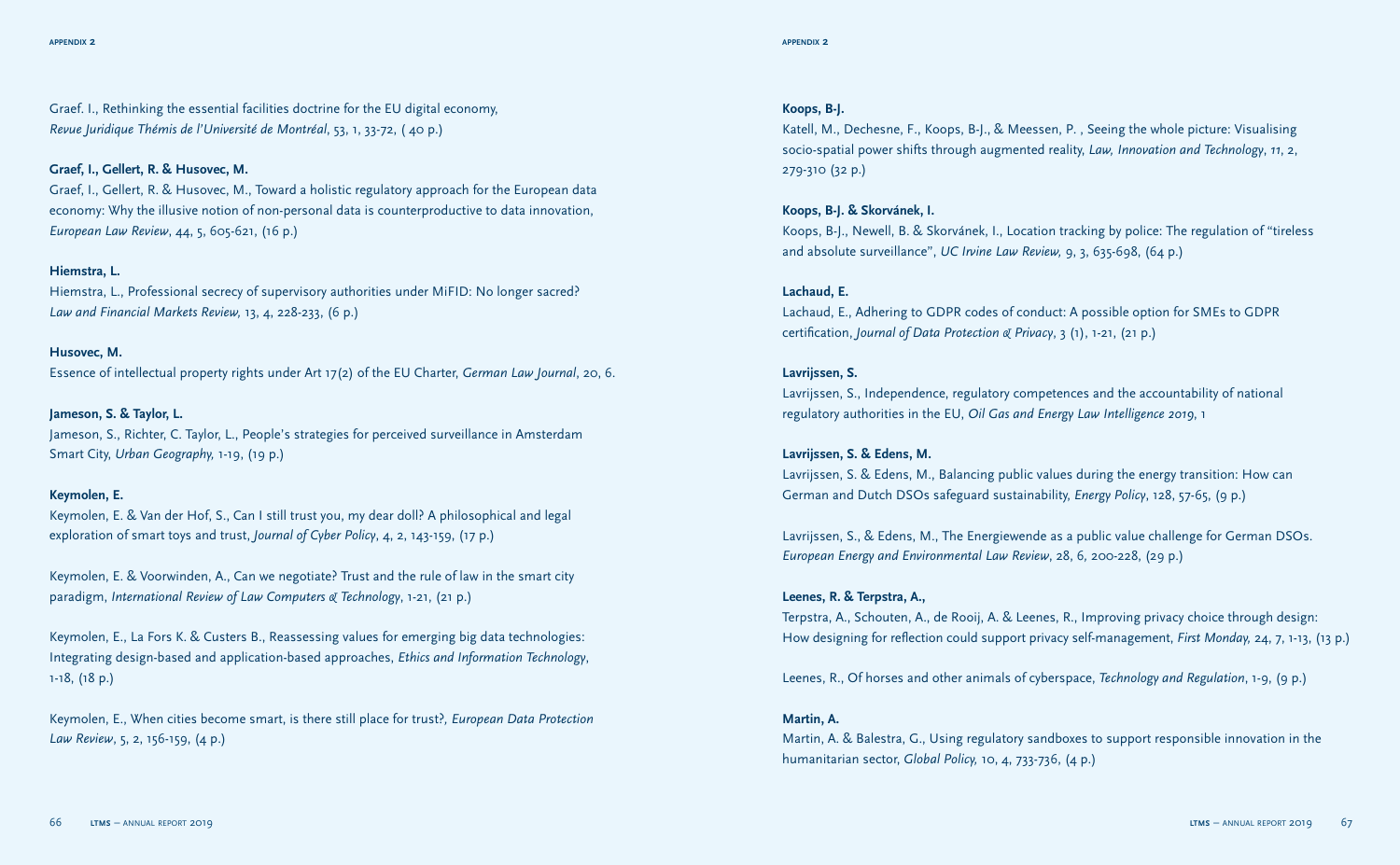Graef. I., Rethinking the essential facilities doctrine for the EU digital economy, *Revue Juridique Thémis de l'Université de Montréal*, 53, 1, 33-72, ( 40 p.)

**Graef, I., Gellert, R. & Husovec, M.**

Graef, I., Gellert, R. & Husovec, M., Toward a holistic regulatory approach for the European data economy: Why the illusive notion of non-personal data is counterproductive to data innovation, *European Law Review*, 44, 5, 605-621, (16 p.)

**Hiemstra, L.**

Hiemstra, L., Professional secrecy of supervisory authorities under MiFID: No longer sacred? *Law and Financial Markets Review*, 13, 4, 228-233, (6 p.)

**Husovec, M.**

Essence of intellectual property rights under Art 17(2) of the EU Charter, *German Law Journal*, 20, 6.

**Jameson, S. & Taylor, L.**

Jameson, S., Richter, C. Taylor, L., People's strategies for perceived surveillance in Amsterdam Smart City, *Urban Geography*, 1-19, (19 p.)

**Keymolen, E.**

Keymolen, E. & Van der Hof, S., Can I still trust you, my dear doll? A philosophical and legal exploration of smart toys and trust, *Journal of Cyber Policy*, 4, 2, 143-159, (17 p.)

Keymolen, E. & Voorwinden, A., Can we negotiate? Trust and the rule of law in the smart city paradigm, *International Review of Law Computers & Technology*, 1-21, (21 p.)

Keymolen, E., La Fors K. & Custers B., Reassessing values for emerging big data technologies: Integrating design-based and application-based approaches, *Ethics and Information Technology*, 1-18, (18 p.)

Keymolen, E., When cities become smart, is there still place for trust?, *European Data Protection Law Review*, 5, 2, 156-159, (4 p.)

**Koops, B-J.**

Katell, M., Dechesne, F., Koops, B-J., & Meessen, P. , Seeing the whole picture: Visualising socio-spatial power shifts through augmented reality, *Law, Innovation and Technology*, 11, 2, 279-310 (32 p.)

**Koops, B-J. & Skorvánek, I.**

Koops, B-J., Newell, B. & Skorvánek, I., Location tracking by police: The regulation of "tireless and absolute surveillance", *UC Irvine Law Review*, 9, 3, 635-698, (64 p.)

**Lachaud, E.**

Lachaud, E., Adhering to GDPR codes of conduct: A possible option for SMEs to GDPR certification, *Journal of Data Protection & Privacy*, 3 (1), 1-21, (21 p.)

**Lavrijssen, S.**

Lavrijssen, S., Independence, regulatory competences and the accountability of national regulatory authorities in the EU, *Oil Gas and Energy Law Intelligence 2019*, 1

**Lavrijssen, S. & Edens, M.**

Lavrijssen, S. & Edens, M., Balancing public values during the energy transition: How can German and Dutch DSOs safeguard sustainability, *Energy Policy*, 128, 57-65, (9 p.)

Lavrijssen, S., & Edens, M., The Energiewende as a public value challenge for German DSOs. *European Energy and Environmental Law Review*, 28, 6, 200-228, (29 p.)

**Leenes, R. & Terpstra, A.,**

Terpstra, A., Schouten, A., de Rooij, A. & Leenes, R., Improving privacy choice through design: How designing for reflection could support privacy self-management, *First Monday*, 24, 7, 1-13, (13 p.)

Leenes, R., Of horses and other animals of cyberspace, *Technology and Regulation*, 1-9, (9 p.)

**Martin, A.**

Martin, A. & Balestra, G., Using regulatory sandboxes to support responsible innovation in the humanitarian sector, *Global Policy*, 10, 4, 733-736, (4 p.)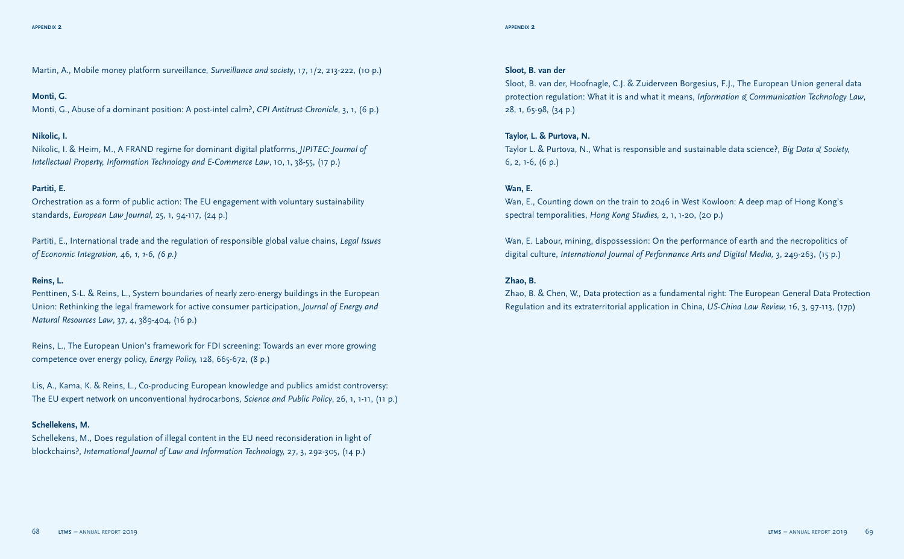Martin, A., Mobile money platform surveillance, *Surveillance and society*, 17, 1/2, 213-222, (10 p.)

**Monti, G.**

Monti, G., Abuse of a dominant position: A post-intel calm?, *CPI Antitrust Chronicle*, 3, 1, (6 p.)

**Nikolic, I.**

Nikolic, I. & Heim, M., A FRAND regime for dominant digital platforms, *JIPITEC: Journal of Intellectual Property, Information Technology and E-Commerce Law*, 10, 1, 38-55, (17 p.)

**Partiti, E.**

Orchestration as a form of public action: The EU engagement with voluntary sustainability standards, *European Law Journal*, 25, 1, 94-117, (24 p.)

Partiti, E., International trade and the regulation of responsible global value chains, *Legal Issues of Economic Integration, 46, 1, 1-6, (6 p.)*

**Reins, L.**

Penttinen, S-L. & Reins, L., System boundaries of nearly zero-energy buildings in the European Union: Rethinking the legal framework for active consumer participation, *Journal of Energy and Natural Resources Law*, 37, 4, 389-404, (16 p.)

Reins, L., The European Union's framework for FDI screening: Towards an ever more growing competence over energy policy, *Energy Policy*, 128, 665-672, (8 p.)

Lis, A., Kama, K. & Reins, L., Co-producing European knowledge and publics amidst controversy: The EU expert network on unconventional hydrocarbons, *Science and Public Policy*, 26, 1, 1-11, (11 p.)

**Schellekens, M.**

Schellekens, M., Does regulation of illegal content in the EU need reconsideration in light of blockchains?, *International Journal of Law and Information Technology*, 27, 3, 292-305, (14 p.)

**Sloot, B. van der**

Sloot, B. van der, Hoofnagle, C.J. & Zuiderveen Borgesius, F.J., The European Union general data protection regulation: What it is and what it means, *Information & Communication Technology Law*, 28, 1, 65-98, (34 p.)

**Taylor, L. & Purtova, N.**

Taylor L. & Purtova, N., What is responsible and sustainable data science?, *Big Data & Society*, 6, 2, 1-6, (6 p.)

**Wan, E.**

Wan, E., Counting down on the train to 2046 in West Kowloon: A deep map of Hong Kong's spectral temporalities, *Hong Kong Studies*, 2, 1, 1-20, (20 p.)

Wan, E. Labour, mining, dispossession: On the performance of earth and the necropolitics of digital culture, *International Journal of Performance Arts and Digital Media*, 3, 249-263, (15 p.)

**Zhao, B.**

Zhao, B. & Chen, W., Data protection as a fundamental right: The European General Data Protection Regulation and its extraterritorial application in China, *US-China Law Review*, 16, 3, 97-113, (17p)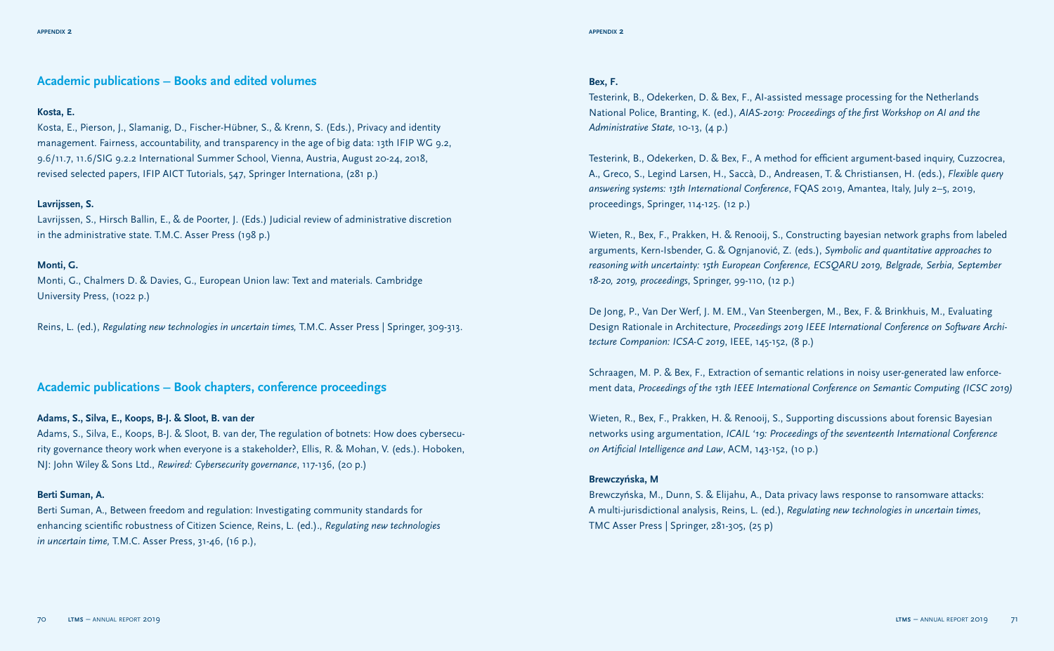## Academic publications – Books and edited volumes

**Kosta, E.**

Kosta, E., Pierson, J., Slamanig, D., Fischer-Hübner, S., & Krenn, S. (Eds.), Privacy and identity management. Fairness, accountability, and transparency in the age of big data: 13th IFIP WG 9.2, 9.6/11.7, 11.6/SIG 9.2.2 International Summer School, Vienna, Austria, August 20-24, 2018, revised selected papers, IFIP AICT Tutorials, 547, Springer Internationa, (281 p.)

**Lavrijssen, S.**

Lavrijssen, S., Hirsch Ballin, E., & de Poorter, J. (Eds.) Judicial review of administrative discretion in the administrative state. T.M.C. Asser Press (198 p.)

**Monti, G.**

Monti, G., Chalmers D. & Davies, G., European Union law: Text and materials. Cambridge University Press, (1022 p.)

Reins, L. (ed.), *Regulating new technologies in uncertain times,* T.M.C. Asser Press | Springer, 309-313.

## Academic publications – Book chapters, conference proceedings

**Adams, S., Silva, E., Koops, B-J. & Sloot, B. van der**

Adams, S., Silva, E., Koops, B-J. & Sloot, B. van der, The regulation of botnets: How does cybersecurity governance theory work when everyone is a stakeholder?, Ellis, R. & Mohan, V. (eds.). Hoboken, NJ: John Wiley & Sons Ltd., *Rewired: Cybersecurity governance*, 117-136, (20 p.)

**Berti Suman, A.**

Berti Suman, A., Between freedom and regulation: Investigating community standards for enhancing scientific robustness of Citizen Science, Reins, L. (ed.)., *Regulating new technologies in uncertain time,* T.M.C. Asser Press, 31-46, (16 p.),

**Bex, F.**

Testerink, B., Odekerken, D. & Bex, F., AI-assisted message processing for the Netherlands National Police, Branting, K. (ed.), *AIAS-2019: Proceedings of the first Workshop on AI and the Administrative State,* 10-13, (4 p.)

Testerink, B., Odekerken, D. & Bex, F., A method for efficient argument-based inquiry, Cuzzocrea, A., Greco, S., Legind Larsen, H., Saccà, D., Andreasen, T. & Christiansen, H. (eds.), *Flexible query answering systems: 13th International Conference*, FQAS 2019, Amantea, Italy, July 2–5, 2019, proceedings, Springer, 114-125. (12 p.)

Wieten, R., Bex, F., Prakken, H. & Renooij, S., Constructing bayesian network graphs from labeled arguments, Kern-Isbender, G. & Ognjanović, Z. (eds.), *Symbolic and quantitative approaches to reasoning with uncertainty: 15th European Conference, ECSQARU 2019, Belgrade, Serbia, September 18-20, 2019, proceedings*, Springer, 99-110, (12 p.)

De Jong, P., Van Der Werf, J. M. EM., Van Steenbergen, M., Bex, F. & Brinkhuis, M., Evaluating Design Rationale in Architecture, *Proceedings 2019 IEEE International Conference on Software Architecture Companion: ICSA-C 2019*, IEEE, 145-152, (8 p.)

Schraagen, M. P. & Bex, F., Extraction of semantic relations in noisy user-generated law enforcement data, *Proceedings of the 13th IEEE International Conference on Semantic Computing (ICSC 2019)*

Wieten, R., Bex, F., Prakken, H. & Renooij, S., Supporting discussions about forensic Bayesian networks using argumentation, *ICAIL '19: Proceedings of the seventeenth International Conference on Artificial Intelligence and Law*, ACM, 143-152, (10 p.)

**Brewczyńska, M**

Brewczyńska, M., Dunn, S. & Elijahu, A., Data privacy laws response to ransomware attacks: A multi-jurisdictional analysis, Reins, L. (ed.), *Regulating new technologies in uncertain times*, TMC Asser Press | Springer, 281-305, (25 p)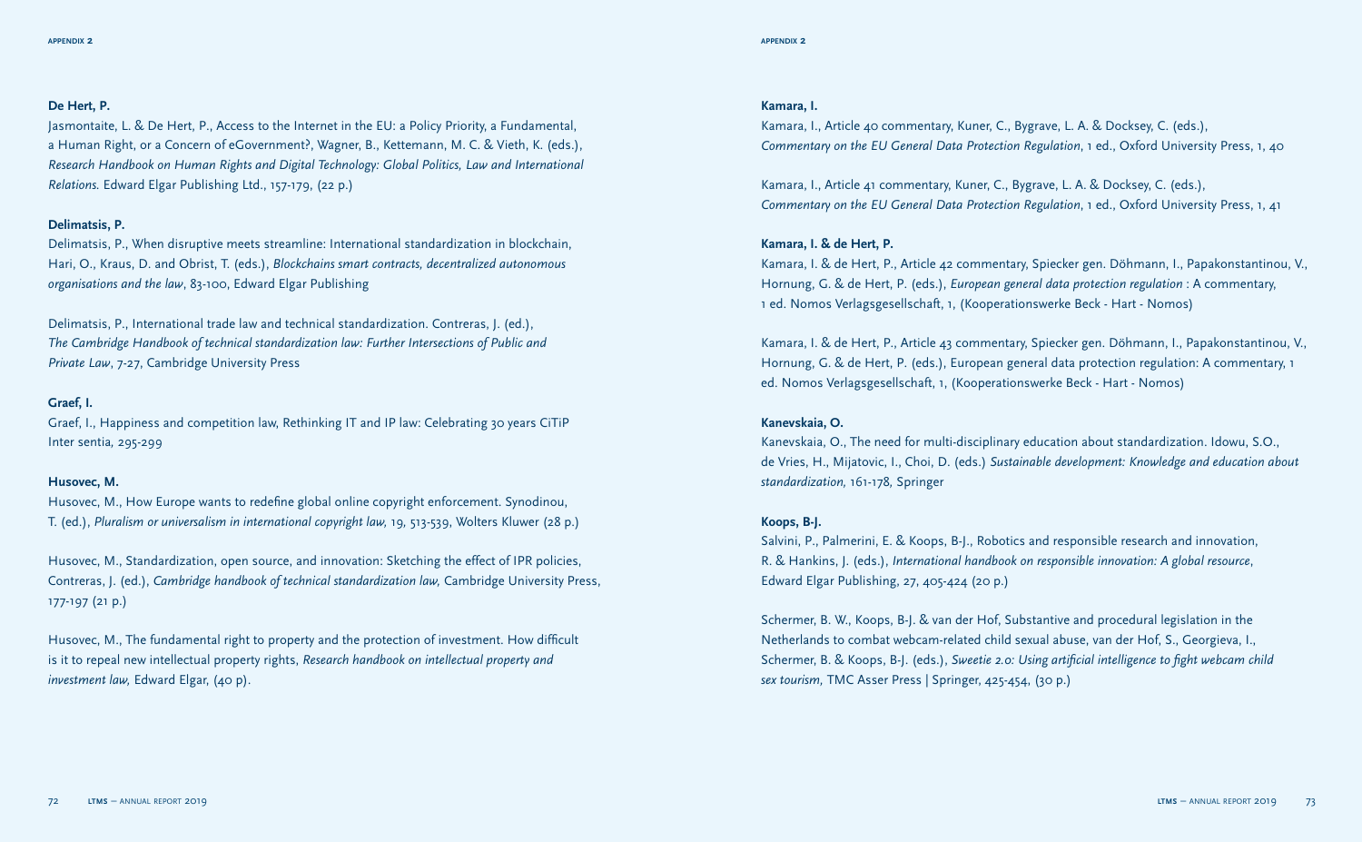**De Hert, P.**

Jasmontaite, L. & De Hert, P., Access to the Internet in the EU: a Policy Priority, a Fundamental, a Human Right, or a Concern of eGovernment?, Wagner, B., Kettemann, M. C. & Vieth, K. (eds.), *Research Handbook on Human Rights and Digital Technology: Global Politics, Law and International Relations.* Edward Elgar Publishing Ltd., 157-179, (22 p.)

**Delimatsis, P.**

Delimatsis, P., When disruptive meets streamline: International standardization in blockchain, Hari, O., Kraus, D. and Obrist, T. (eds.), *Blockchains smart contracts, decentralized autonomous organisations and the law*, 83-100, Edward Elgar Publishing

Delimatsis, P., International trade law and technical standardization. Contreras, J. (ed.), *The Cambridge Handbook of technical standardization law: Further Intersections of Public and Private Law*, 7-27, Cambridge University Press

**Graef, I.**

Graef, I., Happiness and competition law, Rethinking IT and IP law: Celebrating 30 years CiTiP Inter sentia, 295-299

**Husovec, M.**

Husovec, M., How Europe wants to redefine global online copyright enforcement. Synodinou, T. (ed.), *Pluralism or universalism in international copyright law,* 19, 513-539, Wolters Kluwer (28 p.)

Husovec, M., Standardization, open source, and innovation: Sketching the effect of IPR policies, Contreras, J. (ed.), *Cambridge handbook of technical standardization law,* Cambridge University Press, 177-197 (21 p.)

Husovec, M., The fundamental right to property and the protection of investment. How difficult is it to repeal new intellectual property rights, *Research handbook on intellectual property and investment law,* Edward Elgar, (40 p).

**Kamara, I.**

Kamara, I., Article 40 commentary, Kuner, C., Bygrave, L. A. & Docksey, C. (eds.), *Commentary on the EU General Data Protection Regulation*, 1 ed., Oxford University Press, 1, 40

Kamara, I., Article 41 commentary, Kuner, C., Bygrave, L. A. & Docksey, C. (eds.), *Commentary on the EU General Data Protection Regulation*, 1 ed., Oxford University Press, 1, 41

**Kamara, I. & de Hert, P.**

Kamara, I. & de Hert, P., Article 42 commentary, Spiecker gen. Döhmann, I., Papakonstantinou, V., Hornung, G. & de Hert, P. (eds.), *European general data protection regulation* : A commentary, 1 ed. Nomos Verlagsgesellschaft, 1, (Kooperationswerke Beck - Hart - Nomos)

Kamara, I. & de Hert, P., Article 43 commentary, Spiecker gen. Döhmann, I., Papakonstantinou, V., Hornung, G. & de Hert, P. (eds.), European general data protection regulation: A commentary, 1 ed. Nomos Verlagsgesellschaft, 1, (Kooperationswerke Beck - Hart - Nomos)

**Kanevskaia, O.**

Kanevskaia, O., The need for multi-disciplinary education about standardization. Idowu, S.O., de Vries, H., Mijatovic, I., Choi, D. (eds.) *Sustainable development: Knowledge and education about standardization,* 161-178, Springer

**Koops, B-J.**

Salvini, P., Palmerini, E. & Koops, B-J., Robotics and responsible research and innovation, R. & Hankins, J. (eds.), *International handbook on responsible innovation: A global resource*, Edward Elgar Publishing, 27, 405-424 (20 p.)

Schermer, B. W., Koops, B-J. & van der Hof, Substantive and procedural legislation in the Netherlands to combat webcam-related child sexual abuse, van der Hof, S., Georgieva, I., Schermer, B. & Koops, B-J. (eds.), *Sweetie 2.0: Using artificial intelligence to fight webcam child sex tourism*, TMC Asser Press | Springer, 425-454, (30 p.)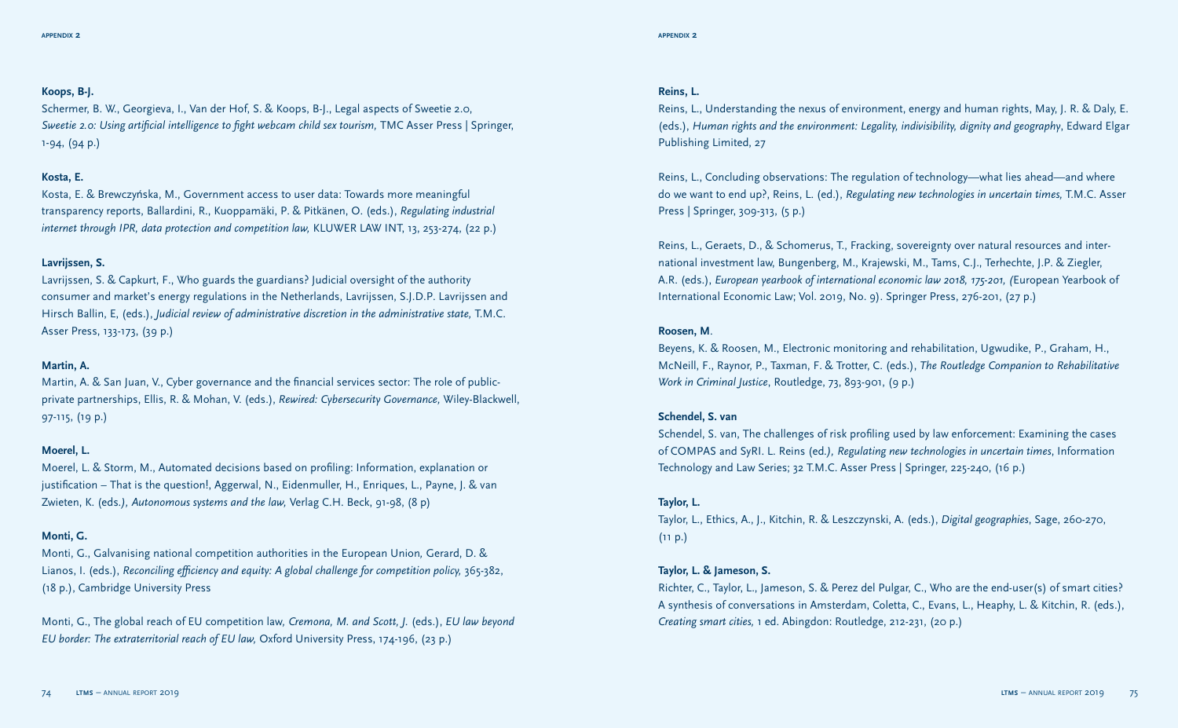**Koops, B-J.**

Schermer, B. W., Georgieva, I., Van der Hof, S. & Koops, B-J., Legal aspects of Sweetie 2.0, *Sweetie 2.0: Using artificial intelligence to fight webcam child sex tourism,* TMC Asser Press | Springer, 1-94, (94 p.)

**Kosta, E.**

Kosta, E. & Brewczyńska, M., Government access to user data: Towards more meaningful transparency reports, Ballardini, R., Kuoppamäki, P. & Pitkänen, O. (eds.), *Regulating industrial internet through IPR, data protection and competition law,* KLUWER LAW INT, 13, 253-274, (22 p.)

**Lavrijssen, S.**

Lavrijssen, S. & Capkurt, F., Who guards the guardians? Judicial oversight of the authority consumer and market's energy regulations in the Netherlands, Lavrijssen, S.J.D.P. Lavrijssen and Hirsch Ballin, E, (eds.), *Judicial review of administrative discretion in the administrative state,* T.M.C. Asser Press, 133-173, (39 p.)

**Martin, A.**

Martin, A. & San Juan, V., Cyber governance and the financial services sector: The role of public-private partnerships, Ellis, R. & Mohan, V. (eds.), *Rewired: Cybersecurity Governance*, Wiley-Blackwell, 97-115, (19 p.)

**Moerel, L.**

Moerel, L. & Storm, M., Automated decisions based on profiling: Information, explanation or justification – That is the question!, Aggerwal, N., Eidenmuller, H., Enriques, L., Payne, J. & van Zwieten, K. (eds.*), Autonomous systems and the law,* Verlag C.H. Beck, 91-98, (8 p)

**Monti, G.**

Monti, G., Galvanising national competition authorities in the European Union*,* Gerard, D. & Lianos, I. (eds.), *Reconciling efficiency and equity: A global challenge for competition policy,* 365-382, (18 p.), Cambridge University Press

Monti, G., The global reach of EU competition law, *Cremona, M. and Scott, J.* (eds.), *EU law beyond EU border: The extraterritorial reach of EU law,* Oxford University Press, 174-196, (23 p.)

**Reins, L.**

Reins, L., Understanding the nexus of environment, energy and human rights, May, J. R. & Daly, E. (eds.), *Human rights and the environment: Legality, indivisibility, dignity and geography*, Edward Elgar Publishing Limited, 27

Reins, L., Concluding observations: The regulation of technology—what lies ahead—and where do we want to end up?, Reins, L. (ed.), *Regulating new technologies in uncertain times,* T.M.C. Asser Press | Springer, 309-313, (5 p.)

Reins, L., Geraets, D., & Schomerus, T., Fracking, sovereignty over natural resources and international investment law, Bungenberg, M., Krajewski, M., Tams, C.J., Terhechte, J.P. & Ziegler, A.R. (eds.), *European yearbook of international economic law 2018, 175-201, (*European Yearbook of International Economic Law; Vol. 2019, No. 9). Springer Press, 276-201, (27 p.)

**Roosen, M**.

Beyens, K. & Roosen, M., Electronic monitoring and rehabilitation, Ugwudike, P., Graham, H., McNeill, F., Raynor, P., Taxman, F. & Trotter, C. (eds.), *The Routledge Companion to Rehabilitative Work in Criminal Justice*, Routledge, 73, 893-901, (9 p.)

**Schendel, S. van**

Schendel, S. van, The challenges of risk profiling used by law enforcement: Examining the cases of COMPAS and SyRI. L. Reins (ed*.), Regulating new technologies in uncertain times*, Information Technology and Law Series; 32 T.M.C. Asser Press | Springer, 225-240, (16 p.)

**Taylor, L.**

Taylor, L., Ethics, A., J., Kitchin, R. & Leszczynski, A. (eds.), *Digital geographies*, Sage, 260-270, (11 p.)

**Taylor, L. & Jameson, S.**

Richter, C., Taylor, L., Jameson, S. & Perez del Pulgar, C., Who are the end-user(s) of smart cities? A synthesis of conversations in Amsterdam, Coletta, C., Evans, L., Heaphy, L. & Kitchin, R. (eds.), *Creating smart cities,* 1 ed. Abingdon: Routledge, 212-231, (20 p.)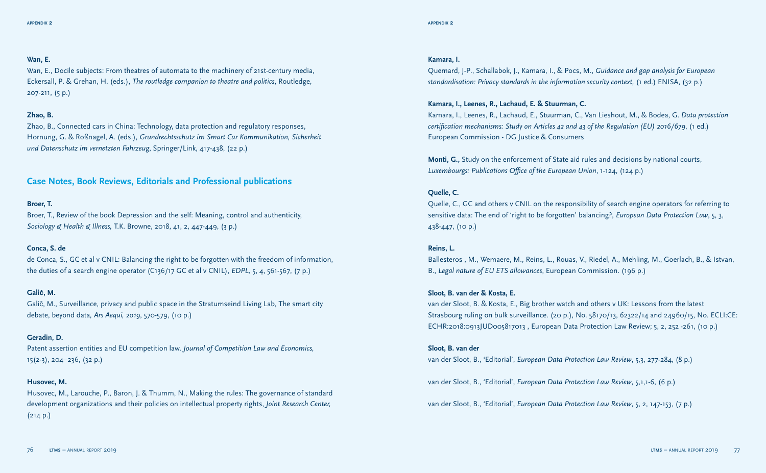**Wan, E.**

Wan, E., Docile subjects: From theatres of automata to the machinery of 21st-century media, Eckersall, P. & Grehan, H. (eds.), *The routledge companion to theatre and politics*, Routledge, 207-211, (5 p.)

**Zhao, B.**

Zhao, B., Connected cars in China: Technology, data protection and regulatory responses, Hornung, G. & Roßnagel, A. (eds.), *Grundrechtsschutz im Smart Car Kommunikation, Sicherheit und Datenschutz im vernetzten Fahrzeug*, Springer/Link, 417-438, (22 p.)

## Case Notes, Book Reviews, Editorials and Professional publications

**Broer, T.**

Broer, T., Review of the book Depression and the self: Meaning, control and authenticity, *Sociology & Health & Illness*, T.K. Browne, 2018, 41, 2, 447-449, (3 p.)

**Conca, S. de**

de Conca, S., GC et al v CNIL: Balancing the right to be forgotten with the freedom of information, the duties of a search engine operator (C136/17 GC et al v CNIL), *EDPL*, 5, 4, 561-567, (7 p.)

**Galič, M.**

Galič, M., Surveillance, privacy and public space in the Stratumseind Living Lab, The smart city debate, beyond data, *Ars Aequi, 2019*, 570-579, (10 p.)

**Geradin, D.**

Patent assertion entities and EU competition law. *Journal of Competition Law and Economics*, 15(2-3), 204–236, (32 p.)

**Husovec, M.**

Husovec, M., Larouche, P., Baron, J. & Thumm, N., Making the rules: The governance of standard development organizations and their policies on intellectual property rights, *Joint Research Center*, (214 p.)

**Kamara, I.**

Quemard, J-P., Schallabok, J., Kamara, I., & Pocs, M., *Guidance and gap analysis for European standardisation: Privacy standards in the information security context*, (1 ed.) ENISA, (32 p.)

**Kamara, I., Leenes, R., Lachaud, E. & Stuurman, C.**

Kamara, I., Leenes, R., Lachaud, E., Stuurman, C., Van Lieshout, M., & Bodea, G. *Data protection certification mechanisms: Study on Articles 42 and 43 of the Regulation (EU) 2016/679*, (1 ed.) European Commission - DG Justice & Consumers

**Monti, G.,** Study on the enforcement of State aid rules and decisions by national courts, *Luxembourgs: Publications Office of the European Union*, 1-124, (124 p.)

**Quelle, C.**

Quelle, C., GC and others v CNIL on the responsibility of search engine operators for referring to sensitive data: The end of 'right to be forgotten' balancing?, *European Data Protection Law*, 5, 3, 438-447, (10 p.)

**Reins, L.**

Ballesteros , M., Wemaere, M., Reins, L., Rouas, V., Riedel, A., Mehling, M., Goerlach, B., & Istvan, B., *Legal nature of EU ETS allowances*, European Commission. (196 p.)

**Sloot, B. van der & Kosta, E.**

van der Sloot, B. & Kosta, E., Big brother watch and others v UK: Lessons from the latest Strasbourg ruling on bulk surveillance. (20 p.), No. 58170/13, 62322/14 and 24960/15, No. ECLI:CE:ECHR:2018:0913JUD005817013 , European Data Protection Law Review; 5, 2, 252 -261, (10 p.)

**Sloot, B. van der**

van der Sloot, B., 'Editorial', *European Data Protection Law Review*, 5,3, 277-284, (8 p.)

van der Sloot, B., 'Editorial', *European Data Protection Law Review*, 5,1,1-6, (6 p.)

van der Sloot, B., 'Editorial', *European Data Protection Law Review*, 5, 2, 147-153, (7 p.)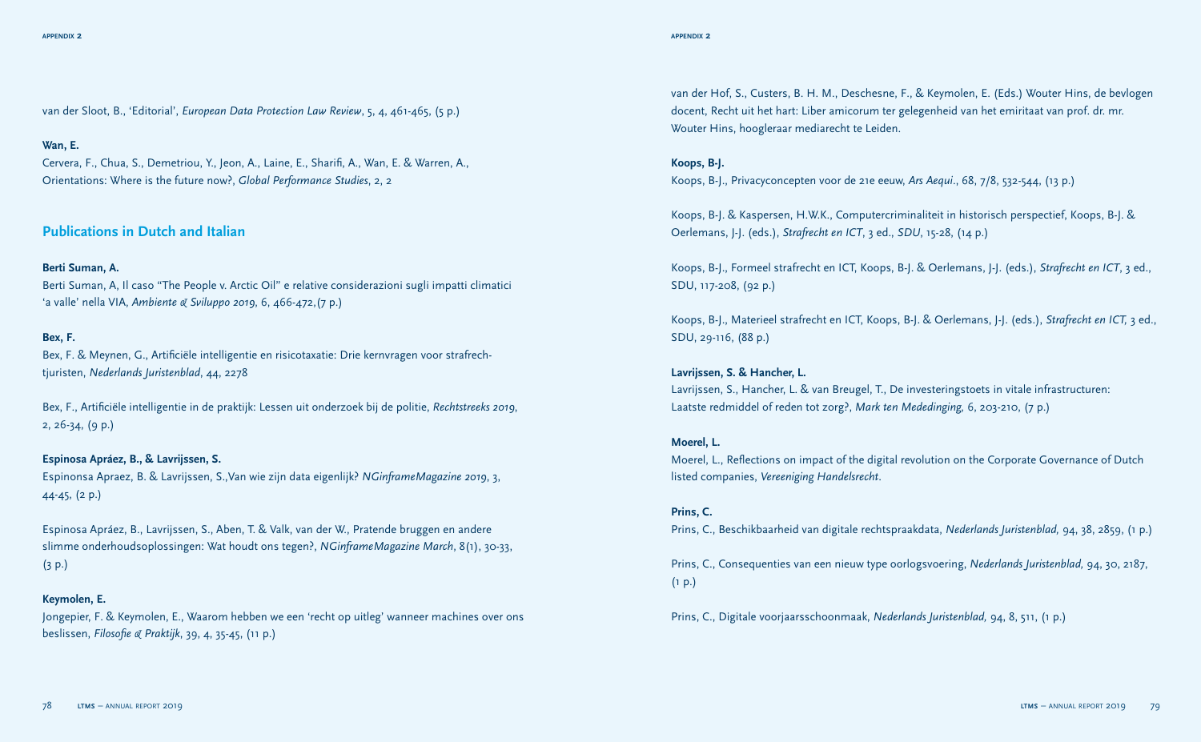van der Sloot, B., 'Editorial', *European Data Protection Law Review*, 5, 4, 461-465, (5 p.)

**Wan, E.**

Cervera, F., Chua, S., Demetriou, Y., Jeon, A., Laine, E., Sharifi, A., Wan, E. & Warren, A., Orientations: Where is the future now?, *Global Performance Studies*, 2, 2

## Publications in Dutch and Italian

**Berti Suman, A.**

Berti Suman, A, Il caso "The People v. Arctic Oil" e relative considerazioni sugli impatti climatici 'a valle' nella VIA, *Ambiente & Sviluppo 2019*, 6, 466-472,(7 p.)

**Bex, F.**

Bex, F. & Meynen, G., Artificiële intelligentie en risicotaxatie: Drie kernvragen voor strafrechtjuristen, *Nederlands Juristenblad*, 44, 2278

Bex, F., Artificiële intelligentie in de praktijk: Lessen uit onderzoek bij de politie, *Rechtstreeks 2019*, 2, 26-34, (9 p.)

**Espinosa Apráez, B., & Lavrijssen, S.**

Espinonsa Apraez, B. & Lavrijssen, S.,Van wie zijn data eigenlijk? *NGinframeMagazine 2019*, 3, 44-45, (2 p.)

Espinosa Apráez, B., Lavrijssen, S., Aben, T. & Valk, van der W., Pratende bruggen en andere slimme onderhoudsoplossingen: Wat houdt ons tegen?, *NGinframeMagazine March*, 8(1), 30-33, (3 p.)

**Keymolen, E.**

Jongepier, F. & Keymolen, E., Waarom hebben we een 'recht op uitleg' wanneer machines over ons beslissen, *Filosofie & Praktijk*, 39, 4, 35-45, (11 p.)

van der Hof, S., Custers, B. H. M., Deschesne, F., & Keymolen, E. (Eds.) Wouter Hins, de bevlogen docent, Recht uit het hart: Liber amicorum ter gelegenheid van het emiritaat van prof. dr. mr. Wouter Hins, hoogleraar mediarecht te Leiden.

**Koops, B-J.**

Koops, B-J., Privacyconcepten voor de 21e eeuw, *Ars Aequi.*, 68, 7/8, 532-544, (13 p.)

Koops, B-J. & Kaspersen, H.W.K., Computercriminaliteit in historisch perspectief, Koops, B-J. & Oerlemans, J-J. (eds.), *Strafrecht en ICT*, 3 ed., *SDU*, 15-28, (14 p.)

Koops, B-J., Formeel strafrecht en ICT, Koops, B-J. & Oerlemans, J-J. (eds.), *Strafrecht en ICT*, 3 ed., SDU, 117-208, (92 p.)

Koops, B-J., Materieel strafrecht en ICT, Koops, B-J. & Oerlemans, J-J. (eds.), *Strafrecht en ICT*, 3 ed., SDU, 29-116, (88 p.)

**Lavrijssen, S. & Hancher, L.**

Lavrijssen, S., Hancher, L. & van Breugel, T., De investeringstoets in vitale infrastructuren: Laatste redmiddel of reden tot zorg?, *Mark ten Mededinging*, 6, 203-210, (7 p.)

**Moerel, L.**

Moerel, L., Reflections on impact of the digital revolution on the Corporate Governance of Dutch listed companies, *Vereeniging Handelsrecht*.

**Prins, C.**

Prins, C., Beschikbaarheid van digitale rechtspraakdata, *Nederlands Juristenblad*, 94, 38, 2859, (1 p.)

Prins, C., Consequenties van een nieuw type oorlogsvoering, *Nederlands Juristenblad*, 94, 30, 2187, (1 p.)

Prins, C., Digitale voorjaarsschoonmaak, *Nederlands Juristenblad*, 94, 8, 511, (1 p.)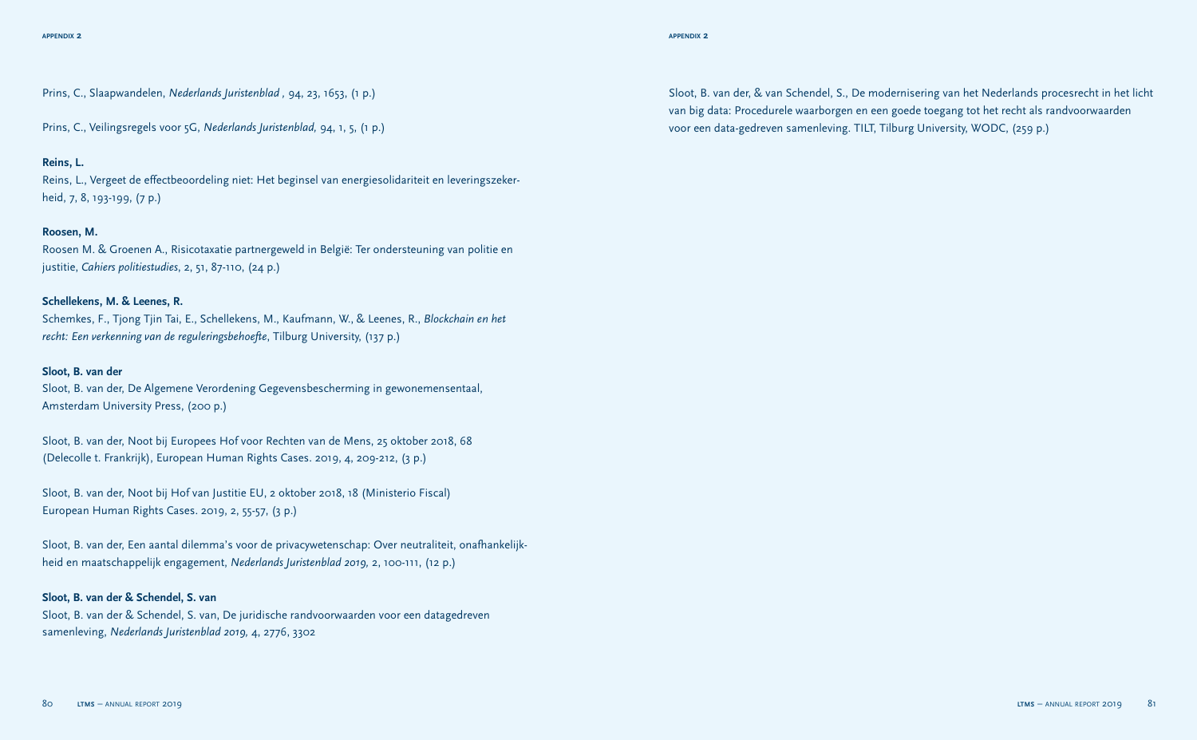Prins, C., Slaapwandelen, *Nederlands Juristenblad* , 94, 23, 1653, (1 p.)

Prins, C., Veilingsregels voor 5G, *Nederlands Juristenblad,* 94, 1, 5, (1 p.)

**Reins, L.**

Reins, L., Vergeet de effectbeoordeling niet: Het beginsel van energiesolidariteit en leveringszekerheid, 7, 8, 193-199, (7 p.)

**Roosen, M.**

Roosen M. & Groenen A., Risicotaxatie partnergeweld in België: Ter ondersteuning van politie en justitie, *Cahiers politiestudies*, 2, 51, 87-110, (24 p.)

**Schellekens, M. & Leenes, R.**

Schemkes, F., Tjong Tjin Tai, E., Schellekens, M., Kaufmann, W., & Leenes, R., *Blockchain en het recht: Een verkenning van de reguleringsbehoefte*, Tilburg University, (137 p.)

**Sloot, B. van der**

Sloot, B. van der, De Algemene Verordening Gegevensbescherming in gewonemensentaal, Amsterdam University Press, (200 p.)

Sloot, B. van der, Noot bij Europees Hof voor Rechten van de Mens, 25 oktober 2018, 68 (Delecolle t. Frankrijk), European Human Rights Cases. 2019, 4, 209-212, (3 p.)

Sloot, B. van der, Noot bij Hof van Justitie EU, 2 oktober 2018, 18 (Ministerio Fiscal) European Human Rights Cases. 2019, 2, 55-57, (3 p.)

Sloot, B. van der, Een aantal dilemma's voor de privacywetenschap: Over neutraliteit, onafhankelijkheid en maatschappelijk engagement, *Nederlands Juristenblad 2019,* 2, 100-111, (12 p.)

**Sloot, B. van der & Schendel, S. van**

Sloot, B. van der & Schendel, S. van, De juridische randvoorwaarden voor een datagedreven samenleving, *Nederlands Juristenblad 2019,* 4, 2776, 3302

Sloot, B. van der, & van Schendel, S., De modernisering van het Nederlands procesrecht in het licht van big data: Procedurele waarborgen en een goede toegang tot het recht als randvoorwaarden voor een data-gedreven samenleving. TILT, Tilburg University, WODC, (259 p.)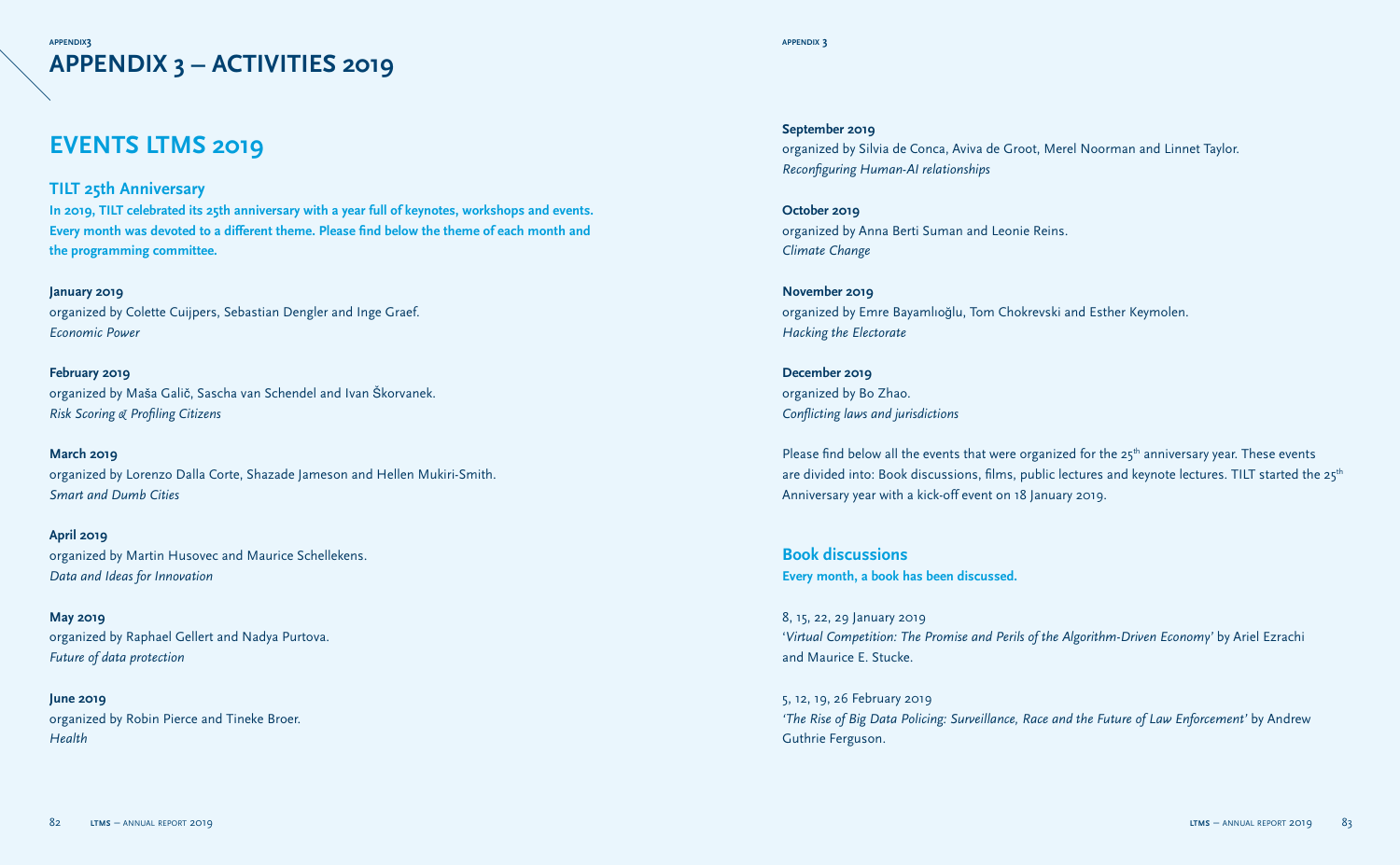# APPENDIX 3 – ACTIVITIES 2019

## EVENTS LTMS 2019

### TILT 25th Anniversary

**In 2019, TILT celebrated its 25th anniversary with a year full of keynotes, workshops and events. Every month was devoted to a different theme. Please find below the theme of each month and the programming committee.**

**January 2019**
organized by Colette Cuijpers, Sebastian Dengler and Inge Graef.
*Economic Power*

**February 2019**
organized by Maša Galič, Sascha van Schendel and Ivan Škorvanek.
*Risk Scoring & Profiling Citizens*

**March 2019**
organized by Lorenzo Dalla Corte, Shazade Jameson and Hellen Mukiri-Smith.
*Smart and Dumb Cities*

**April 2019**
organized by Martin Husovec and Maurice Schellekens.
*Data and Ideas for Innovation*

**May 2019**
organized by Raphael Gellert and Nadya Purtova.
*Future of data protection*

**June 2019**
organized by Robin Pierce and Tineke Broer.
*Health*

**September 2019**
organized by Silvia de Conca, Aviva de Groot, Merel Noorman and Linnet Taylor.
*Reconfiguring Human-AI relationships*

**October 2019**
organized by Anna Berti Suman and Leonie Reins.
*Climate Change*

**November 2019**
organized by Emre Bayamlıoğlu, Tom Chokrevski and Esther Keymolen.
*Hacking the Electorate*

**December 2019**
organized by Bo Zhao.
*Conflicting laws and jurisdictions*

Please find below all the events that were organized for the 25th anniversary year. These events are divided into: Book discussions, films, public lectures and keynote lectures. TILT started the 25th Anniversary year with a kick-off event on 18 January 2019.

### Book discussions

**Every month, a book has been discussed.**

8, 15, 22, 29 January 2019
'*Virtual Competition: The Promise and Perils of the Algorithm-Driven Economy*' by Ariel Ezrachi and Maurice E. Stucke.

5, 12, 19, 26 February 2019
*'The Rise of Big Data Policing: Surveillance, Race and the Future of Law Enforcement'* by Andrew Guthrie Ferguson.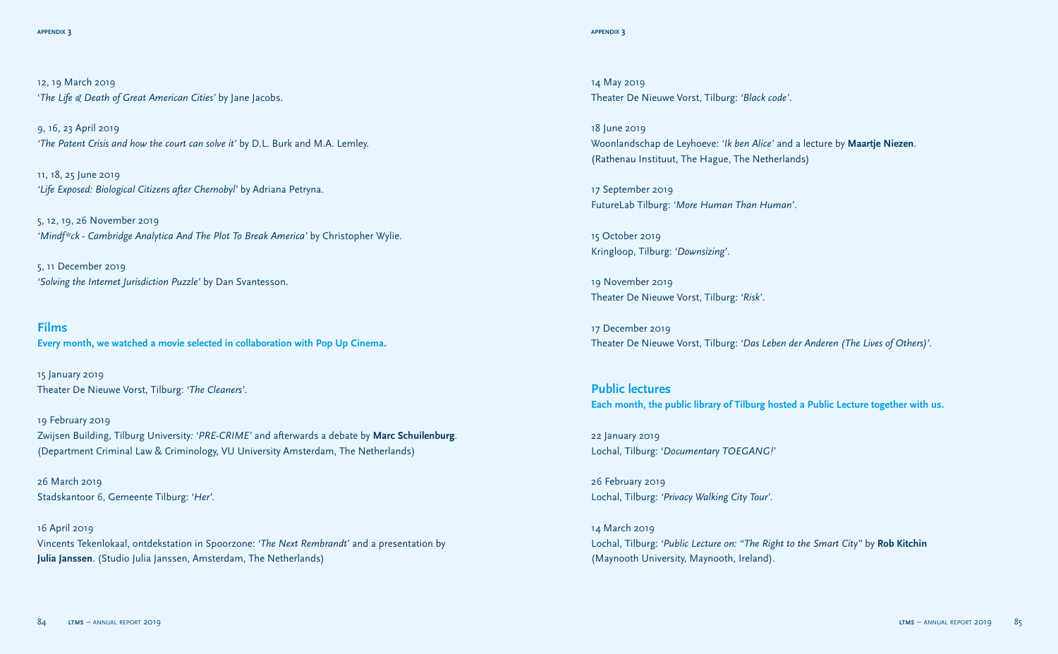12, 19 March 2019
'*The Life & Death of Great American Cities'* by Jane Jacobs.

9, 16, 23 April 2019
*'The Patent Crisis and how the court can solve it'* by D.L. Burk and M.A. Lemley.

11, 18, 25 June 2019
*'Life Exposed: Biological Citizens after Chernobyl'* by Adriana Petryna.

5, 12, 19, 26 November 2019
*'Mindf*ck - Cambridge Analytica And The Plot To Break America'* by Christopher Wylie.

5, 11 December 2019
*'Solving the Internet Jurisdiction Puzzle'* by Dan Svantesson.

## Films

**Every month, we watched a movie selected in collaboration with Pop Up Cinema.**

15 January 2019
Theater De Nieuwe Vorst, Tilburg: *'The Cleaners'*.

19 February 2019
Zwijsen Building, Tilburg University: *'PRE-CRIME'* and afterwards a debate by **Marc Schuilenburg**. (Department Criminal Law & Criminology, VU University Amsterdam, The Netherlands)

26 March 2019
Stadskantoor 6, Gemeente Tilburg: *'Her'*.

16 April 2019
Vincents Tekenlokaal, ontdekstation in Spoorzone: *'The Next Rembrandt'* and a presentation by **Julia Janssen**. (Studio Julia Janssen, Amsterdam, The Netherlands)

14 May 2019
Theater De Nieuwe Vorst, Tilburg: *'Black code'*.

18 June 2019
Woonlandschap de Leyhoeve: *'Ik ben Alice'* and a lecture by **Maartje Niezen**. (Rathenau Instituut, The Hague, The Netherlands)

17 September 2019
FutureLab Tilburg: *'More Human Than Human'*.

15 October 2019
Kringloop, Tilburg: *'Downsizing'*.

19 November 2019
Theater De Nieuwe Vorst, Tilburg: *'Risk'*.

17 December 2019
Theater De Nieuwe Vorst, Tilburg: *'Das Leben der Anderen (The Lives of Others)'*.

## Public lectures

**Each month, the public library of Tilburg hosted a Public Lecture together with us.**

22 January 2019
Lochal, Tilburg: '*Documentary TOEGANG!'*

26 February 2019
Lochal, Tilburg: *'Privacy Walking City Tour'*.

14 March 2019
Lochal, Tilburg: *'Public Lecture on: "The Right to the Smart City"* by **Rob Kitchin** (Maynooth University, Maynooth, Ireland).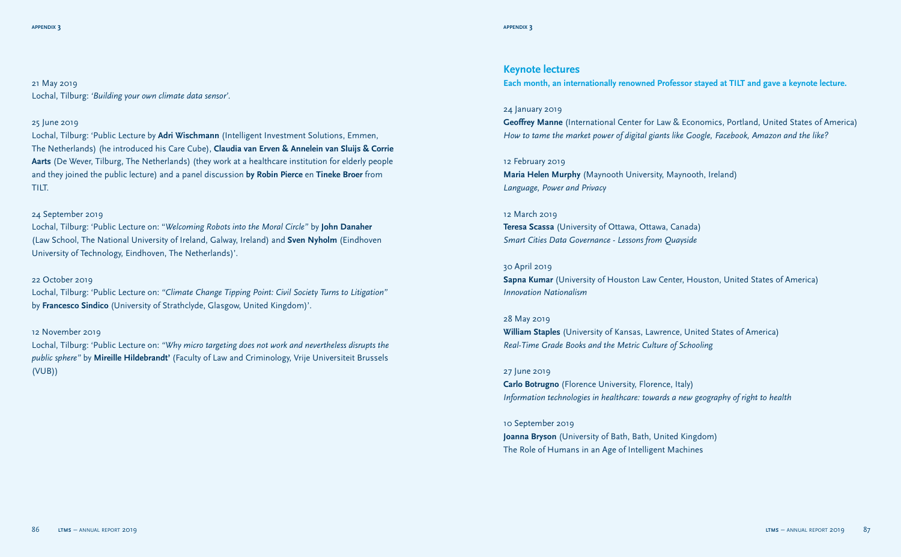21 May 2019
Lochal, Tilburg: '*Building your own climate data sensor*'.

25 June 2019
Lochal, Tilburg: 'Public Lecture by **Adri Wischmann** (Intelligent Investment Solutions, Emmen, The Netherlands) (he introduced his Care Cube), **Claudia van Erven & Annelein van Sluijs & Corrie Aarts** (De Wever, Tilburg, The Netherlands) (they work at a healthcare institution for elderly people and they joined the public lecture) and a panel discussion **by Robin Pierce** en **Tineke Broer** from TILT.

24 September 2019
Lochal, Tilburg: 'Public Lecture on: "*Welcoming Robots into the Moral Circle*" by **John Danaher** (Law School, The National University of Ireland, Galway, Ireland) and **Sven Nyholm** (Eindhoven University of Technology, Eindhoven, The Netherlands)'.

22 October 2019
Lochal, Tilburg: 'Public Lecture on: "*Climate Change Tipping Point: Civil Society Turns to Litigation*" by **Francesco Sindico** (University of Strathclyde, Glasgow, United Kingdom)'.

12 November 2019
Lochal, Tilburg: 'Public Lecture on: "*Why micro targeting does not work and nevertheless disrupts the public sphere*" by **Mireille Hildebrandt'** (Faculty of Law and Criminology, Vrije Universiteit Brussels (VUB))

## Keynote lectures

**Each month, an internationally renowned Professor stayed at TILT and gave a keynote lecture.**

24 January 2019
**Geoffrey Manne** (International Center for Law & Economics, Portland, United States of America)
*How to tame the market power of digital giants like Google, Facebook, Amazon and the like?*

12 February 2019
**Maria Helen Murphy** (Maynooth University, Maynooth, Ireland)
*Language, Power and Privacy*

12 March 2019
**Teresa Scassa** (University of Ottawa, Ottawa, Canada)
*Smart Cities Data Governance - Lessons from Quayside*

30 April 2019
**Sapna Kumar** (University of Houston Law Center, Houston, United States of America)
*Innovation Nationalism*

28 May 2019
**William Staples** (University of Kansas, Lawrence, United States of America)
*Real-Time Grade Books and the Metric Culture of Schooling*

27 June 2019
**Carlo Botrugno** (Florence University, Florence, Italy)
*Information technologies in healthcare: towards a new geography of right to health*

10 September 2019
**Joanna Bryson** (University of Bath, Bath, United Kingdom)
The Role of Humans in an Age of Intelligent Machines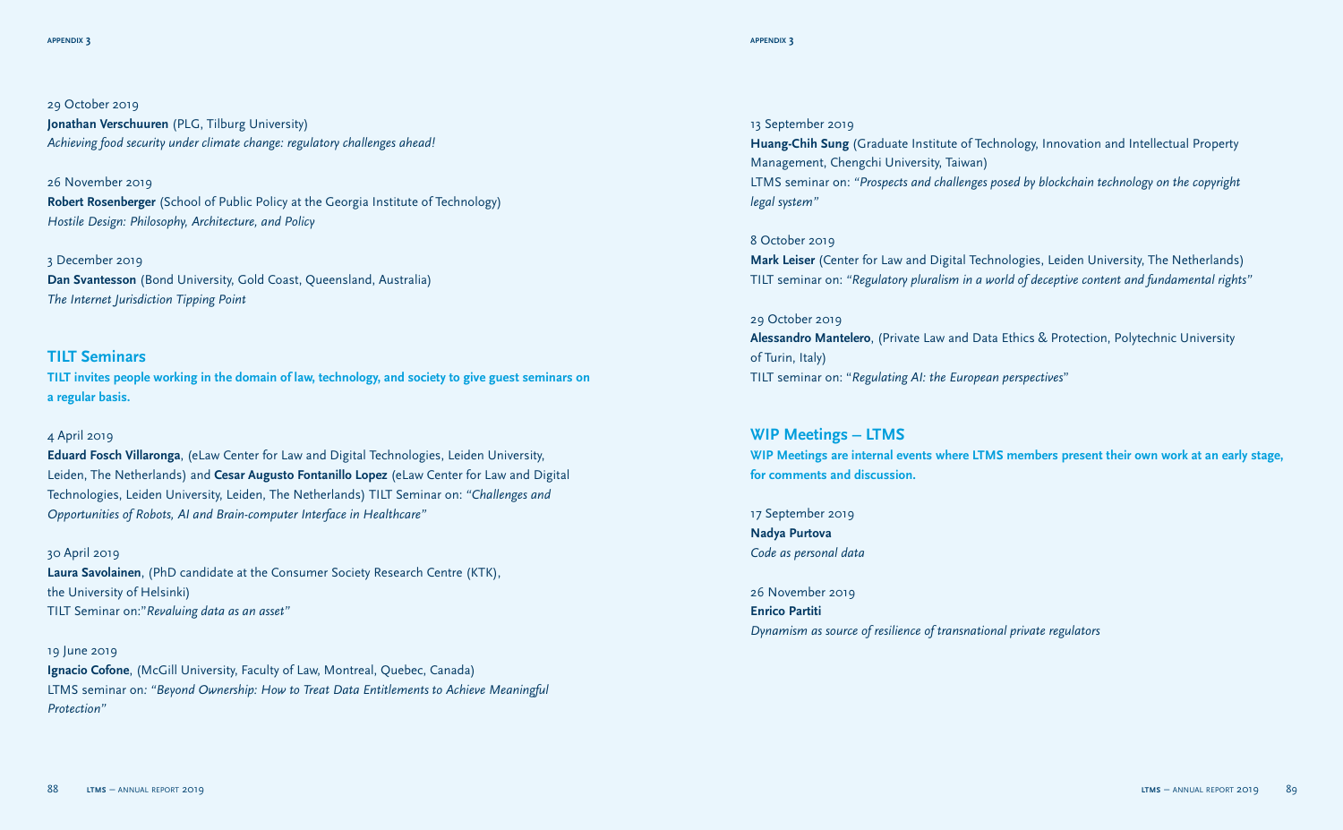29 October 2019
**Jonathan Verschuuren** (PLG, Tilburg University)
*Achieving food security under climate change: regulatory challenges ahead!*

26 November 2019
**Robert Rosenberger** (School of Public Policy at the Georgia Institute of Technology)
*Hostile Design: Philosophy, Architecture, and Policy*

3 December 2019
**Dan Svantesson** (Bond University, Gold Coast, Queensland, Australia)
*The Internet Jurisdiction Tipping Point*

## TILT Seminars

**TILT invites people working in the domain of law, technology, and society to give guest seminars on a regular basis.**

4 April 2019
**Eduard Fosch Villaronga**, (eLaw Center for Law and Digital Technologies, Leiden University, Leiden, The Netherlands) and **Cesar Augusto Fontanillo Lopez** (eLaw Center for Law and Digital Technologies, Leiden University, Leiden, The Netherlands) TILT Seminar on: *"Challenges and Opportunities of Robots, AI and Brain-computer Interface in Healthcare"*

30 April 2019
**Laura Savolainen**, (PhD candidate at the Consumer Society Research Centre (KTK), the University of Helsinki)
TILT Seminar on:*"Revaluing data as an asset"*

19 June 2019
**Ignacio Cofone**, (McGill University, Faculty of Law, Montreal, Quebec, Canada)
LTMS seminar on: *"Beyond Ownership: How to Treat Data Entitlements to Achieve Meaningful Protection"*

13 September 2019
**Huang-Chih Sung** (Graduate Institute of Technology, Innovation and Intellectual Property Management, Chengchi University, Taiwan)
LTMS seminar on: *"Prospects and challenges posed by blockchain technology on the copyright legal system"*

8 October 2019
**Mark Leiser** (Center for Law and Digital Technologies, Leiden University, The Netherlands)
TILT seminar on: *"Regulatory pluralism in a world of deceptive content and fundamental rights"*

29 October 2019
**Alessandro Mantelero**, (Private Law and Data Ethics & Protection, Polytechnic University of Turin, Italy)
TILT seminar on: "*Regulating AI: the European perspectives*"

## WIP Meetings – LTMS

**WIP Meetings are internal events where LTMS members present their own work at an early stage, for comments and discussion.**

17 September 2019
**Nadya Purtova**
*Code as personal data*

26 November 2019
**Enrico Partiti**
*Dynamism as source of resilience of transnational private regulators*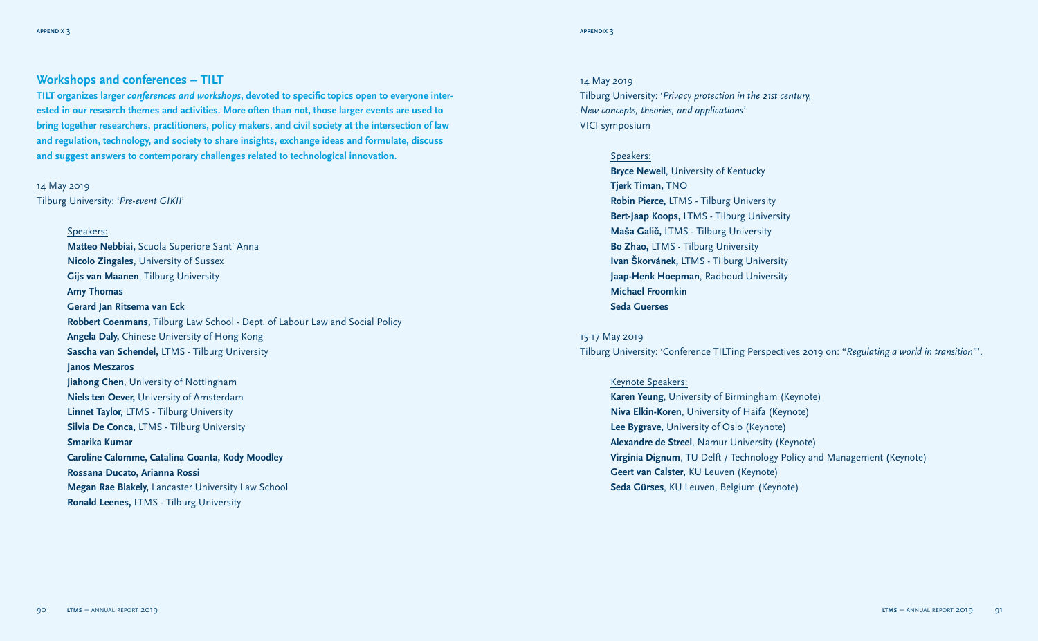## Workshops and conferences – TILT

**TILT organizes larger *conferences and workshops*, devoted to specific topics open to everyone interested in our research themes and activities. More often than not, those larger events are used to bring together researchers, practitioners, policy makers, and civil society at the intersection of law and regulation, technology, and society to share insights, exchange ideas and formulate, discuss and suggest answers to contemporary challenges related to technological innovation.**

14 May 2019
Tilburg University: '*Pre-event GIKII*'

Speakers:
**Matteo Nebbiai,** Scuola Superiore Sant' Anna
**Nicolo Zingales**, University of Sussex
**Gijs van Maanen**, Tilburg University
**Amy Thomas**
**Gerard Jan Ritsema van Eck**
**Robbert Coenmans,** Tilburg Law School - Dept. of Labour Law and Social Policy
**Angela Daly,** Chinese University of Hong Kong
**Sascha van Schendel,** LTMS - Tilburg University
**Janos Meszaros**
**Jiahong Chen**, University of Nottingham
**Niels ten Oever,** University of Amsterdam
**Linnet Taylor,** LTMS - Tilburg University
**Silvia De Conca,** LTMS - Tilburg University
**Smarika Kumar**
**Caroline Calomme, Catalina Goanta, Kody Moodley**
**Rossana Ducato, Arianna Rossi**
**Megan Rae Blakely,** Lancaster University Law School
**Ronald Leenes,** LTMS - Tilburg University

14 May 2019
Tilburg University: '*Privacy protection in the 21st century, New concepts, theories, and applications'*
VICI symposium

Speakers:
**Bryce Newell**, University of Kentucky
**Tjerk Timan,** TNO
**Robin Pierce,** LTMS - Tilburg University
**Bert-Jaap Koops,** LTMS - Tilburg University
**Maša Galič,** LTMS - Tilburg University
**Bo Zhao,** LTMS - Tilburg University
**Ivan Škorvánek,** LTMS - Tilburg University
**Jaap-Henk Hoepman**, Radboud University
**Michael Froomkin**
**Seda Guerses**

15-17 May 2019
Tilburg University: 'Conference TILTing Perspectives 2019 on: "*Regulating a world in transition*"'.

Keynote Speakers:
**Karen Yeung**, University of Birmingham (Keynote)
**Niva Elkin-Koren**, University of Haifa (Keynote)
**Lee Bygrave**, University of Oslo (Keynote)
**Alexandre de Streel**, Namur University (Keynote)
**Virginia Dignum**, TU Delft / Technology Policy and Management (Keynote)
**Geert van Calster**, KU Leuven (Keynote)
**Seda Gürses**, KU Leuven, Belgium (Keynote)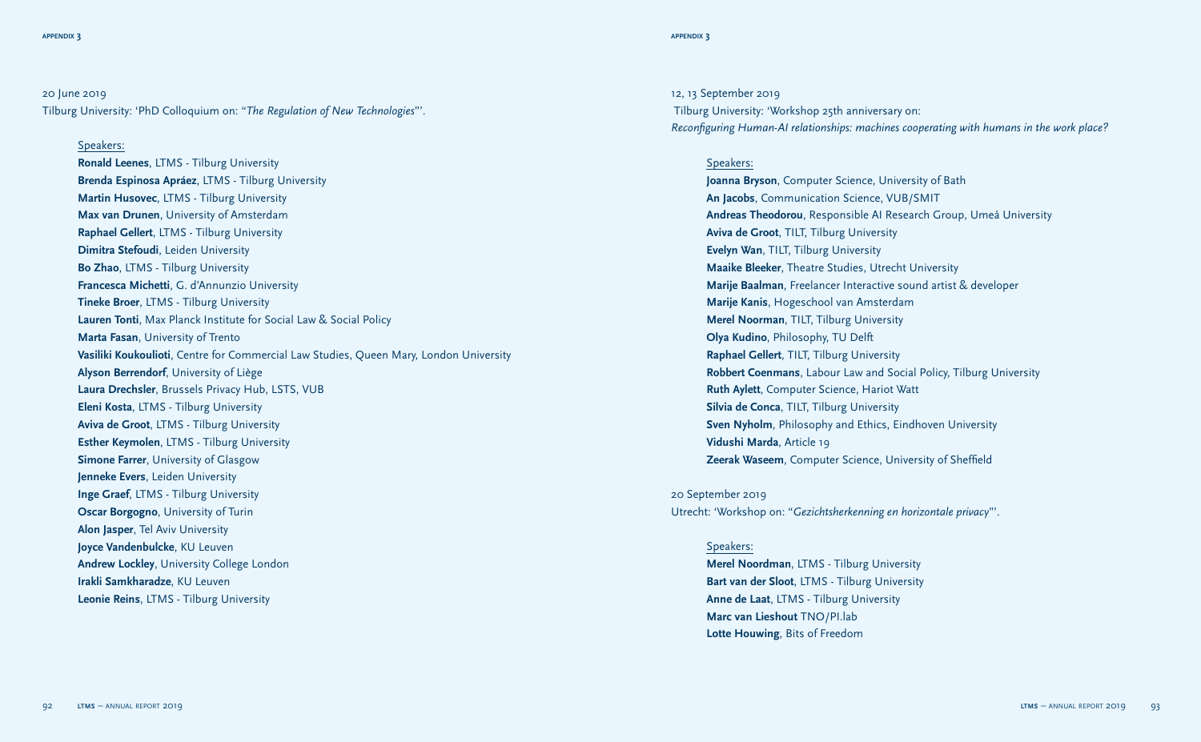20 June 2019
Tilburg University: 'PhD Colloquium on: "*The Regulation of New Technologies*"'.

Speakers:

**Ronald Leenes**, LTMS - Tilburg University
**Brenda Espinosa Apráez**, LTMS - Tilburg University
**Martin Husovec**, LTMS - Tilburg University
**Max van Drunen**, University of Amsterdam
**Raphael Gellert**, LTMS - Tilburg University
**Dimitra Stefoudi**, Leiden University
**Bo Zhao**, LTMS - Tilburg University
**Francesca Michetti**, G. d'Annunzio University
**Tineke Broer**, LTMS - Tilburg University
**Lauren Tonti**, Max Planck Institute for Social Law & Social Policy
**Marta Fasan**, University of Trento
**Vasiliki Koukoulioti**, Centre for Commercial Law Studies, Queen Mary, London University
**Alyson Berrendorf**, University of Liège
**Laura Drechsler**, Brussels Privacy Hub, LSTS, VUB
**Eleni Kosta**, LTMS - Tilburg University
**Aviva de Groot**, LTMS - Tilburg University
**Esther Keymolen**, LTMS - Tilburg University
**Simone Farrer**, University of Glasgow
**Jenneke Evers**, Leiden University
**Inge Graef**, LTMS - Tilburg University
**Oscar Borgogno**, University of Turin
**Alon Jasper**, Tel Aviv University
**Joyce Vandenbulcke**, KU Leuven
**Andrew Lockley**, University College London
**Irakli Samkharadze**, KU Leuven
**Leonie Reins**, LTMS - Tilburg University

12, 13 September 2019
Tilburg University: 'Workshop 25th anniversary on:
*Reconfiguring Human-AI relationships: machines cooperating with humans in the work place?*

Speakers:

**Joanna Bryson**, Computer Science, University of Bath
**An Jacobs**, Communication Science, VUB/SMIT
**Andreas Theodorou**, Responsible AI Research Group, Umeå University
**Aviva de Groot**, TILT, Tilburg University
**Evelyn Wan**, TILT, Tilburg University
**Maaike Bleeker**, Theatre Studies, Utrecht University
**Marije Baalman**, Freelancer Interactive sound artist & developer
**Marije Kanis**, Hogeschool van Amsterdam
**Merel Noorman**, TILT, Tilburg University
**Olya Kudino**, Philosophy, TU Delft
**Raphael Gellert**, TILT, Tilburg University
**Robbert Coenmans**, Labour Law and Social Policy, Tilburg University
**Ruth Aylett**, Computer Science, Hariot Watt
**Silvia de Conca**, TILT, Tilburg University
**Sven Nyholm**, Philosophy and Ethics, Eindhoven University
**Vidushi Marda**, Article 19
**Zeerak Waseem**, Computer Science, University of Sheffield

20 September 2019
Utrecht: 'Workshop on: "*Gezichtsherkenning en horizontale privacy*"'.

Speakers:

**Merel Noordman**, LTMS - Tilburg University
**Bart van der Sloot**, LTMS - Tilburg University
**Anne de Laat**, LTMS - Tilburg University
**Marc van Lieshout** TNO/PI.lab
**Lotte Houwing**, Bits of Freedom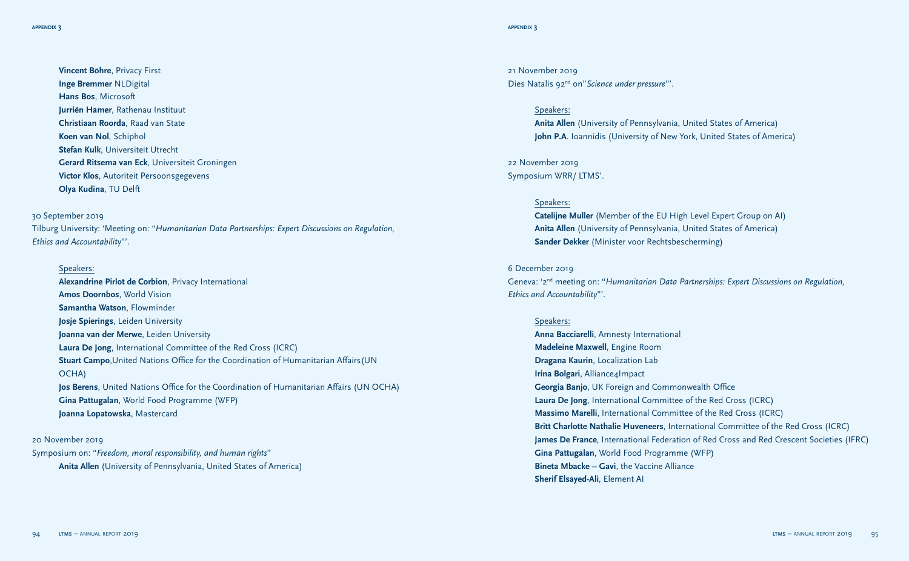**Vincent Böhre**, Privacy First
**Inge Bremmer** NLDigital
**Hans Bos**, Microsoft
**Jurriën Hamer**, Rathenau Instituut
**Christiaan Roorda**, Raad van State
**Koen van Nol**, Schiphol
**Stefan Kulk**, Universiteit Utrecht
**Gerard Ritsema van Eck**, Universiteit Groningen
**Victor Klos**, Autoriteit Persoonsgegevens
**Olya Kudina**, TU Delft

30 September 2019
Tilburg University: 'Meeting on: "*Humanitarian Data Partnerships: Expert Discussions on Regulation, Ethics and Accountability*"'.

Speakers:
**Alexandrine Pirlot de Corbion**, Privacy International
**Amos Doornbos**, World Vision
**Samantha Watson**, Flowminder
**Josje Spierings**, Leiden University
**Joanna van der Merwe**, Leiden University
**Laura De Jong**, International Committee of the Red Cross (ICRC)
**Stuart Campo**,United Nations Office for the Coordination of Humanitarian Affairs(UN OCHA)
**Jos Berens**, United Nations Office for the Coordination of Humanitarian Affairs (UN OCHA)
**Gina Pattugalan**, World Food Programme (WFP)
**Joanna Lopatowska**, Mastercard

20 November 2019
Symposium on: "*Freedom, moral responsibility, and human rights*"
**Anita Allen** (University of Pennsylvania, United States of America)

21 November 2019
Dies Natalis 92nd on"*Science under pressure*"'.

Speakers:
**Anita Allen** (University of Pennsylvania, United States of America)
**John P.A**. Ioannidis (University of New York, United States of America)

22 November 2019
Symposium WRR/ LTMS'.

Speakers:
**Catelijne Muller** (Member of the EU High Level Expert Group on AI)
**Anita Allen** (University of Pennsylvania, United States of America)
**Sander Dekker** (Minister voor Rechtsbescherming)

6 December 2019
Geneva: '2nd meeting on: "*Humanitarian Data Partnerships: Expert Discussions on Regulation, Ethics and Accountability*"'.

Speakers:
**Anna Bacciarelli**, Amnesty International
**Madeleine Maxwell**, Engine Room
**Dragana Kaurin**, Localization Lab
**Irina Bolgari**, Alliance4Impact
**Georgia Banjo**, UK Foreign and Commonwealth Office
**Laura De Jong**, International Committee of the Red Cross (ICRC)
**Massimo Marelli**, International Committee of the Red Cross (ICRC)
**Britt Charlotte Nathalie Huveneers**, International Committee of the Red Cross (ICRC)
**James De France**, International Federation of Red Cross and Red Crescent Societies (IFRC)
**Gina Pattugalan**, World Food Programme (WFP)
**Bineta Mbacke – Gavi**, the Vaccine Alliance
**Sherif Elsayed-Ali**, Element AI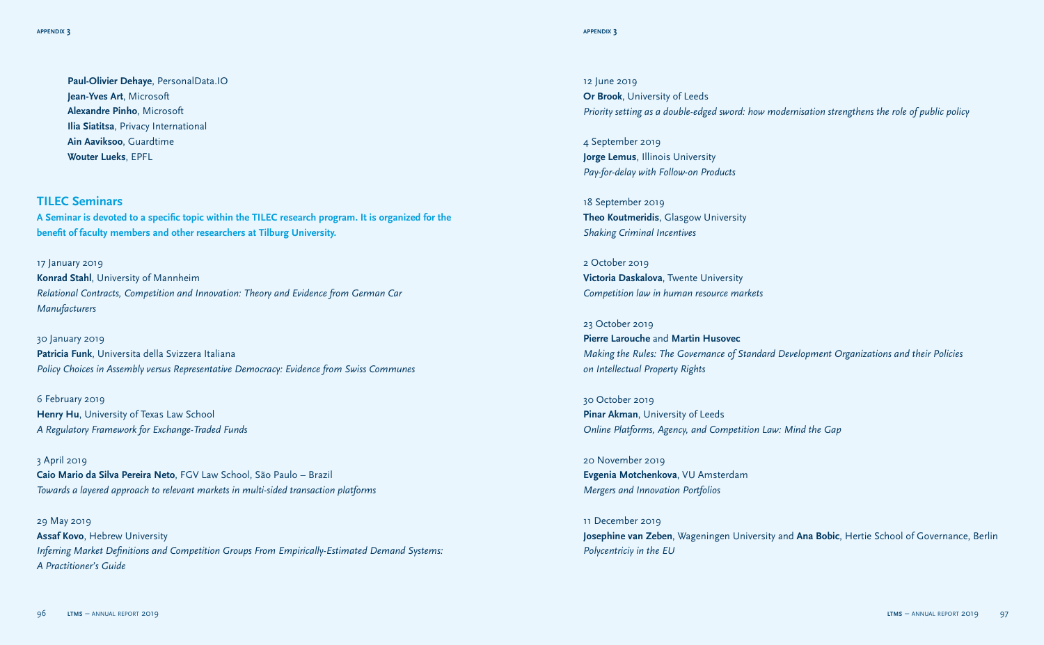**Paul-Olivier Dehaye**, PersonalData.IO
**Jean-Yves Art**, Microsoft
**Alexandre Pinho**, Microsoft
**Ilia Siatitsa**, Privacy International
**Ain Aaviksoo**, Guardtime
**Wouter Lueks**, EPFL

## TILEC Seminars

**A Seminar is devoted to a specific topic within the TILEC research program. It is organized for the benefit of faculty members and other researchers at Tilburg University.**

17 January 2019
**Konrad Stahl**, University of Mannheim
*Relational Contracts, Competition and Innovation: Theory and Evidence from German Car Manufacturers*

30 January 2019
**Patricia Funk**, Universita della Svizzera Italiana
*Policy Choices in Assembly versus Representative Democracy: Evidence from Swiss Communes*

6 February 2019
**Henry Hu**, University of Texas Law School
*A Regulatory Framework for Exchange-Traded Funds*

3 April 2019
**Caio Mario da Silva Pereira Neto**, FGV Law School, São Paulo – Brazil
*Towards a layered approach to relevant markets in multi-sided transaction platforms*

29 May 2019
**Assaf Kovo**, Hebrew University
*Inferring Market Definitions and Competition Groups From Empirically-Estimated Demand Systems: A Practitioner's Guide*

12 June 2019
**Or Brook**, University of Leeds
*Priority setting as a double-edged sword: how modernisation strengthens the role of public policy*

4 September 2019
**Jorge Lemus**, Illinois University
*Pay-for-delay with Follow-on Products*

18 September 2019
**Theo Koutmeridis**, Glasgow University
*Shaking Criminal Incentives*

2 October 2019
**Victoria Daskalova**, Twente University
*Competition law in human resource markets*

23 October 2019
**Pierre Larouche** and **Martin Husovec**
*Making the Rules: The Governance of Standard Development Organizations and their Policies on Intellectual Property Rights*

30 October 2019
**Pinar Akman**, University of Leeds
*Online Platforms, Agency, and Competition Law: Mind the Gap*

20 November 2019
**Evgenia Motchenkova**, VU Amsterdam
*Mergers and Innovation Portfolios*

11 December 2019
**Josephine van Zeben**, Wageningen University and **Ana Bobic**, Hertie School of Governance, Berlin
*Polycentriciy in the EU*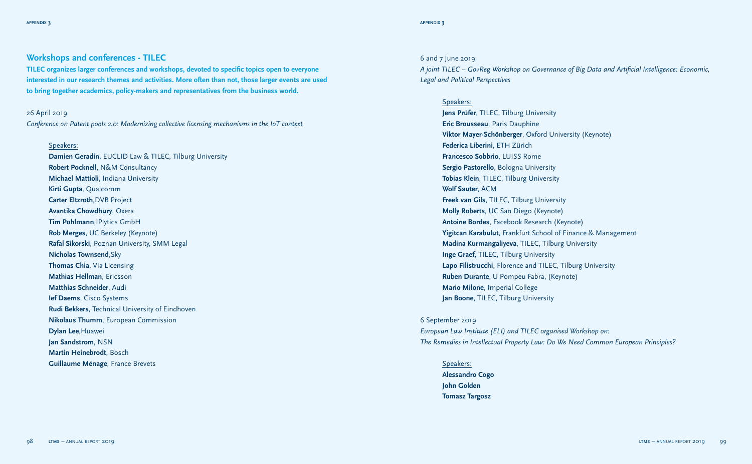## Workshops and conferences - TILEC

**TILEC organizes larger conferences and workshops, devoted to specific topics open to everyone interested in our research themes and activities. More often than not, those larger events are used to bring together academics, policy-makers and representatives from the business world.**

26 April 2019

*Conference on Patent pools 2.0: Modernizing collective licensing mechanisms in the IoT context*

Speakers:

**Damien Geradin**, EUCLID Law & TILEC, Tilburg University
**Robert Pocknell**, N&M Consultancy
**Michael Mattioli**, Indiana University
**Kirti Gupta**, Qualcomm
**Carter Eltzroth**,DVB Project
**Avantika Chowdhury**, Oxera
**Tim Pohlmann**,IPlytics GmbH
**Rob Merges**, UC Berkeley (Keynote)
**Rafal Sikorski**, Poznan University, SMM Legal
**Nicholas Townsend**,Sky
**Thomas Chia**, Via Licensing
**Mathias Hellman**, Ericsson
**Matthias Schneider**, Audi
**Ief Daems**, Cisco Systems
**Rudi Bekkers**, Technical University of Eindhoven
**Nikolaus Thumm**, European Commission
**Dylan Lee**,Huawei
**Jan Sandstrom**, NSN
**Martin Heinebrodt**, Bosch
**Guillaume Ménage**, France Brevets

6 and 7 June 2019

*A joint TILEC – GovReg Workshop on Governance of Big Data and Artificial Intelligence: Economic, Legal and Political Perspectives*

Speakers:

**Jens Prüfer**, TILEC, Tilburg University
**Eric Brousseau**, Paris Dauphine
**Viktor Mayer-Schönberger**, Oxford University (Keynote)
**Federica Liberini**, ETH Zürich
**Francesco Sobbrio**, LUISS Rome
**Sergio Pastorello**, Bologna University
**Tobias Klein**, TILEC, Tilburg University
**Wolf Sauter**, ACM
**Freek van Gils**, TILEC, Tilburg University
**Molly Roberts**, UC San Diego (Keynote)
**Antoine Bordes**, Facebook Research (Keynote)
**Yigitcan Karabulut**, Frankfurt School of Finance & Management
**Madina Kurmangaliyeva**, TILEC, Tilburg University
**Inge Graef**, TILEC, Tilburg University
**Lapo Filistrucchi**, Florence and TILEC, Tilburg University
**Ruben Durante**, U Pompeu Fabra, (Keynote)
**Mario Milone**, Imperial College
**Jan Boone**, TILEC, Tilburg University

6 September 2019

*European Law Institute (ELI) and TILEC organised Workshop on:*
*The Remedies in Intellectual Property Law: Do We Need Common European Principles?*

Speakers:

**Alessandro Cogo**
**John Golden**
**Tomasz Targosz**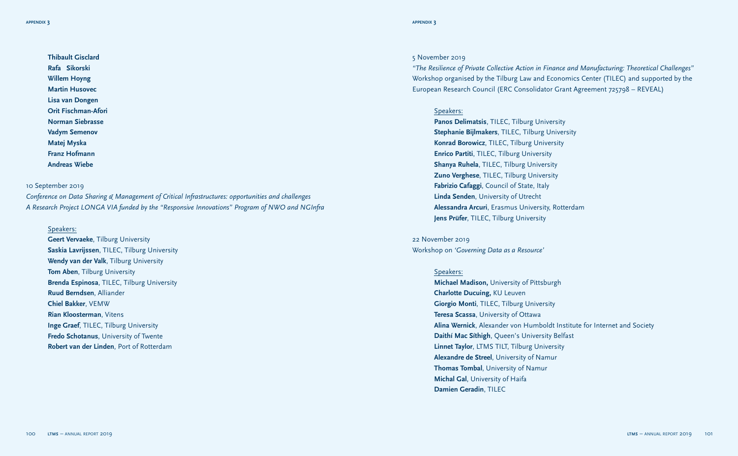**Thibault Gisclard**
**Rafa Sikorski**
**Willem Hoyng**
**Martin Husovec**
**Lisa van Dongen**
**Orit Fischman-Afori**
**Norman Siebrasse**
**Vadym Semenov**
**Matej Myska**
**Franz Hofmann**
**Andreas Wiebe**

10 September 2019
*Conference on Data Sharing & Management of Critical Infrastructures: opportunities and challenges*
*A Research Project LONGA VIA funded by the "Responsive Innovations" Program of NWO and NGInfra*

Speakers:
**Geert Vervaeke**, Tilburg University
**Saskia Lavrijssen**, TILEC, Tilburg University
**Wendy van der Valk**, Tilburg University
**Tom Aben**, Tilburg University
**Brenda Espinosa**, TILEC, Tilburg University
**Ruud Berndsen**, Alliander
**Chiel Bakker**, VEMW
**Rian Kloosterman**, Vitens
**Inge Graef**, TILEC, Tilburg University
**Fredo Schotanus**, University of Twente
**Robert van der Linden**, Port of Rotterdam

5 November 2019
*"The Resilience of Private Collective Action in Finance and Manufacturing: Theoretical Challenges"*
Workshop organised by the Tilburg Law and Economics Center (TILEC) and supported by the European Research Council (ERC Consolidator Grant Agreement 725798 – REVEAL)

Speakers:
**Panos Delimatsis**, TILEC, Tilburg University
**Stephanie Bijlmakers**, TILEC, Tilburg University
**Konrad Borowicz**, TILEC, Tilburg University
**Enrico Partiti**, TILEC, Tilburg University
**Shanya Ruhela**, TILEC, Tilburg University
**Zuno Verghese**, TILEC, Tilburg University
**Fabrizio Cafaggi**, Council of State, Italy
**Linda Senden**, University of Utrecht
**Alessandra Arcuri**, Erasmus University, Rotterdam
**Jens Prüfer**, TILEC, Tilburg University

22 November 2019
Workshop on *'Governing Data as a Resource'*

Speakers:
**Michael Madison,** University of Pittsburgh
**Charlotte Ducuing,** KU Leuven
**Giorgio Monti**, TILEC, Tilburg University
**Teresa Scassa**, University of Ottawa
**Alina Wernick**, Alexander von Humboldt Institute for Internet and Society
**Daithí Mac Síthigh**, Queen's University Belfast
**Linnet Taylor**, LTMS TILT, Tilburg University
**Alexandre de Streel**, University of Namur
**Thomas Tombal**, University of Namur
**Michal Gal**, University of Haifa
**Damien Geradin**, TILEC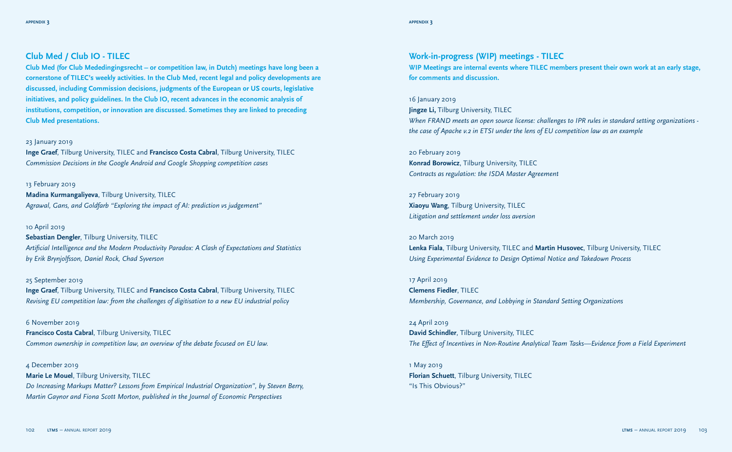## Club Med / Club IO - TILEC

**Club Med (for Club Mededingingsrecht – or competition law, in Dutch) meetings have long been a cornerstone of TILEC's weekly activities. In the Club Med, recent legal and policy developments are discussed, including Commission decisions, judgments of the European or US courts, legislative initiatives, and policy guidelines. In the Club IO, recent advances in the economic analysis of institutions, competition, or innovation are discussed. Sometimes they are linked to preceding Club Med presentations.**

23 January 2019
**Inge Graef**, Tilburg University, TILEC and **Francisco Costa Cabral**, Tilburg University, TILEC
*Commission Decisions in the Google Android and Google Shopping competition cases*

13 February 2019
**Madina Kurmangaliyeva**, Tilburg University, TILEC
*Agrawal, Gans, and Goldfarb "Exploring the impact of AI: prediction vs judgement"*

10 April 2019
**Sebastian Dengler**, Tilburg University, TILEC
*Artificial Intelligence and the Modern Productivity Paradox: A Clash of Expectations and Statistics by Erik Brynjolfsson, Daniel Rock, Chad Syverson*

25 September 2019
**Inge Graef**, Tilburg University, TILEC and **Francisco Costa Cabral**, Tilburg University, TILEC
*Revising EU competition law: from the challenges of digitisation to a new EU industrial policy*

6 November 2019
**Francisco Costa Cabral**, Tilburg University, TILEC
*Common ownership in competition law, an overview of the debate focused on EU law.*

4 December 2019
**Marie Le Mouel**, Tilburg University, TILEC
*Do Increasing Markups Matter? Lessons from Empirical Industrial Organization", by Steven Berry, Martin Gaynor and Fiona Scott Morton, published in the Journal of Economic Perspectives*

## Work-in-progress (WIP) meetings - TILEC

**WIP Meetings are internal events where TILEC members present their own work at an early stage, for comments and discussion.**

16 January 2019
**Jingze Li,** Tilburg University, TILEC
*When FRAND meets an open source license: challenges to IPR rules in standard setting organizations - the case of Apache v.2 in ETSI under the lens of EU competition law as an example*

20 February 2019
**Konrad Borowicz**, Tilburg University, TILEC
*Contracts as regulation: the ISDA Master Agreement*

27 February 2019
**Xiaoyu Wang**, Tilburg University, TILEC
*Litigation and settlement under loss aversion*

20 March 2019
**Lenka Fiala**, Tilburg University, TILEC and **Martin Husovec**, Tilburg University, TILEC
*Using Experimental Evidence to Design Optimal Notice and Takedown Process*

17 April 2019
**Clemens Fiedler**, TILEC
*Membership, Governance, and Lobbying in Standard Setting Organizations*

24 April 2019
**David Schindler**, Tilburg University, TILEC
*The Effect of Incentives in Non-Routine Analytical Team Tasks—Evidence from a Field Experiment*

1 May 2019
**Florian Schuett**, Tilburg University, TILEC
"Is This Obvious?"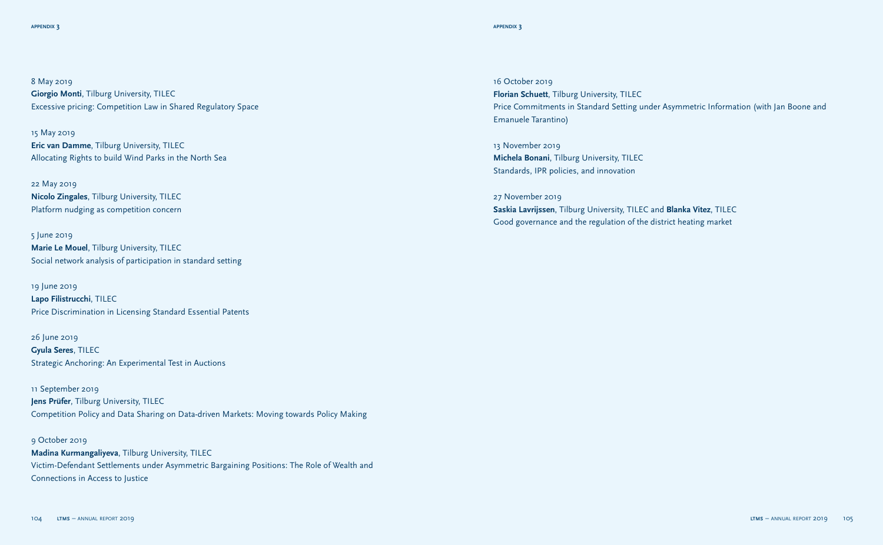8 May 2019
**Giorgio Monti**, Tilburg University, TILEC
Excessive pricing: Competition Law in Shared Regulatory Space

15 May 2019
**Eric van Damme**, Tilburg University, TILEC
Allocating Rights to build Wind Parks in the North Sea

22 May 2019
**Nicolo Zingales**, Tilburg University, TILEC
Platform nudging as competition concern

5 June 2019
**Marie Le Mouel**, Tilburg University, TILEC
Social network analysis of participation in standard setting

19 June 2019
**Lapo Filistrucchi**, TILEC
Price Discrimination in Licensing Standard Essential Patents

26 June 2019
**Gyula Seres**, TILEC
Strategic Anchoring: An Experimental Test in Auctions

11 September 2019
**Jens Prüfer**, Tilburg University, TILEC
Competition Policy and Data Sharing on Data-driven Markets: Moving towards Policy Making

9 October 2019
**Madina Kurmangaliyeva**, Tilburg University, TILEC
Victim-Defendant Settlements under Asymmetric Bargaining Positions: The Role of Wealth and Connections in Access to Justice

16 October 2019
**Florian Schuett**, Tilburg University, TILEC
Price Commitments in Standard Setting under Asymmetric Information (with Jan Boone and Emanuele Tarantino)

13 November 2019
**Michela Bonani**, Tilburg University, TILEC
Standards, IPR policies, and innovation

27 November 2019
**Saskia Lavrijssen**, Tilburg University, TILEC and **Blanka Vitez**, TILEC
Good governance and the regulation of the district heating market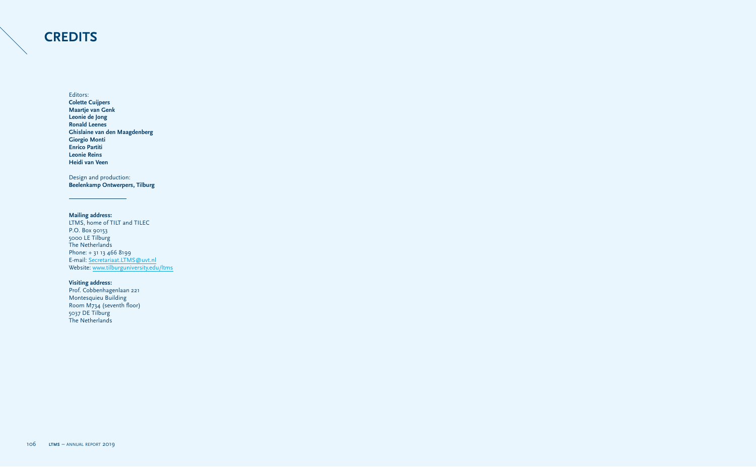# CREDITS

Editors:
**Colette Cuijpers**
**Maartje van Genk**
**Leonie de Jong**
**Ronald Leenes**
**Ghislaine van den Maagdenberg**
**Giorgio Monti**
**Enrico Partiti**
**Leonie Reins**
**Heidi van Veen**

Design and production:
**Beelenkamp Ontwerpers, Tilburg**

---

**Mailing address:**
LTMS, home of TILT and TILEC
P.O. Box 90153
5000 LE Tilburg
The Netherlands
Phone: + 31 13 466 8199
E-mail: Secretariaat.LTMS@uvt.nl
Website: www.tilburguniversity.edu/ltms

**Visiting address:**
Prof. Cobbenhagenlaan 221
Montesquieu Building
Room M734 (seventh floor)
5037 DE Tilburg
The Netherlands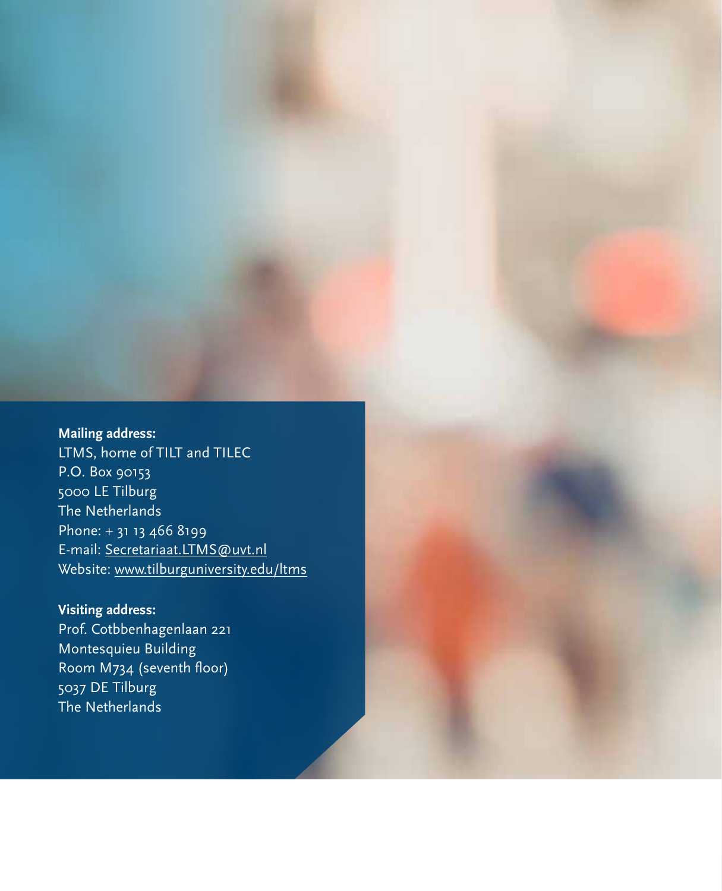**Mailing address:**
LTMS, home of TILT and TILEC
P.O. Box 90153
5000 LE Tilburg
The Netherlands
Phone: + 31 13 466 8199
E-mail: Secretariaat.LTMS@uvt.nl
Website: www.tilburguniversity.edu/ltms

**Visiting address:**
Prof. Cotbbenhagenlaan 221
Montesquieu Building
Room M734 (seventh floor)
5037 DE Tilburg
The Netherlands